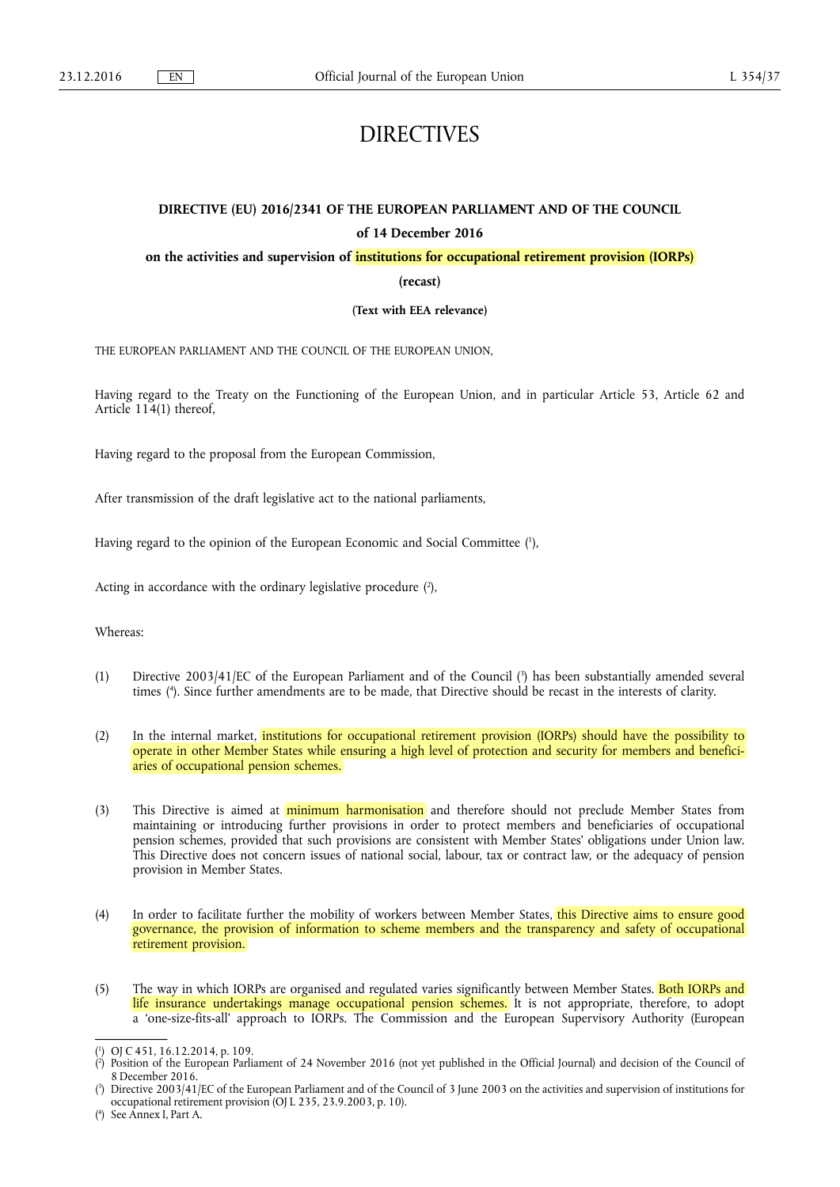# DIRECTIVES

## DIRECTIVE (EU) 2016/2341 OF THE EUROPEAN PARLIAMENT AND OF THE COUNCIL

**of 14 December 2016**

**on the activities and supervision of institutions for occupational retirement provision (IORPs)**

**(recast)**

**(Text with EEA relevance)**

THE EUROPEAN PARLIAMENT AND THE COUNCIL OF THE EUROPEAN UNION,

Having regard to the Treaty on the Functioning of the European Union, and in particular Article 53, Article 62 and Article 114(1) thereof,

Having regard to the proposal from the European Commission,

After transmission of the draft legislative act to the national parliaments,

Having regard to the opinion of the European Economic and Social Committee [1],

Acting in accordance with the ordinary legislative procedure [2],

Whereas:

(1) Directive 2003/41/EC of the European Parliament and of the Council [3] has been substantially amended several times [4]. Since further amendments are to be made, that Directive should be recast in the interests of clarity.

(2) In the internal market, institutions for occupational retirement provision (IORPs) should have the possibility to operate in other Member States while ensuring a high level of protection and security for members and beneficiaries of occupational pension schemes.

(3) This Directive is aimed at minimum harmonisation and therefore should not preclude Member States from maintaining or introducing further provisions in order to protect members and beneficiaries of occupational pension schemes, provided that such provisions are consistent with Member States' obligations under Union law. This Directive does not concern issues of national social, labour, tax or contract law, or the adequacy of pension provision in Member States.

(4) In order to facilitate further the mobility of workers between Member States, this Directive aims to ensure good governance, the provision of information to scheme members and the transparency and safety of occupational retirement provision.

(5) The way in which IORPs are organised and regulated varies significantly between Member States. Both IORPs and life insurance undertakings manage occupational pension schemes. It is not appropriate, therefore, to adopt a 'one-size-fits-all' approach to IORPs. The Commission and the European Supervisory Authority (European

---

[1] OJ C 451, 16.12.2014, p. 109.

[2] Position of the European Parliament of 24 November 2016 (not yet published in the Official Journal) and decision of the Council of 8 December 2016.

[3] Directive 2003/41/EC of the European Parliament and of the Council of 3 June 2003 on the activities and supervision of institutions for occupational retirement provision (OJ L 235, 23.9.2003, p. 10).

[4] See Annex I, Part A.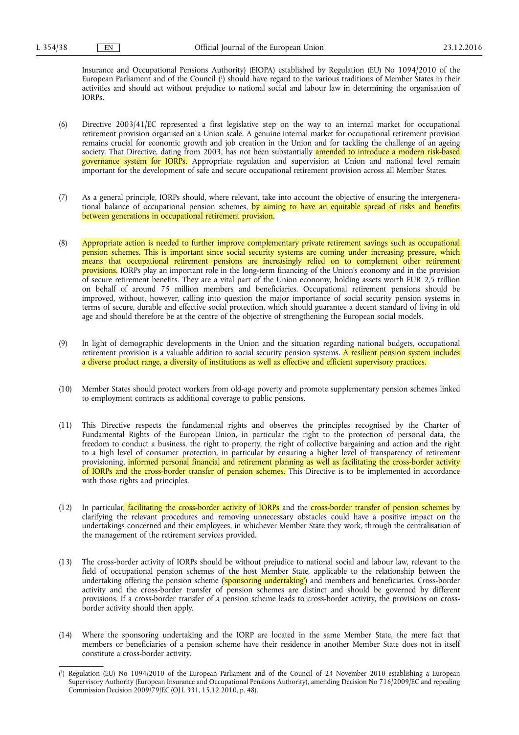Insurance and Occupational Pensions Authority) (EIOPA) established by Regulation (EU) No 1094/2010 of the European Parliament and of the Council [1] should have regard to the various traditions of Member States in their activities and should act without prejudice to national social and labour law in determining the organisation of IORPs.

(6) Directive 2003/41/EC represented a first legislative step on the way to an internal market for occupational retirement provision organised on a Union scale. A genuine internal market for occupational retirement provision remains crucial for economic growth and job creation in the Union and for tackling the challenge of an ageing society. That Directive, dating from 2003, has not been substantially amended to introduce a modern risk-based governance system for IORPs. Appropriate regulation and supervision at Union and national level remain important for the development of safe and secure occupational retirement provision across all Member States.

(7) As a general principle, IORPs should, where relevant, take into account the objective of ensuring the intergenerational balance of occupational pension schemes, by aiming to have an equitable spread of risks and benefits between generations in occupational retirement provision.

(8) Appropriate action is needed to further improve complementary private retirement savings such as occupational pension schemes. This is important since social security systems are coming under increasing pressure, which means that occupational retirement pensions are increasingly relied on to complement other retirement provisions. IORPs play an important role in the long-term financing of the Union's economy and in the provision of secure retirement benefits. They are a vital part of the Union economy, holding assets worth EUR 2,5 trillion on behalf of around 75 million members and beneficiaries. Occupational retirement pensions should be improved, without, however, calling into question the major importance of social security pension systems in terms of secure, durable and effective social protection, which should guarantee a decent standard of living in old age and should therefore be at the centre of the objective of strengthening the European social models.

(9) In light of demographic developments in the Union and the situation regarding national budgets, occupational retirement provision is a valuable addition to social security pension systems. A resilient pension system includes a diverse product range, a diversity of institutions as well as effective and efficient supervisory practices.

(10) Member States should protect workers from old-age poverty and promote supplementary pension schemes linked to employment contracts as additional coverage to public pensions.

(11) This Directive respects the fundamental rights and observes the principles recognised by the Charter of Fundamental Rights of the European Union, in particular the right to the protection of personal data, the freedom to conduct a business, the right to property, the right of collective bargaining and action and the right to a high level of consumer protection, in particular by ensuring a higher level of transparency of retirement provisioning, informed personal financial and retirement planning as well as facilitating the cross-border activity of IORPs and the cross-border transfer of pension schemes. This Directive is to be implemented in accordance with those rights and principles.

(12) In particular, facilitating the cross-border activity of IORPs and the cross-border transfer of pension schemes by clarifying the relevant procedures and removing unnecessary obstacles could have a positive impact on the undertakings concerned and their employees, in whichever Member State they work, through the centralisation of the management of the retirement services provided.

(13) The cross-border activity of IORPs should be without prejudice to national social and labour law, relevant to the field of occupational pension schemes of the host Member State, applicable to the relationship between the undertaking offering the pension scheme ('sponsoring undertaking') and members and beneficiaries. Cross-border activity and the cross-border transfer of pension schemes are distinct and should be governed by different provisions. If a cross-border transfer of a pension scheme leads to cross-border activity, the provisions on cross-border activity should then apply.

(14) Where the sponsoring undertaking and the IORP are located in the same Member State, the mere fact that members or beneficiaries of a pension scheme have their residence in another Member State does not in itself constitute a cross-border activity.

[1] Regulation (EU) No 1094/2010 of the European Parliament and of the Council of 24 November 2010 establishing a European Supervisory Authority (European Insurance and Occupational Pensions Authority), amending Decision No 716/2009/EC and repealing Commission Decision 2009/79/EC (OJ L 331, 15.12.2010, p. 48).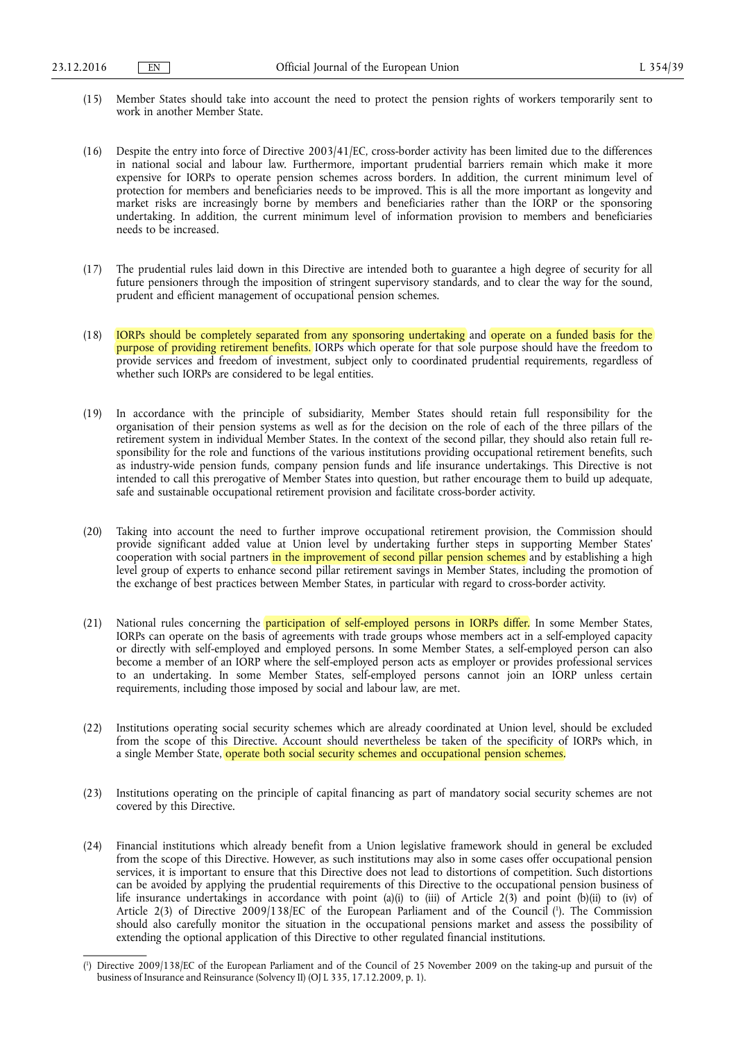(15) Member States should take into account the need to protect the pension rights of workers temporarily sent to work in another Member State.

(16) Despite the entry into force of Directive 2003/41/EC, cross-border activity has been limited due to the differences in national social and labour law. Furthermore, important prudential barriers remain which make it more expensive for IORPs to operate pension schemes across borders. In addition, the current minimum level of protection for members and beneficiaries needs to be improved. This is all the more important as longevity and market risks are increasingly borne by members and beneficiaries rather than the IORP or the sponsoring undertaking. In addition, the current minimum level of information provision to members and beneficiaries needs to be increased.

(17) The prudential rules laid down in this Directive are intended both to guarantee a high degree of security for all future pensioners through the imposition of stringent supervisory standards, and to clear the way for the sound, prudent and efficient management of occupational pension schemes.

(18) IORPs should be completely separated from any sponsoring undertaking and operate on a funded basis for the purpose of providing retirement benefits. IORPs which operate for that sole purpose should have the freedom to provide services and freedom of investment, subject only to coordinated prudential requirements, regardless of whether such IORPs are considered to be legal entities.

(19) In accordance with the principle of subsidiarity, Member States should retain full responsibility for the organisation of their pension systems as well as for the decision on the role of each of the three pillars of the retirement system in individual Member States. In the context of the second pillar, they should also retain full responsibility for the role and functions of the various institutions providing occupational retirement benefits, such as industry-wide pension funds, company pension funds and life insurance undertakings. This Directive is not intended to call this prerogative of Member States into question, but rather encourage them to build up adequate, safe and sustainable occupational retirement provision and facilitate cross-border activity.

(20) Taking into account the need to further improve occupational retirement provision, the Commission should provide significant added value at Union level by undertaking further steps in supporting Member States' cooperation with social partners in the improvement of second pillar pension schemes and by establishing a high level group of experts to enhance second pillar retirement savings in Member States, including the promotion of the exchange of best practices between Member States, in particular with regard to cross-border activity.

(21) National rules concerning the participation of self-employed persons in IORPs differ. In some Member States, IORPs can operate on the basis of agreements with trade groups whose members act in a self-employed capacity or directly with self-employed and employed persons. In some Member States, a self-employed person can also become a member of an IORP where the self-employed person acts as employer or provides professional services to an undertaking. In some Member States, self-employed persons cannot join an IORP unless certain requirements, including those imposed by social and labour law, are met.

(22) Institutions operating social security schemes which are already coordinated at Union level, should be excluded from the scope of this Directive. Account should nevertheless be taken of the specificity of IORPs which, in a single Member State, operate both social security schemes and occupational pension schemes.

(23) Institutions operating on the principle of capital financing as part of mandatory social security schemes are not covered by this Directive.

(24) Financial institutions which already benefit from a Union legislative framework should in general be excluded from the scope of this Directive. However, as such institutions may also in some cases offer occupational pension services, it is important to ensure that this Directive does not lead to distortions of competition. Such distortions can be avoided by applying the prudential requirements of this Directive to the occupational pension business of life insurance undertakings in accordance with point (a)(i) to (iii) of Article 2(3) and point (b)(ii) to (iv) of Article 2(3) of Directive 2009/138/EC of the European Parliament and of the Council [1]. The Commission should also carefully monitor the situation in the occupational pensions market and assess the possibility of extending the optional application of this Directive to other regulated financial institutions.

---

[1] Directive 2009/138/EC of the European Parliament and of the Council of 25 November 2009 on the taking-up and pursuit of the business of Insurance and Reinsurance (Solvency II) (OJ L 335, 17.12.2009, p. 1).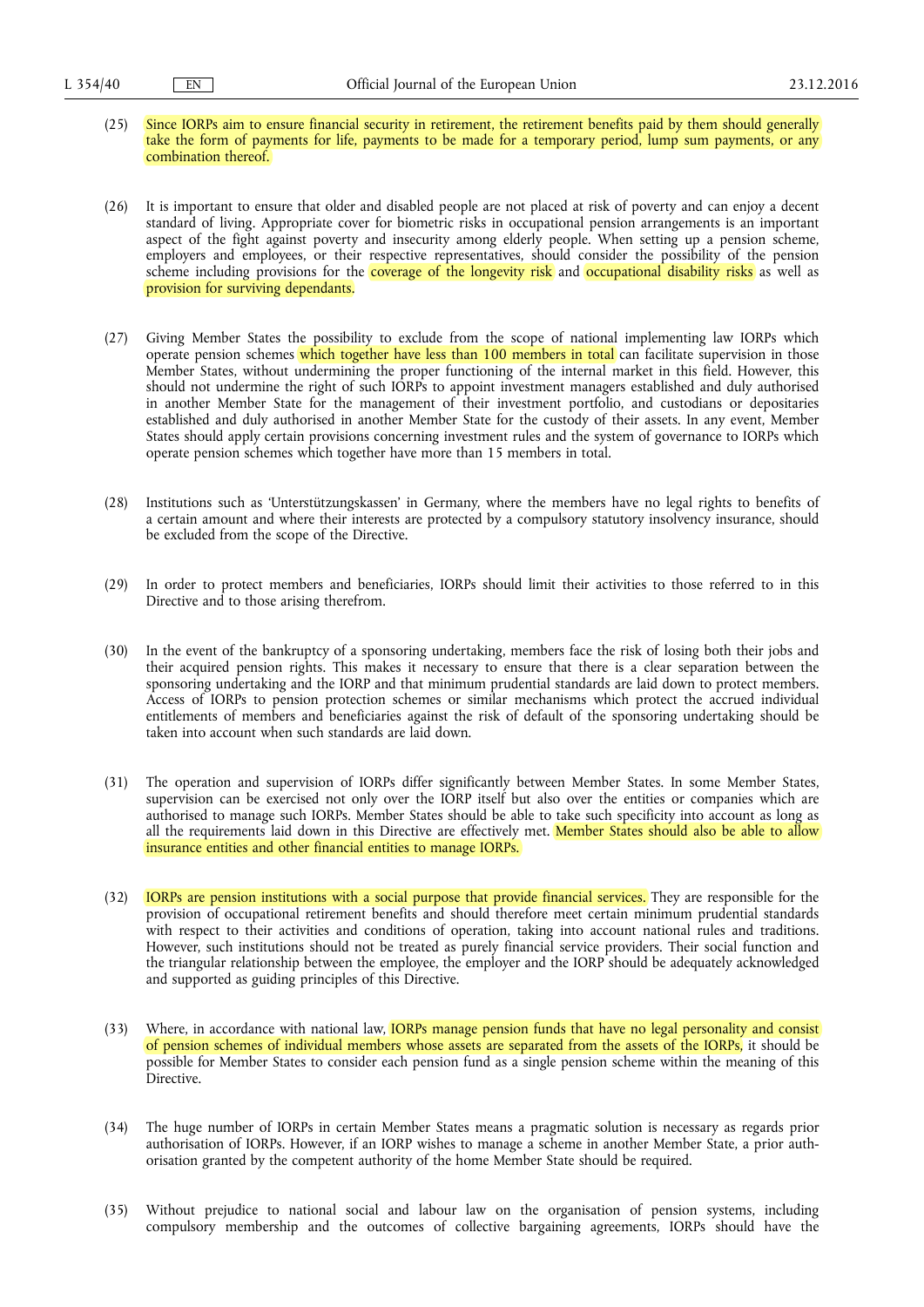(25) Since IORPs aim to ensure financial security in retirement, the retirement benefits paid by them should generally take the form of payments for life, payments to be made for a temporary period, lump sum payments, or any combination thereof.

(26) It is important to ensure that older and disabled people are not placed at risk of poverty and can enjoy a decent standard of living. Appropriate cover for biometric risks in occupational pension arrangements is an important aspect of the fight against poverty and insecurity among elderly people. When setting up a pension scheme, employers and employees, or their respective representatives, should consider the possibility of the pension scheme including provisions for the coverage of the longevity risk and occupational disability risks as well as provision for surviving dependants.

(27) Giving Member States the possibility to exclude from the scope of national implementing law IORPs which operate pension schemes which together have less than 100 members in total can facilitate supervision in those Member States, without undermining the proper functioning of the internal market in this field. However, this should not undermine the right of such IORPs to appoint investment managers established and duly authorised in another Member State for the management of their investment portfolio, and custodians or depositaries established and duly authorised in another Member State for the custody of their assets. In any event, Member States should apply certain provisions concerning investment rules and the system of governance to IORPs which operate pension schemes which together have more than 15 members in total.

(28) Institutions such as 'Unterstützungskassen' in Germany, where the members have no legal rights to benefits of a certain amount and where their interests are protected by a compulsory statutory insolvency insurance, should be excluded from the scope of the Directive.

(29) In order to protect members and beneficiaries, IORPs should limit their activities to those referred to in this Directive and to those arising therefrom.

(30) In the event of the bankruptcy of a sponsoring undertaking, members face the risk of losing both their jobs and their acquired pension rights. This makes it necessary to ensure that there is a clear separation between the sponsoring undertaking and the IORP and that minimum prudential standards are laid down to protect members. Access of IORPs to pension protection schemes or similar mechanisms which protect the accrued individual entitlements of members and beneficiaries against the risk of default of the sponsoring undertaking should be taken into account when such standards are laid down.

(31) The operation and supervision of IORPs differ significantly between Member States. In some Member States, supervision can be exercised not only over the IORP itself but also over the entities or companies which are authorised to manage such IORPs. Member States should be able to take such specificity into account as long as all the requirements laid down in this Directive are effectively met. Member States should also be able to allow insurance entities and other financial entities to manage IORPs.

(32) IORPs are pension institutions with a social purpose that provide financial services. They are responsible for the provision of occupational retirement benefits and should therefore meet certain minimum prudential standards with respect to their activities and conditions of operation, taking into account national rules and traditions. However, such institutions should not be treated as purely financial service providers. Their social function and the triangular relationship between the employee, the employer and the IORP should be adequately acknowledged and supported as guiding principles of this Directive.

(33) Where, in accordance with national law, IORPs manage pension funds that have no legal personality and consist of pension schemes of individual members whose assets are separated from the assets of the IORPs, it should be possible for Member States to consider each pension fund as a single pension scheme within the meaning of this Directive.

(34) The huge number of IORPs in certain Member States means a pragmatic solution is necessary as regards prior authorisation of IORPs. However, if an IORP wishes to manage a scheme in another Member State, a prior authorisation granted by the competent authority of the home Member State should be required.

(35) Without prejudice to national social and labour law on the organisation of pension systems, including compulsory membership and the outcomes of collective bargaining agreements, IORPs should have the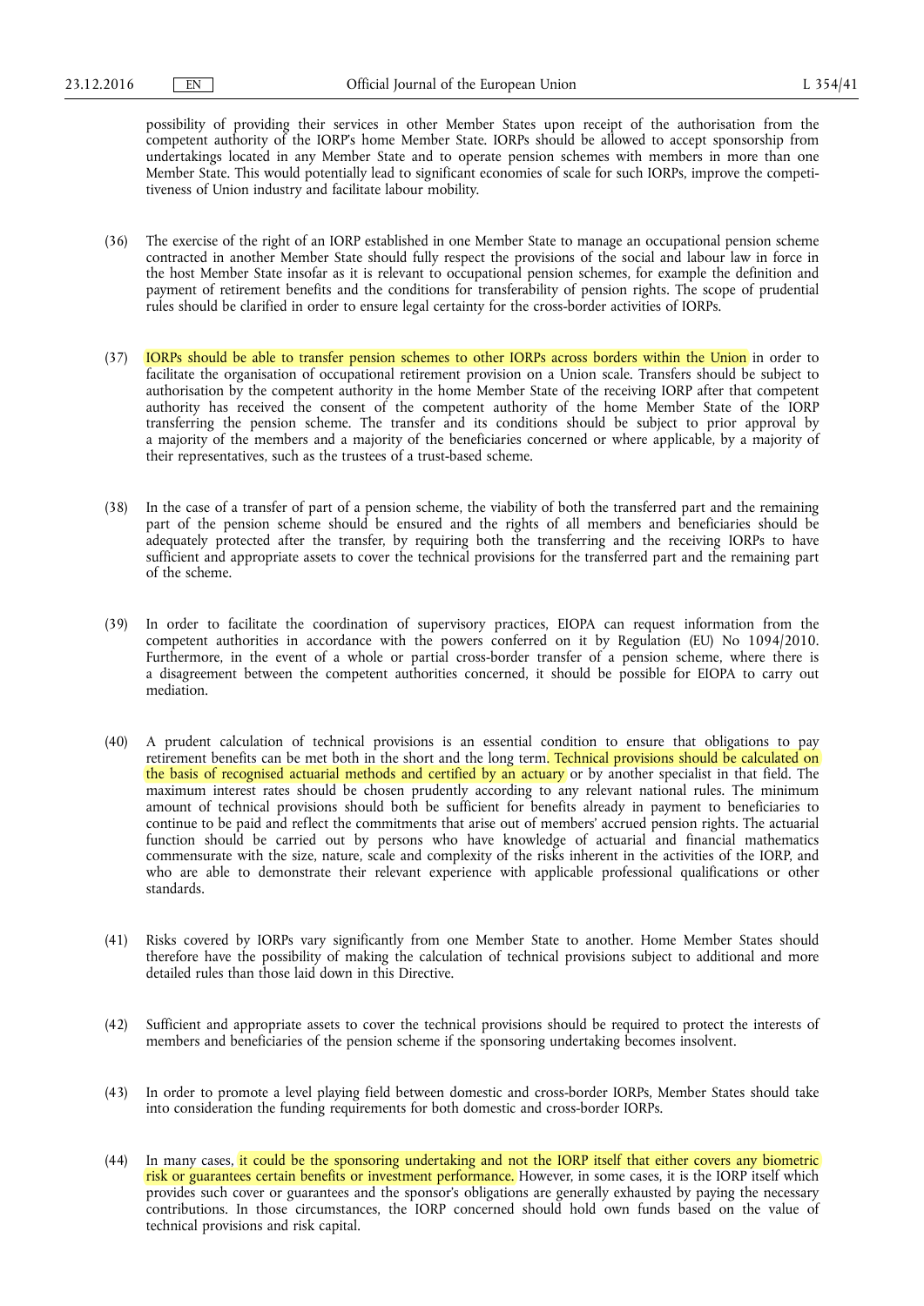possibility of providing their services in other Member States upon receipt of the authorisation from the competent authority of the IORP's home Member State. IORPs should be allowed to accept sponsorship from undertakings located in any Member State and to operate pension schemes with members in more than one Member State. This would potentially lead to significant economies of scale for such IORPs, improve the competitiveness of Union industry and facilitate labour mobility.

(36) The exercise of the right of an IORP established in one Member State to manage an occupational pension scheme contracted in another Member State should fully respect the provisions of the social and labour law in force in the host Member State insofar as it is relevant to occupational pension schemes, for example the definition and payment of retirement benefits and the conditions for transferability of pension rights. The scope of prudential rules should be clarified in order to ensure legal certainty for the cross-border activities of IORPs.

(37) IORPs should be able to transfer pension schemes to other IORPs across borders within the Union in order to facilitate the organisation of occupational retirement provision on a Union scale. Transfers should be subject to authorisation by the competent authority in the home Member State of the receiving IORP after that competent authority has received the consent of the competent authority of the home Member State of the IORP transferring the pension scheme. The transfer and its conditions should be subject to prior approval by a majority of the members and a majority of the beneficiaries concerned or where applicable, by a majority of their representatives, such as the trustees of a trust-based scheme.

(38) In the case of a transfer of part of a pension scheme, the viability of both the transferred part and the remaining part of the pension scheme should be ensured and the rights of all members and beneficiaries should be adequately protected after the transfer, by requiring both the transferring and the receiving IORPs to have sufficient and appropriate assets to cover the technical provisions for the transferred part and the remaining part of the scheme.

(39) In order to facilitate the coordination of supervisory practices, EIOPA can request information from the competent authorities in accordance with the powers conferred on it by Regulation (EU) No 1094/2010. Furthermore, in the event of a whole or partial cross-border transfer of a pension scheme, where there is a disagreement between the competent authorities concerned, it should be possible for EIOPA to carry out mediation.

(40) A prudent calculation of technical provisions is an essential condition to ensure that obligations to pay retirement benefits can be met both in the short and the long term. Technical provisions should be calculated on the basis of recognised actuarial methods and certified by an actuary or by another specialist in that field. The maximum interest rates should be chosen prudently according to any relevant national rules. The minimum amount of technical provisions should both be sufficient for benefits already in payment to beneficiaries to continue to be paid and reflect the commitments that arise out of members' accrued pension rights. The actuarial function should be carried out by persons who have knowledge of actuarial and financial mathematics commensurate with the size, nature, scale and complexity of the risks inherent in the activities of the IORP, and who are able to demonstrate their relevant experience with applicable professional qualifications or other standards.

(41) Risks covered by IORPs vary significantly from one Member State to another. Home Member States should therefore have the possibility of making the calculation of technical provisions subject to additional and more detailed rules than those laid down in this Directive.

(42) Sufficient and appropriate assets to cover the technical provisions should be required to protect the interests of members and beneficiaries of the pension scheme if the sponsoring undertaking becomes insolvent.

(43) In order to promote a level playing field between domestic and cross-border IORPs, Member States should take into consideration the funding requirements for both domestic and cross-border IORPs.

(44) In many cases, it could be the sponsoring undertaking and not the IORP itself that either covers any biometric risk or guarantees certain benefits or investment performance. However, in some cases, it is the IORP itself which provides such cover or guarantees and the sponsor's obligations are generally exhausted by paying the necessary contributions. In those circumstances, the IORP concerned should hold own funds based on the value of technical provisions and risk capital.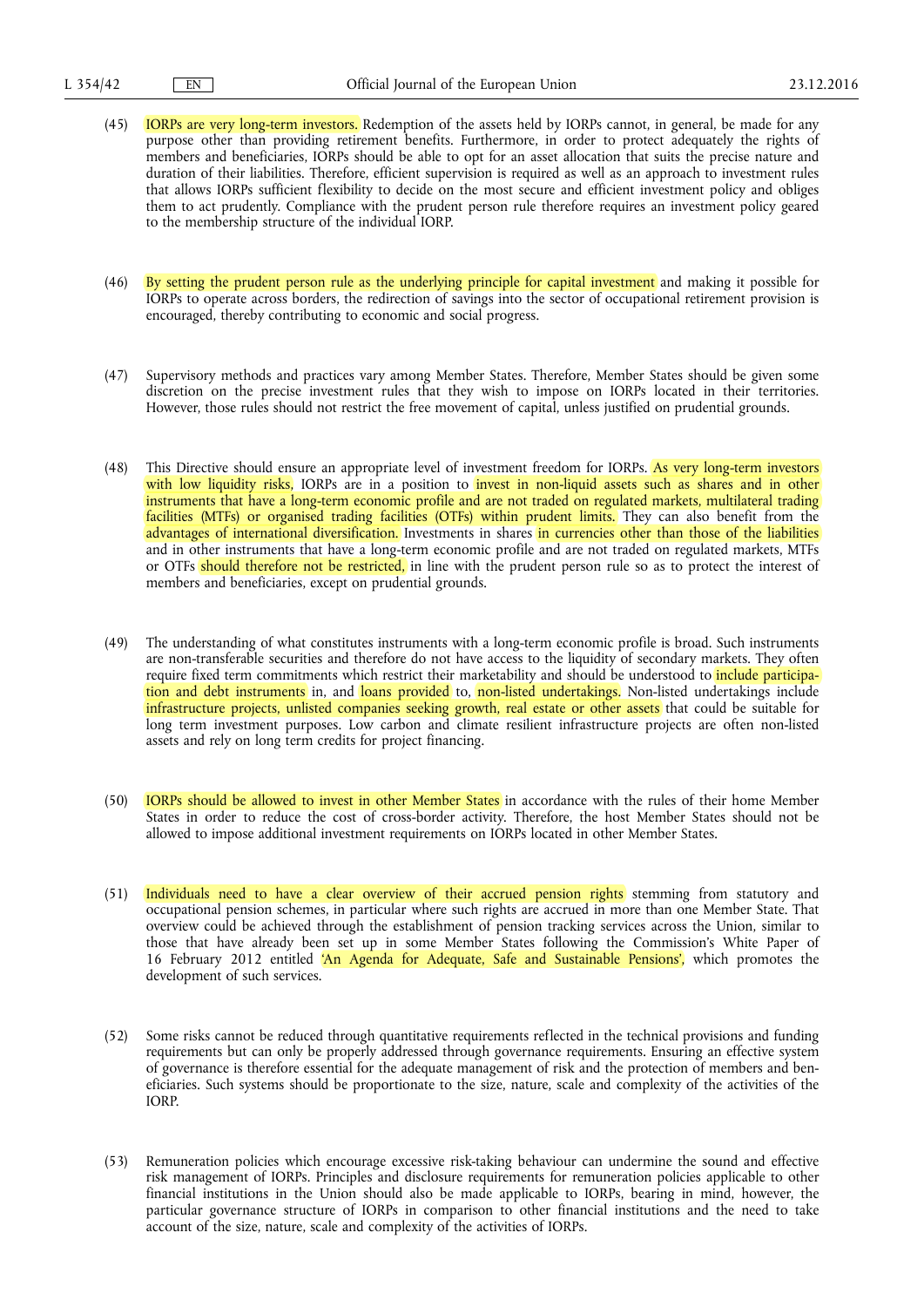(45) IORPs are very long-term investors. Redemption of the assets held by IORPs cannot, in general, be made for any purpose other than providing retirement benefits. Furthermore, in order to protect adequately the rights of members and beneficiaries, IORPs should be able to opt for an asset allocation that suits the precise nature and duration of their liabilities. Therefore, efficient supervision is required as well as an approach to investment rules that allows IORPs sufficient flexibility to decide on the most secure and efficient investment policy and obliges them to act prudently. Compliance with the prudent person rule therefore requires an investment policy geared to the membership structure of the individual IORP.

(46) By setting the prudent person rule as the underlying principle for capital investment and making it possible for IORPs to operate across borders, the redirection of savings into the sector of occupational retirement provision is encouraged, thereby contributing to economic and social progress.

(47) Supervisory methods and practices vary among Member States. Therefore, Member States should be given some discretion on the precise investment rules that they wish to impose on IORPs located in their territories. However, those rules should not restrict the free movement of capital, unless justified on prudential grounds.

(48) This Directive should ensure an appropriate level of investment freedom for IORPs. As very long-term investors with low liquidity risks, IORPs are in a position to invest in non-liquid assets such as shares and in other instruments that have a long-term economic profile and are not traded on regulated markets, multilateral trading facilities (MTFs) or organised trading facilities (OTFs) within prudent limits. They can also benefit from the advantages of international diversification. Investments in shares in currencies other than those of the liabilities and in other instruments that have a long-term economic profile and are not traded on regulated markets, MTFs or OTFs should therefore not be restricted, in line with the prudent person rule so as to protect the interest of members and beneficiaries, except on prudential grounds.

(49) The understanding of what constitutes instruments with a long-term economic profile is broad. Such instruments are non-transferable securities and therefore do not have access to the liquidity of secondary markets. They often require fixed term commitments which restrict their marketability and should be understood to include participation and debt instruments in, and loans provided to, non-listed undertakings. Non-listed undertakings include infrastructure projects, unlisted companies seeking growth, real estate or other assets that could be suitable for long term investment purposes. Low carbon and climate resilient infrastructure projects are often non-listed assets and rely on long term credits for project financing.

(50) IORPs should be allowed to invest in other Member States in accordance with the rules of their home Member States in order to reduce the cost of cross-border activity. Therefore, the host Member States should not be allowed to impose additional investment requirements on IORPs located in other Member States.

(51) Individuals need to have a clear overview of their accrued pension rights stemming from statutory and occupational pension schemes, in particular where such rights are accrued in more than one Member State. That overview could be achieved through the establishment of pension tracking services across the Union, similar to those that have already been set up in some Member States following the Commission's White Paper of 16 February 2012 entitled 'An Agenda for Adequate, Safe and Sustainable Pensions', which promotes the development of such services.

(52) Some risks cannot be reduced through quantitative requirements reflected in the technical provisions and funding requirements but can only be properly addressed through governance requirements. Ensuring an effective system of governance is therefore essential for the adequate management of risk and the protection of members and beneficiaries. Such systems should be proportionate to the size, nature, scale and complexity of the activities of the IORP.

(53) Remuneration policies which encourage excessive risk-taking behaviour can undermine the sound and effective risk management of IORPs. Principles and disclosure requirements for remuneration policies applicable to other financial institutions in the Union should also be made applicable to IORPs, bearing in mind, however, the particular governance structure of IORPs in comparison to other financial institutions and the need to take account of the size, nature, scale and complexity of the activities of IORPs.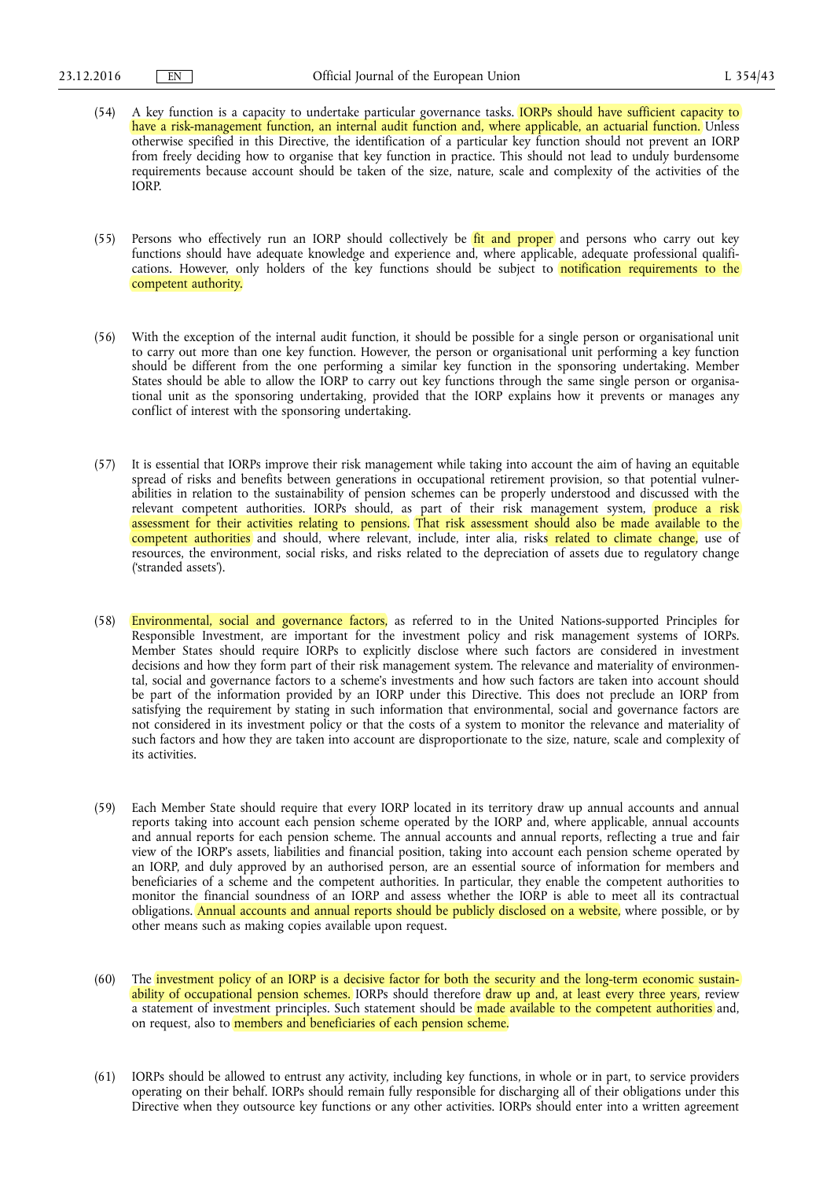(54) A key function is a capacity to undertake particular governance tasks. IORPs should have sufficient capacity to have a risk-management function, an internal audit function and, where applicable, an actuarial function. Unless otherwise specified in this Directive, the identification of a particular key function should not prevent an IORP from freely deciding how to organise that key function in practice. This should not lead to unduly burdensome requirements because account should be taken of the size, nature, scale and complexity of the activities of the IORP.

(55) Persons who effectively run an IORP should collectively be fit and proper and persons who carry out key functions should have adequate knowledge and experience and, where applicable, adequate professional qualifications. However, only holders of the key functions should be subject to notification requirements to the competent authority.

(56) With the exception of the internal audit function, it should be possible for a single person or organisational unit to carry out more than one key function. However, the person or organisational unit performing a key function should be different from the one performing a similar key function in the sponsoring undertaking. Member States should be able to allow the IORP to carry out key functions through the same single person or organisational unit as the sponsoring undertaking, provided that the IORP explains how it prevents or manages any conflict of interest with the sponsoring undertaking.

(57) It is essential that IORPs improve their risk management while taking into account the aim of having an equitable spread of risks and benefits between generations in occupational retirement provision, so that potential vulnerabilities in relation to the sustainability of pension schemes can be properly understood and discussed with the relevant competent authorities. IORPs should, as part of their risk management system, produce a risk assessment for their activities relating to pensions. That risk assessment should also be made available to the competent authorities and should, where relevant, include, inter alia, risks related to climate change, use of resources, the environment, social risks, and risks related to the depreciation of assets due to regulatory change ('stranded assets').

(58) Environmental, social and governance factors, as referred to in the United Nations-supported Principles for Responsible Investment, are important for the investment policy and risk management systems of IORPs. Member States should require IORPs to explicitly disclose where such factors are considered in investment decisions and how they form part of their risk management system. The relevance and materiality of environmental, social and governance factors to a scheme's investments and how such factors are taken into account should be part of the information provided by an IORP under this Directive. This does not preclude an IORP from satisfying the requirement by stating in such information that environmental, social and governance factors are not considered in its investment policy or that the costs of a system to monitor the relevance and materiality of such factors and how they are taken into account are disproportionate to the size, nature, scale and complexity of its activities.

(59) Each Member State should require that every IORP located in its territory draw up annual accounts and annual reports taking into account each pension scheme operated by the IORP and, where applicable, annual accounts and annual reports for each pension scheme. The annual accounts and annual reports, reflecting a true and fair view of the IORP's assets, liabilities and financial position, taking into account each pension scheme operated by an IORP, and duly approved by an authorised person, are an essential source of information for members and beneficiaries of a scheme and the competent authorities. In particular, they enable the competent authorities to monitor the financial soundness of an IORP and assess whether the IORP is able to meet all its contractual obligations. Annual accounts and annual reports should be publicly disclosed on a website, where possible, or by other means such as making copies available upon request.

(60) The investment policy of an IORP is a decisive factor for both the security and the long-term economic sustainability of occupational pension schemes. IORPs should therefore draw up and, at least every three years, review a statement of investment principles. Such statement should be made available to the competent authorities and, on request, also to members and beneficiaries of each pension scheme.

(61) IORPs should be allowed to entrust any activity, including key functions, in whole or in part, to service providers operating on their behalf. IORPs should remain fully responsible for discharging all of their obligations under this Directive when they outsource key functions or any other activities. IORPs should enter into a written agreement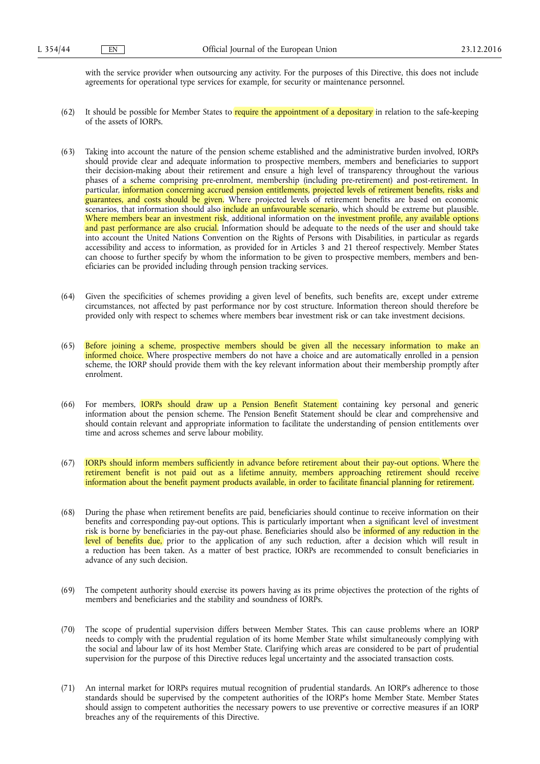with the service provider when outsourcing any activity. For the purposes of this Directive, this does not include agreements for operational type services for example, for security or maintenance personnel.

(62) It should be possible for Member States to require the appointment of a depositary in relation to the safe-keeping of the assets of IORPs.

(63) Taking into account the nature of the pension scheme established and the administrative burden involved, IORPs should provide clear and adequate information to prospective members, members and beneficiaries to support their decision-making about their retirement and ensure a high level of transparency throughout the various phases of a scheme comprising pre-enrolment, membership (including pre-retirement) and post-retirement. In particular, information concerning accrued pension entitlements, projected levels of retirement benefits, risks and guarantees, and costs should be given. Where projected levels of retirement benefits are based on economic scenarios, that information should also include an unfavourable scenario, which should be extreme but plausible. Where members bear an investment risk, additional information on the investment profile, any available options and past performance are also crucial. Information should be adequate to the needs of the user and should take into account the United Nations Convention on the Rights of Persons with Disabilities, in particular as regards accessibility and access to information, as provided for in Articles 3 and 21 thereof respectively. Member States can choose to further specify by whom the information to be given to prospective members, members and beneficiaries can be provided including through pension tracking services.

(64) Given the specificities of schemes providing a given level of benefits, such benefits are, except under extreme circumstances, not affected by past performance nor by cost structure. Information thereon should therefore be provided only with respect to schemes where members bear investment risk or can take investment decisions.

(65) Before joining a scheme, prospective members should be given all the necessary information to make an informed choice. Where prospective members do not have a choice and are automatically enrolled in a pension scheme, the IORP should provide them with the key relevant information about their membership promptly after enrolment.

(66) For members, IORPs should draw up a Pension Benefit Statement containing key personal and generic information about the pension scheme. The Pension Benefit Statement should be clear and comprehensive and should contain relevant and appropriate information to facilitate the understanding of pension entitlements over time and across schemes and serve labour mobility.

(67) IORPs should inform members sufficiently in advance before retirement about their pay-out options. Where the retirement benefit is not paid out as a lifetime annuity, members approaching retirement should receive information about the benefit payment products available, in order to facilitate financial planning for retirement.

(68) During the phase when retirement benefits are paid, beneficiaries should continue to receive information on their benefits and corresponding pay-out options. This is particularly important when a significant level of investment risk is borne by beneficiaries in the pay-out phase. Beneficiaries should also be informed of any reduction in the level of benefits due, prior to the application of any such reduction, after a decision which will result in a reduction has been taken. As a matter of best practice, IORPs are recommended to consult beneficiaries in advance of any such decision.

(69) The competent authority should exercise its powers having as its prime objectives the protection of the rights of members and beneficiaries and the stability and soundness of IORPs.

(70) The scope of prudential supervision differs between Member States. This can cause problems where an IORP needs to comply with the prudential regulation of its home Member State whilst simultaneously complying with the social and labour law of its host Member State. Clarifying which areas are considered to be part of prudential supervision for the purpose of this Directive reduces legal uncertainty and the associated transaction costs.

(71) An internal market for IORPs requires mutual recognition of prudential standards. An IORP's adherence to those standards should be supervised by the competent authorities of the IORP's home Member State. Member States should assign to competent authorities the necessary powers to use preventive or corrective measures if an IORP breaches any of the requirements of this Directive.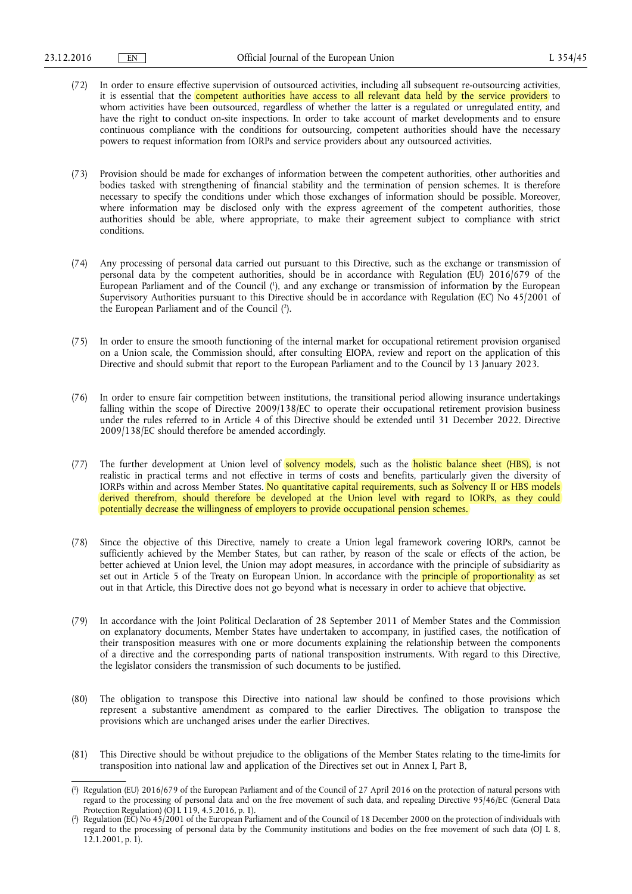(72) In order to ensure effective supervision of outsourced activities, including all subsequent re-outsourcing activities, it is essential that the competent authorities have access to all relevant data held by the service providers to whom activities have been outsourced, regardless of whether the latter is a regulated or unregulated entity, and have the right to conduct on-site inspections. In order to take account of market developments and to ensure continuous compliance with the conditions for outsourcing, competent authorities should have the necessary powers to request information from IORPs and service providers about any outsourced activities.

(73) Provision should be made for exchanges of information between the competent authorities, other authorities and bodies tasked with strengthening of financial stability and the termination of pension schemes. It is therefore necessary to specify the conditions under which those exchanges of information should be possible. Moreover, where information may be disclosed only with the express agreement of the competent authorities, those authorities should be able, where appropriate, to make their agreement subject to compliance with strict conditions.

(74) Any processing of personal data carried out pursuant to this Directive, such as the exchange or transmission of personal data by the competent authorities, should be in accordance with Regulation (EU) 2016/679 of the European Parliament and of the Council [1], and any exchange or transmission of information by the European Supervisory Authorities pursuant to this Directive should be in accordance with Regulation (EC) No 45/2001 of the European Parliament and of the Council [2].

(75) In order to ensure the smooth functioning of the internal market for occupational retirement provision organised on a Union scale, the Commission should, after consulting EIOPA, review and report on the application of this Directive and should submit that report to the European Parliament and to the Council by 13 January 2023.

(76) In order to ensure fair competition between institutions, the transitional period allowing insurance undertakings falling within the scope of Directive 2009/138/EC to operate their occupational retirement provision business under the rules referred to in Article 4 of this Directive should be extended until 31 December 2022. Directive 2009/138/EC should therefore be amended accordingly.

(77) The further development at Union level of solvency models, such as the holistic balance sheet (HBS), is not realistic in practical terms and not effective in terms of costs and benefits, particularly given the diversity of IORPs within and across Member States. No quantitative capital requirements, such as Solvency II or HBS models derived therefrom, should therefore be developed at the Union level with regard to IORPs, as they could potentially decrease the willingness of employers to provide occupational pension schemes.

(78) Since the objective of this Directive, namely to create a Union legal framework covering IORPs, cannot be sufficiently achieved by the Member States, but can rather, by reason of the scale or effects of the action, be better achieved at Union level, the Union may adopt measures, in accordance with the principle of subsidiarity as set out in Article 5 of the Treaty on European Union. In accordance with the principle of proportionality as set out in that Article, this Directive does not go beyond what is necessary in order to achieve that objective.

(79) In accordance with the Joint Political Declaration of 28 September 2011 of Member States and the Commission on explanatory documents, Member States have undertaken to accompany, in justified cases, the notification of their transposition measures with one or more documents explaining the relationship between the components of a directive and the corresponding parts of national transposition instruments. With regard to this Directive, the legislator considers the transmission of such documents to be justified.

(80) The obligation to transpose this Directive into national law should be confined to those provisions which represent a substantive amendment as compared to the earlier Directives. The obligation to transpose the provisions which are unchanged arises under the earlier Directives.

(81) This Directive should be without prejudice to the obligations of the Member States relating to the time-limits for transposition into national law and application of the Directives set out in Annex I, Part B,

---

[1] Regulation (EU) 2016/679 of the European Parliament and of the Council of 27 April 2016 on the protection of natural persons with regard to the processing of personal data and on the free movement of such data, and repealing Directive 95/46/EC (General Data Protection Regulation) (OJ L 119, 4.5.2016, p. 1).

[2] Regulation (EC) No 45/2001 of the European Parliament and of the Council of 18 December 2000 on the protection of individuals with regard to the processing of personal data by the Community institutions and bodies on the free movement of such data (OJ L 8, 12.1.2001, p. 1).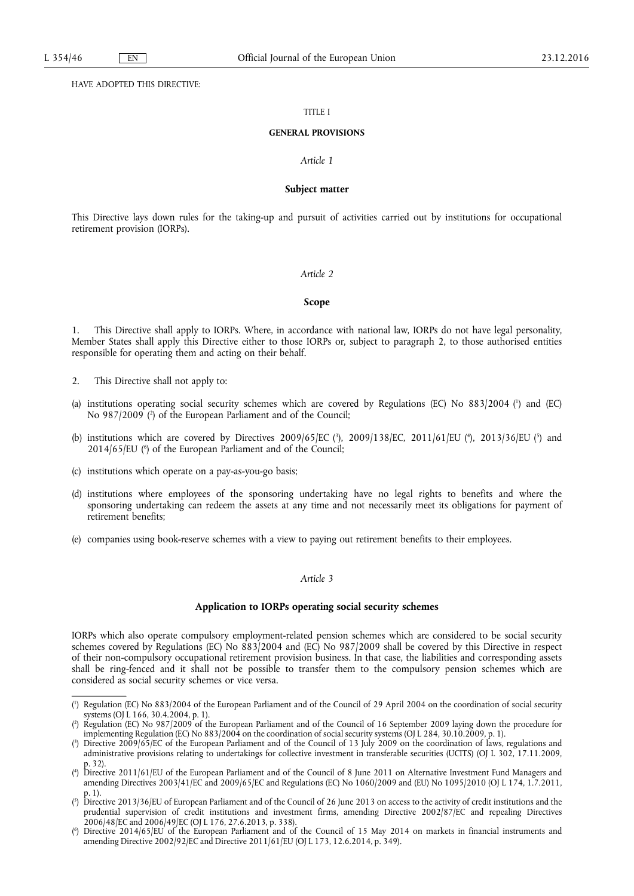HAVE ADOPTED THIS DIRECTIVE:

TITLE I

**GENERAL PROVISIONS**

*Article 1*

**Subject matter**

This Directive lays down rules for the taking-up and pursuit of activities carried out by institutions for occupational retirement provision (IORPs).

*Article 2*

**Scope**

1. This Directive shall apply to IORPs. Where, in accordance with national law, IORPs do not have legal personality, Member States shall apply this Directive either to those IORPs or, subject to paragraph 2, to those authorised entities responsible for operating them and acting on their behalf.

2. This Directive shall not apply to:

(a) institutions operating social security schemes which are covered by Regulations (EC) No 883/2004 [1] and (EC) No 987/2009 [2] of the European Parliament and of the Council;

(b) institutions which are covered by Directives 2009/65/EC [3], 2009/138/EC, 2011/61/EU [4], 2013/36/EU [5] and 2014/65/EU [6] of the European Parliament and of the Council;

(c) institutions which operate on a pay-as-you-go basis;

(d) institutions where employees of the sponsoring undertaking have no legal rights to benefits and where the sponsoring undertaking can redeem the assets at any time and not necessarily meet its obligations for payment of retirement benefits;

(e) companies using book-reserve schemes with a view to paying out retirement benefits to their employees.

*Article 3*

**Application to IORPs operating social security schemes**

IORPs which also operate compulsory employment-related pension schemes which are considered to be social security schemes covered by Regulations (EC) No 883/2004 and (EC) No 987/2009 shall be covered by this Directive in respect of their non-compulsory occupational retirement provision business. In that case, the liabilities and corresponding assets shall be ring-fenced and it shall not be possible to transfer them to the compulsory pension schemes which are considered as social security schemes or vice versa.

---

(1) Regulation (EC) No 883/2004 of the European Parliament and of the Council of 29 April 2004 on the coordination of social security systems (OJ L 166, 30.4.2004, p. 1).

(2) Regulation (EC) No 987/2009 of the European Parliament and of the Council of 16 September 2009 laying down the procedure for implementing Regulation (EC) No 883/2004 on the coordination of social security systems (OJ L 284, 30.10.2009, p. 1).

(3) Directive 2009/65/EC of the European Parliament and of the Council of 13 July 2009 on the coordination of laws, regulations and administrative provisions relating to undertakings for collective investment in transferable securities (UCITS) (OJ L 302, 17.11.2009, p. 32).

(4) Directive 2011/61/EU of the European Parliament and of the Council of 8 June 2011 on Alternative Investment Fund Managers and amending Directives 2003/41/EC and 2009/65/EC and Regulations (EC) No 1060/2009 and (EU) No 1095/2010 (OJ L 174, 1.7.2011, p. 1).

(5) Directive 2013/36/EU of European Parliament and of the Council of 26 June 2013 on access to the activity of credit institutions and the prudential supervision of credit institutions and investment firms, amending Directive 2002/87/EC and repealing Directives 2006/48/EC and 2006/49/EC (OJ L 176, 27.6.2013, p. 338).

(6) Directive 2014/65/EU of the European Parliament and of the Council of 15 May 2014 on markets in financial instruments and amending Directive 2002/92/EC and Directive 2011/61/EU (OJ L 173, 12.6.2014, p. 349).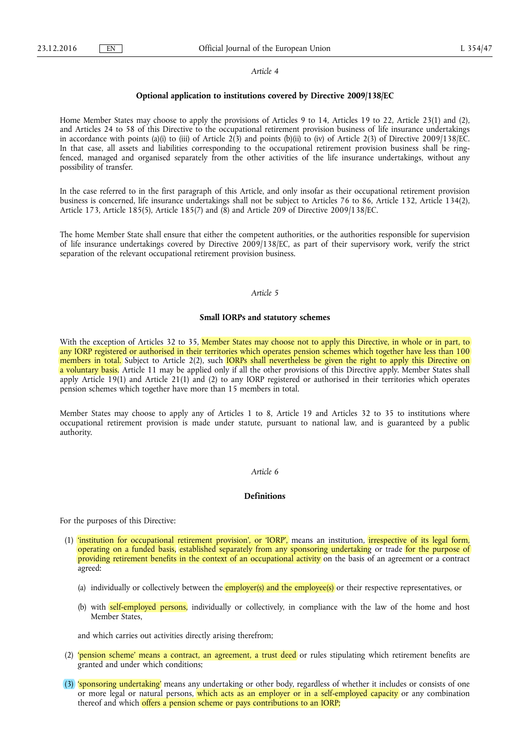*Article 4*

**Optional application to institutions covered by Directive 2009/138/EC**

Home Member States may choose to apply the provisions of Articles 9 to 14, Articles 19 to 22, Article 23(1) and (2), and Articles 24 to 58 of this Directive to the occupational retirement provision business of life insurance undertakings in accordance with points (a)(i) to (iii) of Article 2(3) and points (b)(ii) to (iv) of Article 2(3) of Directive 2009/138/EC. In that case, all assets and liabilities corresponding to the occupational retirement provision business shall be ring-fenced, managed and organised separately from the other activities of the life insurance undertakings, without any possibility of transfer.

In the case referred to in the first paragraph of this Article, and only insofar as their occupational retirement provision business is concerned, life insurance undertakings shall not be subject to Articles 76 to 86, Article 132, Article 134(2), Article 173, Article 185(5), Article 185(7) and (8) and Article 209 of Directive 2009/138/EC.

The home Member State shall ensure that either the competent authorities, or the authorities responsible for supervision of life insurance undertakings covered by Directive 2009/138/EC, as part of their supervisory work, verify the strict separation of the relevant occupational retirement provision business.

*Article 5*

**Small IORPs and statutory schemes**

With the exception of Articles 32 to 35, Member States may choose not to apply this Directive, in whole or in part, to any IORP registered or authorised in their territories which operates pension schemes which together have less than 100 members in total. Subject to Article 2(2), such IORPs shall nevertheless be given the right to apply this Directive on a voluntary basis. Article 11 may be applied only if all the other provisions of this Directive apply. Member States shall apply Article 19(1) and Article 21(1) and (2) to any IORP registered or authorised in their territories which operates pension schemes which together have more than 15 members in total.

Member States may choose to apply any of Articles 1 to 8, Article 19 and Articles 32 to 35 to institutions where occupational retirement provision is made under statute, pursuant to national law, and is guaranteed by a public authority.

*Article 6*

**Definitions**

For the purposes of this Directive:

(1) 'institution for occupational retirement provision', or 'IORP', means an institution, irrespective of its legal form, operating on a funded basis, established separately from any sponsoring undertaking or trade for the purpose of providing retirement benefits in the context of an occupational activity on the basis of an agreement or a contract agreed:

   (a) individually or collectively between the employer(s) and the employee(s) or their respective representatives, or

   (b) with self-employed persons, individually or collectively, in compliance with the law of the home and host Member States,

   and which carries out activities directly arising therefrom;

(2) 'pension scheme' means a contract, an agreement, a trust deed or rules stipulating which retirement benefits are granted and under which conditions;

(3) 'sponsoring undertaking' means any undertaking or other body, regardless of whether it includes or consists of one or more legal or natural persons, which acts as an employer or in a self-employed capacity or any combination thereof and which offers a pension scheme or pays contributions to an IORP;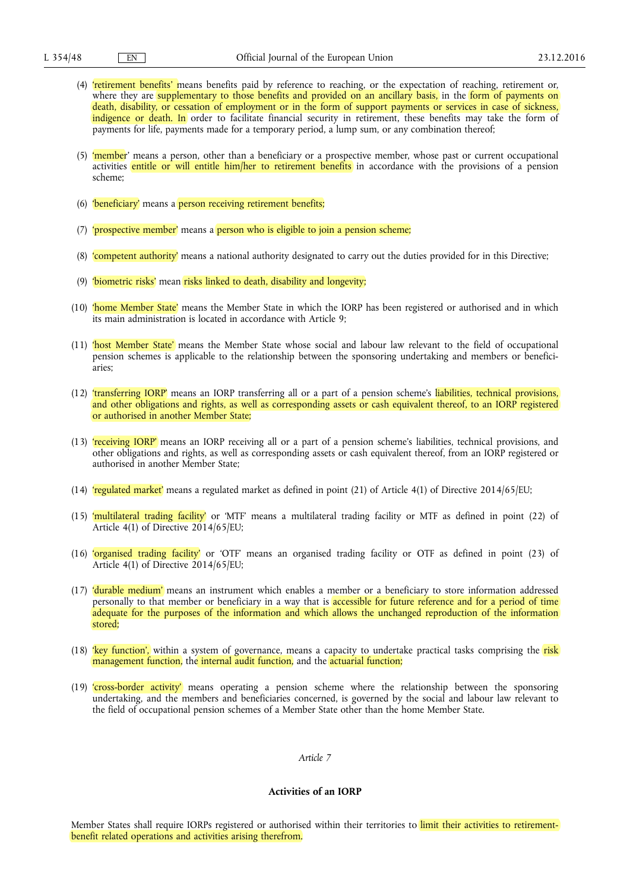(4) 'retirement benefits' means benefits paid by reference to reaching, or the expectation of reaching, retirement or, where they are supplementary to those benefits and provided on an ancillary basis, in the form of payments on death, disability, or cessation of employment or in the form of support payments or services in case of sickness, indigence or death. In order to facilitate financial security in retirement, these benefits may take the form of payments for life, payments made for a temporary period, a lump sum, or any combination thereof;

(5) 'member' means a person, other than a beneficiary or a prospective member, whose past or current occupational activities entitle or will entitle him/her to retirement benefits in accordance with the provisions of a pension scheme;

(6) 'beneficiary' means a person receiving retirement benefits;

(7) 'prospective member' means a person who is eligible to join a pension scheme;

(8) 'competent authority' means a national authority designated to carry out the duties provided for in this Directive;

(9) 'biometric risks' mean risks linked to death, disability and longevity;

(10) 'home Member State' means the Member State in which the IORP has been registered or authorised and in which its main administration is located in accordance with Article 9;

(11) 'host Member State' means the Member State whose social and labour law relevant to the field of occupational pension schemes is applicable to the relationship between the sponsoring undertaking and members or beneficiaries;

(12) 'transferring IORP' means an IORP transferring all or a part of a pension scheme's liabilities, technical provisions, and other obligations and rights, as well as corresponding assets or cash equivalent thereof, to an IORP registered or authorised in another Member State;

(13) 'receiving IORP' means an IORP receiving all or a part of a pension scheme's liabilities, technical provisions, and other obligations and rights, as well as corresponding assets or cash equivalent thereof, from an IORP registered or authorised in another Member State;

(14) 'regulated market' means a regulated market as defined in point (21) of Article 4(1) of Directive 2014/65/EU;

(15) 'multilateral trading facility' or 'MTF' means a multilateral trading facility or MTF as defined in point (22) of Article 4(1) of Directive 2014/65/EU;

(16) 'organised trading facility' or 'OTF' means an organised trading facility or OTF as defined in point (23) of Article 4(1) of Directive 2014/65/EU;

(17) 'durable medium' means an instrument which enables a member or a beneficiary to store information addressed personally to that member or beneficiary in a way that is accessible for future reference and for a period of time adequate for the purposes of the information and which allows the unchanged reproduction of the information stored;

(18) 'key function', within a system of governance, means a capacity to undertake practical tasks comprising the risk management function, the internal audit function, and the actuarial function;

(19) 'cross-border activity' means operating a pension scheme where the relationship between the sponsoring undertaking, and the members and beneficiaries concerned, is governed by the social and labour law relevant to the field of occupational pension schemes of a Member State other than the home Member State.

*Article 7*

**Activities of an IORP**

Member States shall require IORPs registered or authorised within their territories to limit their activities to retirement-benefit related operations and activities arising therefrom.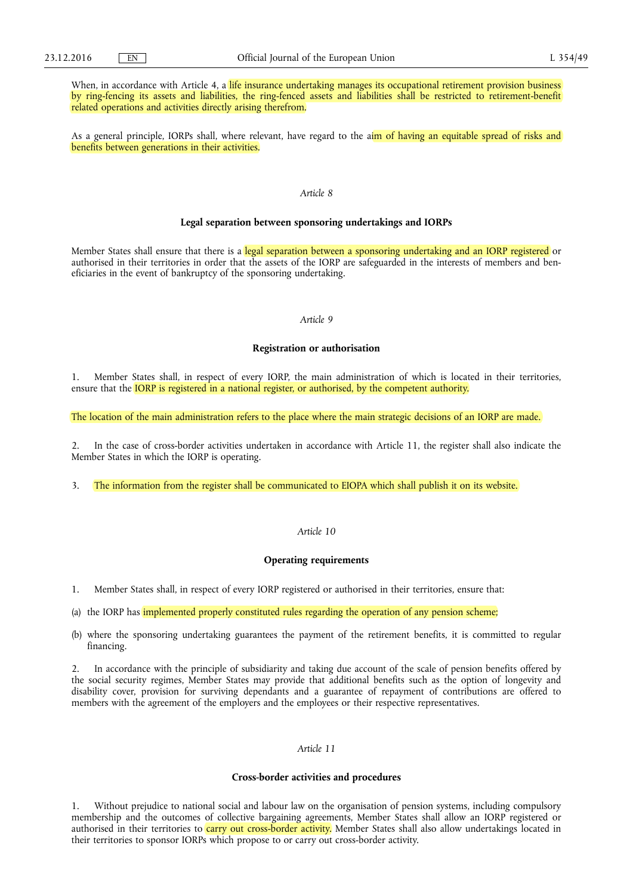When, in accordance with Article 4, a life insurance undertaking manages its occupational retirement provision business by ring-fencing its assets and liabilities, the ring-fenced assets and liabilities shall be restricted to retirement-benefit related operations and activities directly arising therefrom.

As a general principle, IORPs shall, where relevant, have regard to the aim of having an equitable spread of risks and benefits between generations in their activities.

*Article 8*

**Legal separation between sponsoring undertakings and IORPs**

Member States shall ensure that there is a legal separation between a sponsoring undertaking and an IORP registered or authorised in their territories in order that the assets of the IORP are safeguarded in the interests of members and beneficiaries in the event of bankruptcy of the sponsoring undertaking.

*Article 9*

**Registration or authorisation**

1. Member States shall, in respect of every IORP, the main administration of which is located in their territories, ensure that the IORP is registered in a national register, or authorised, by the competent authority.

The location of the main administration refers to the place where the main strategic decisions of an IORP are made.

2. In the case of cross-border activities undertaken in accordance with Article 11, the register shall also indicate the Member States in which the IORP is operating.

3. The information from the register shall be communicated to EIOPA which shall publish it on its website.

*Article 10*

**Operating requirements**

1. Member States shall, in respect of every IORP registered or authorised in their territories, ensure that:

(a) the IORP has implemented properly constituted rules regarding the operation of any pension scheme;

(b) where the sponsoring undertaking guarantees the payment of the retirement benefits, it is committed to regular financing.

2. In accordance with the principle of subsidiarity and taking due account of the scale of pension benefits offered by the social security regimes, Member States may provide that additional benefits such as the option of longevity and disability cover, provision for surviving dependants and a guarantee of repayment of contributions are offered to members with the agreement of the employers and the employees or their respective representatives.

*Article 11*

**Cross-border activities and procedures**

1. Without prejudice to national social and labour law on the organisation of pension systems, including compulsory membership and the outcomes of collective bargaining agreements, Member States shall allow an IORP registered or authorised in their territories to carry out cross-border activity. Member States shall also allow undertakings located in their territories to sponsor IORPs which propose to or carry out cross-border activity.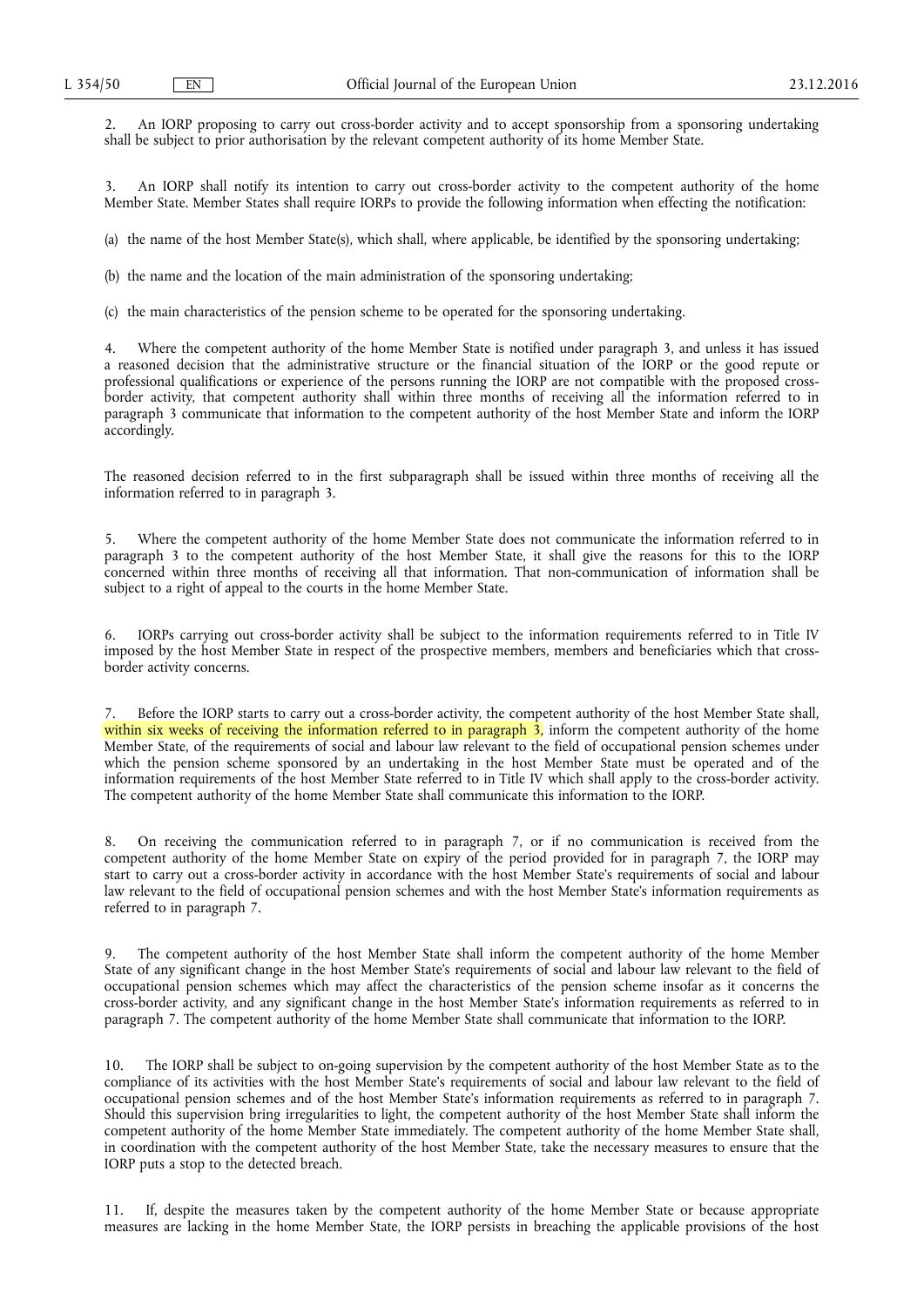2. An IORP proposing to carry out cross-border activity and to accept sponsorship from a sponsoring undertaking shall be subject to prior authorisation by the relevant competent authority of its home Member State.

3. An IORP shall notify its intention to carry out cross-border activity to the competent authority of the home Member State. Member States shall require IORPs to provide the following information when effecting the notification:

(a) the name of the host Member State(s), which shall, where applicable, be identified by the sponsoring undertaking;

(b) the name and the location of the main administration of the sponsoring undertaking;

(c) the main characteristics of the pension scheme to be operated for the sponsoring undertaking.

4. Where the competent authority of the home Member State is notified under paragraph 3, and unless it has issued a reasoned decision that the administrative structure or the financial situation of the IORP or the good repute or professional qualifications or experience of the persons running the IORP are not compatible with the proposed cross-border activity, that competent authority shall within three months of receiving all the information referred to in paragraph 3 communicate that information to the competent authority of the host Member State and inform the IORP accordingly.

The reasoned decision referred to in the first subparagraph shall be issued within three months of receiving all the information referred to in paragraph 3.

5. Where the competent authority of the home Member State does not communicate the information referred to in paragraph 3 to the competent authority of the host Member State, it shall give the reasons for this to the IORP concerned within three months of receiving all that information. That non-communication of information shall be subject to a right of appeal to the courts in the home Member State.

6. IORPs carrying out cross-border activity shall be subject to the information requirements referred to in Title IV imposed by the host Member State in respect of the prospective members, members and beneficiaries which that cross-border activity concerns.

7. Before the IORP starts to carry out a cross-border activity, the competent authority of the host Member State shall, within six weeks of receiving the information referred to in paragraph 3, inform the competent authority of the home Member State, of the requirements of social and labour law relevant to the field of occupational pension schemes under which the pension scheme sponsored by an undertaking in the host Member State must be operated and of the information requirements of the host Member State referred to in Title IV which shall apply to the cross-border activity. The competent authority of the home Member State shall communicate this information to the IORP.

8. On receiving the communication referred to in paragraph 7, or if no communication is received from the competent authority of the home Member State on expiry of the period provided for in paragraph 7, the IORP may start to carry out a cross-border activity in accordance with the host Member State's requirements of social and labour law relevant to the field of occupational pension schemes and with the host Member State's information requirements as referred to in paragraph 7.

9. The competent authority of the host Member State shall inform the competent authority of the home Member State of any significant change in the host Member State's requirements of social and labour law relevant to the field of occupational pension schemes which may affect the characteristics of the pension scheme insofar as it concerns the cross-border activity, and any significant change in the host Member State's information requirements as referred to in paragraph 7. The competent authority of the home Member State shall communicate that information to the IORP.

10. The IORP shall be subject to on-going supervision by the competent authority of the host Member State as to the compliance of its activities with the host Member State's requirements of social and labour law relevant to the field of occupational pension schemes and of the host Member State's information requirements as referred to in paragraph 7. Should this supervision bring irregularities to light, the competent authority of the host Member State shall inform the competent authority of the home Member State immediately. The competent authority of the home Member State shall, in coordination with the competent authority of the host Member State, take the necessary measures to ensure that the IORP puts a stop to the detected breach.

11. If, despite the measures taken by the competent authority of the home Member State or because appropriate measures are lacking in the home Member State, the IORP persists in breaching the applicable provisions of the host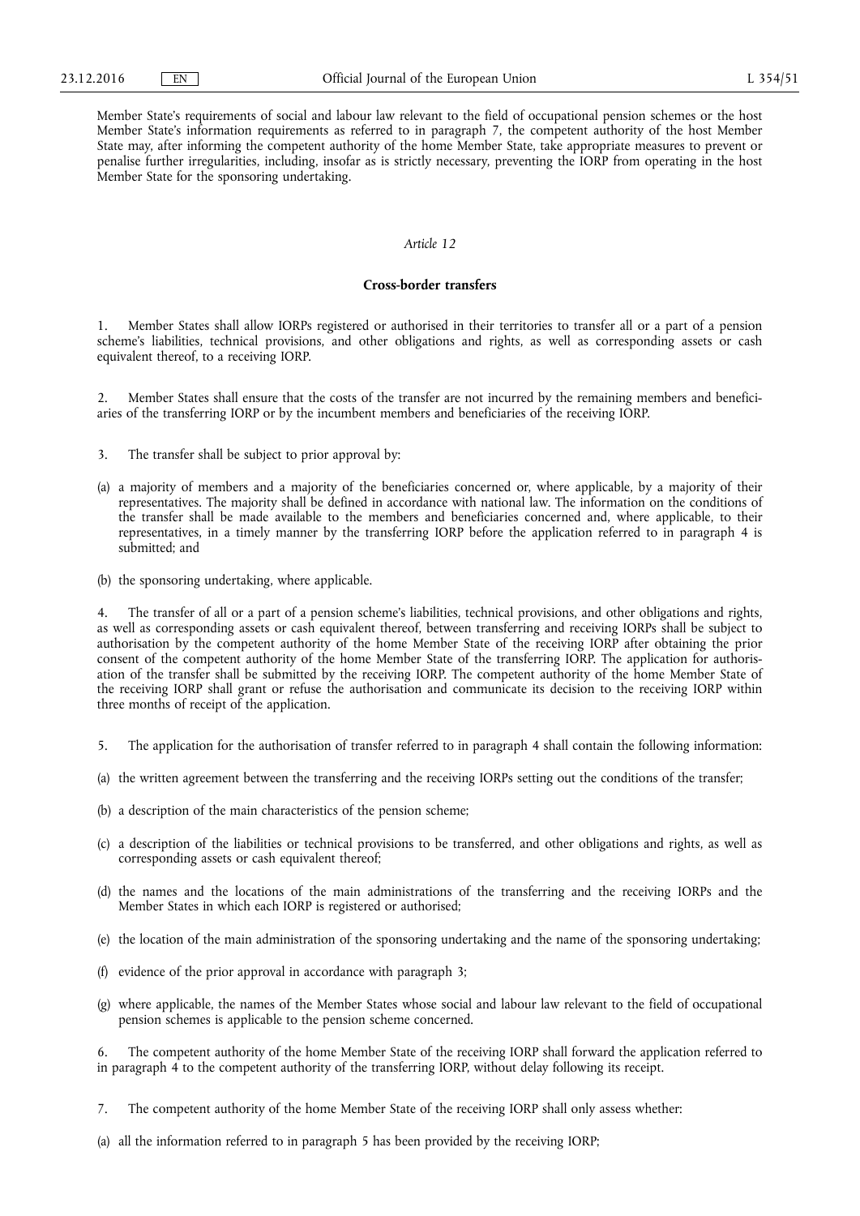Member State's requirements of social and labour law relevant to the field of occupational pension schemes or the host Member State's information requirements as referred to in paragraph 7, the competent authority of the host Member State may, after informing the competent authority of the home Member State, take appropriate measures to prevent or penalise further irregularities, including, insofar as is strictly necessary, preventing the IORP from operating in the host Member State for the sponsoring undertaking.

*Article 12*

**Cross-border transfers**

1. Member States shall allow IORPs registered or authorised in their territories to transfer all or a part of a pension scheme's liabilities, technical provisions, and other obligations and rights, as well as corresponding assets or cash equivalent thereof, to a receiving IORP.

2. Member States shall ensure that the costs of the transfer are not incurred by the remaining members and beneficiaries of the transferring IORP or by the incumbent members and beneficiaries of the receiving IORP.

3. The transfer shall be subject to prior approval by:

(a) a majority of members and a majority of the beneficiaries concerned or, where applicable, by a majority of their representatives. The majority shall be defined in accordance with national law. The information on the conditions of the transfer shall be made available to the members and beneficiaries concerned and, where applicable, to their representatives, in a timely manner by the transferring IORP before the application referred to in paragraph 4 is submitted; and

(b) the sponsoring undertaking, where applicable.

4. The transfer of all or a part of a pension scheme's liabilities, technical provisions, and other obligations and rights, as well as corresponding assets or cash equivalent thereof, between transferring and receiving IORPs shall be subject to authorisation by the competent authority of the home Member State of the receiving IORP after obtaining the prior consent of the competent authority of the home Member State of the transferring IORP. The application for authorisation of the transfer shall be submitted by the receiving IORP. The competent authority of the home Member State of the receiving IORP shall grant or refuse the authorisation and communicate its decision to the receiving IORP within three months of receipt of the application.

5. The application for the authorisation of transfer referred to in paragraph 4 shall contain the following information:

(a) the written agreement between the transferring and the receiving IORPs setting out the conditions of the transfer;

(b) a description of the main characteristics of the pension scheme;

(c) a description of the liabilities or technical provisions to be transferred, and other obligations and rights, as well as corresponding assets or cash equivalent thereof;

(d) the names and the locations of the main administrations of the transferring and the receiving IORPs and the Member States in which each IORP is registered or authorised;

(e) the location of the main administration of the sponsoring undertaking and the name of the sponsoring undertaking;

(f) evidence of the prior approval in accordance with paragraph 3;

(g) where applicable, the names of the Member States whose social and labour law relevant to the field of occupational pension schemes is applicable to the pension scheme concerned.

6. The competent authority of the home Member State of the receiving IORP shall forward the application referred to in paragraph 4 to the competent authority of the transferring IORP, without delay following its receipt.

7. The competent authority of the home Member State of the receiving IORP shall only assess whether:

(a) all the information referred to in paragraph 5 has been provided by the receiving IORP;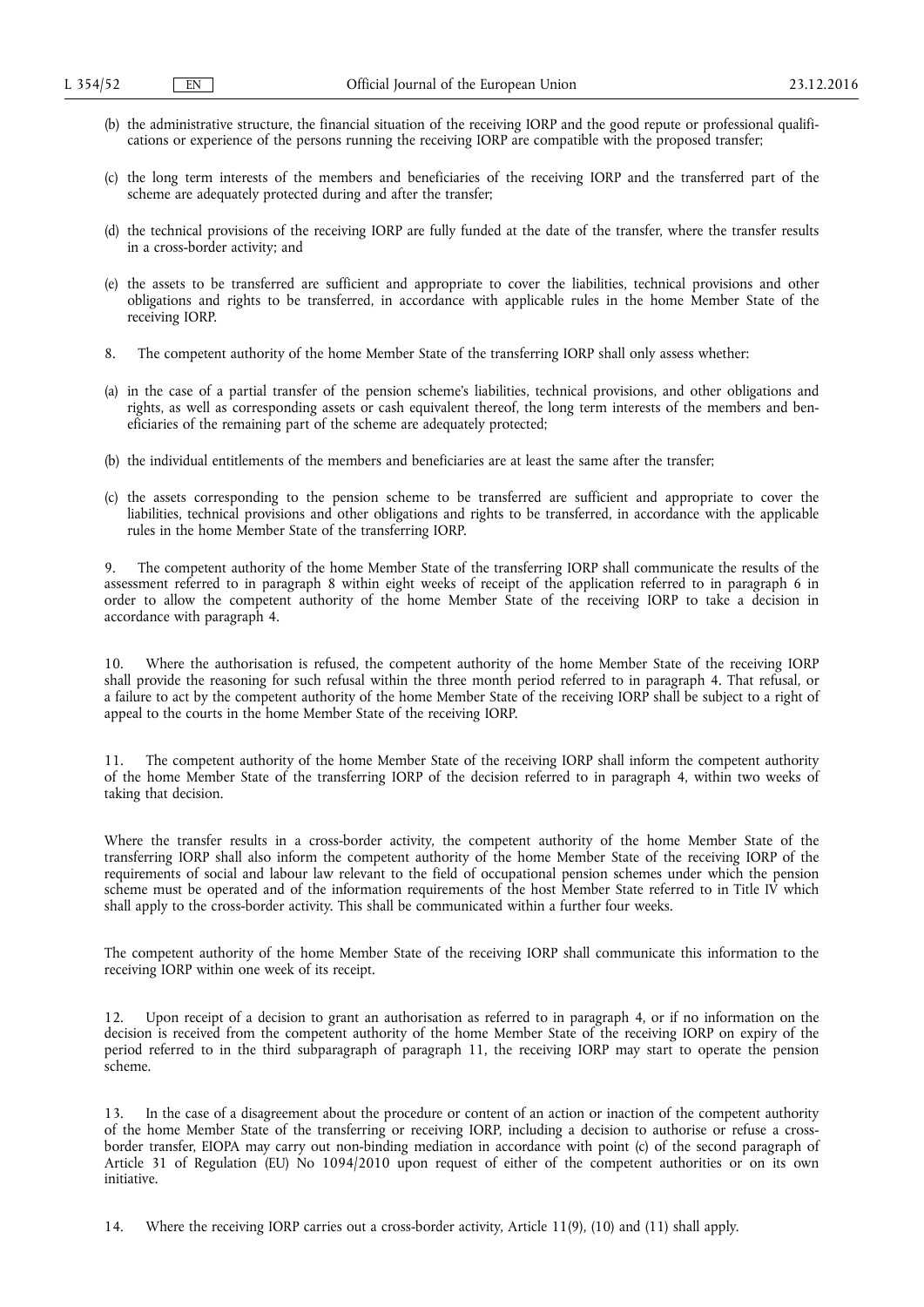(b) the administrative structure, the financial situation of the receiving IORP and the good repute or professional qualifications or experience of the persons running the receiving IORP are compatible with the proposed transfer;

(c) the long term interests of the members and beneficiaries of the receiving IORP and the transferred part of the scheme are adequately protected during and after the transfer;

(d) the technical provisions of the receiving IORP are fully funded at the date of the transfer, where the transfer results in a cross-border activity; and

(e) the assets to be transferred are sufficient and appropriate to cover the liabilities, technical provisions and other obligations and rights to be transferred, in accordance with applicable rules in the home Member State of the receiving IORP.

8. The competent authority of the home Member State of the transferring IORP shall only assess whether:

(a) in the case of a partial transfer of the pension scheme's liabilities, technical provisions, and other obligations and rights, as well as corresponding assets or cash equivalent thereof, the long term interests of the members and beneficiaries of the remaining part of the scheme are adequately protected;

(b) the individual entitlements of the members and beneficiaries are at least the same after the transfer;

(c) the assets corresponding to the pension scheme to be transferred are sufficient and appropriate to cover the liabilities, technical provisions and other obligations and rights to be transferred, in accordance with the applicable rules in the home Member State of the transferring IORP.

9. The competent authority of the home Member State of the transferring IORP shall communicate the results of the assessment referred to in paragraph 8 within eight weeks of receipt of the application referred to in paragraph 6 in order to allow the competent authority of the home Member State of the receiving IORP to take a decision in accordance with paragraph 4.

10. Where the authorisation is refused, the competent authority of the home Member State of the receiving IORP shall provide the reasoning for such refusal within the three month period referred to in paragraph 4. That refusal, or a failure to act by the competent authority of the home Member State of the receiving IORP shall be subject to a right of appeal to the courts in the home Member State of the receiving IORP.

11. The competent authority of the home Member State of the receiving IORP shall inform the competent authority of the home Member State of the transferring IORP of the decision referred to in paragraph 4, within two weeks of taking that decision.

Where the transfer results in a cross-border activity, the competent authority of the home Member State of the transferring IORP shall also inform the competent authority of the home Member State of the receiving IORP of the requirements of social and labour law relevant to the field of occupational pension schemes under which the pension scheme must be operated and of the information requirements of the host Member State referred to in Title IV which shall apply to the cross-border activity. This shall be communicated within a further four weeks.

The competent authority of the home Member State of the receiving IORP shall communicate this information to the receiving IORP within one week of its receipt.

12. Upon receipt of a decision to grant an authorisation as referred to in paragraph 4, or if no information on the decision is received from the competent authority of the home Member State of the receiving IORP on expiry of the period referred to in the third subparagraph of paragraph 11, the receiving IORP may start to operate the pension scheme.

13. In the case of a disagreement about the procedure or content of an action or inaction of the competent authority of the home Member State of the transferring or receiving IORP, including a decision to authorise or refuse a cross-border transfer, EIOPA may carry out non-binding mediation in accordance with point (c) of the second paragraph of Article 31 of Regulation (EU) No 1094/2010 upon request of either of the competent authorities or on its own initiative.

14. Where the receiving IORP carries out a cross-border activity, Article 11(9), (10) and (11) shall apply.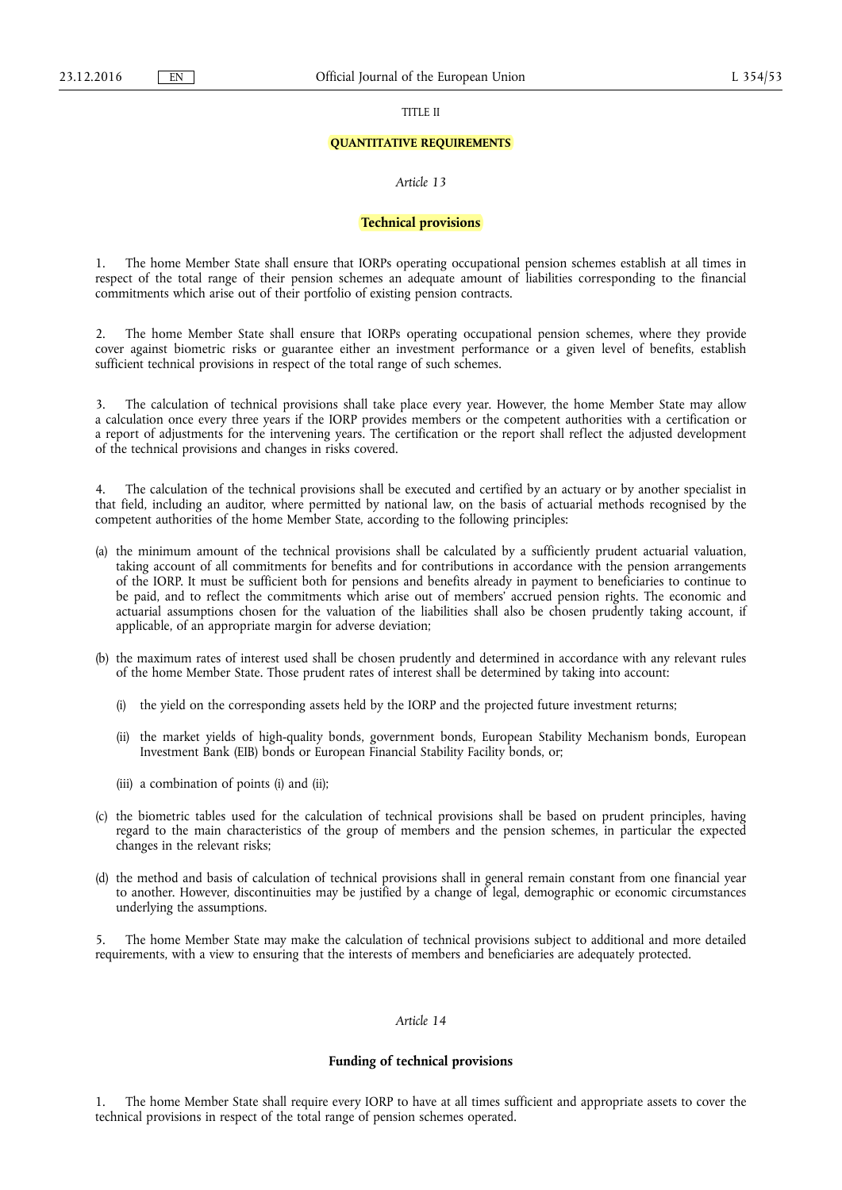TITLE II

## QUANTITATIVE REQUIREMENTS

*Article 13*

### Technical provisions

1. The home Member State shall ensure that IORPs operating occupational pension schemes establish at all times in respect of the total range of their pension schemes an adequate amount of liabilities corresponding to the financial commitments which arise out of their portfolio of existing pension contracts.

2. The home Member State shall ensure that IORPs operating occupational pension schemes, where they provide cover against biometric risks or guarantee either an investment performance or a given level of benefits, establish sufficient technical provisions in respect of the total range of such schemes.

3. The calculation of technical provisions shall take place every year. However, the home Member State may allow a calculation once every three years if the IORP provides members or the competent authorities with a certification or a report of adjustments for the intervening years. The certification or the report shall reflect the adjusted development of the technical provisions and changes in risks covered.

4. The calculation of the technical provisions shall be executed and certified by an actuary or by another specialist in that field, including an auditor, where permitted by national law, on the basis of actuarial methods recognised by the competent authorities of the home Member State, according to the following principles:

(a) the minimum amount of the technical provisions shall be calculated by a sufficiently prudent actuarial valuation, taking account of all commitments for benefits and for contributions in accordance with the pension arrangements of the IORP. It must be sufficient both for pensions and benefits already in payment to beneficiaries to continue to be paid, and to reflect the commitments which arise out of members' accrued pension rights. The economic and actuarial assumptions chosen for the valuation of the liabilities shall also be chosen prudently taking account, if applicable, of an appropriate margin for adverse deviation;

(b) the maximum rates of interest used shall be chosen prudently and determined in accordance with any relevant rules of the home Member State. Those prudent rates of interest shall be determined by taking into account:

   (i) the yield on the corresponding assets held by the IORP and the projected future investment returns;

   (ii) the market yields of high-quality bonds, government bonds, European Stability Mechanism bonds, European Investment Bank (EIB) bonds or European Financial Stability Facility bonds, or;

   (iii) a combination of points (i) and (ii);

(c) the biometric tables used for the calculation of technical provisions shall be based on prudent principles, having regard to the main characteristics of the group of members and the pension schemes, in particular the expected changes in the relevant risks;

(d) the method and basis of calculation of technical provisions shall in general remain constant from one financial year to another. However, discontinuities may be justified by a change of legal, demographic or economic circumstances underlying the assumptions.

5. The home Member State may make the calculation of technical provisions subject to additional and more detailed requirements, with a view to ensuring that the interests of members and beneficiaries are adequately protected.

*Article 14*

### Funding of technical provisions

1. The home Member State shall require every IORP to have at all times sufficient and appropriate assets to cover the technical provisions in respect of the total range of pension schemes operated.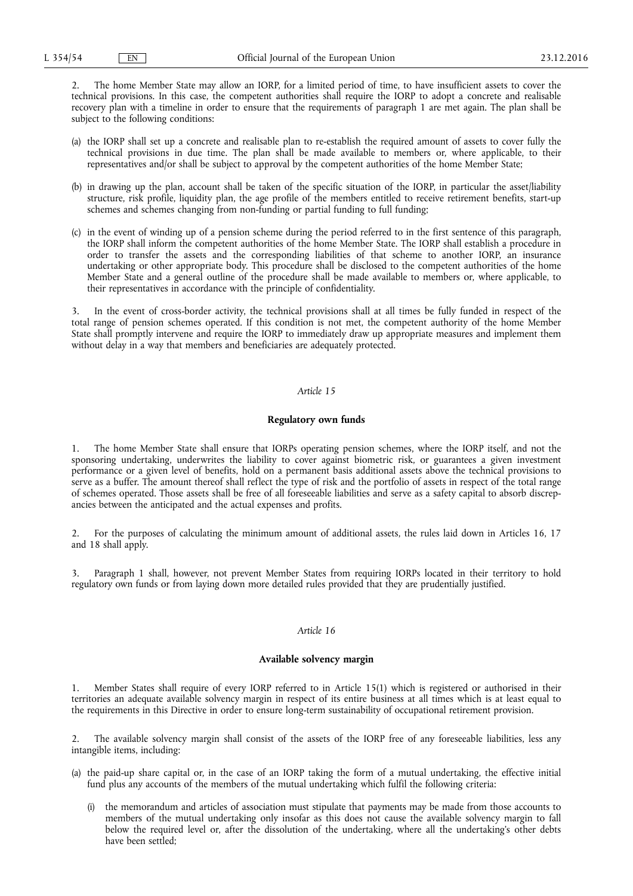2. The home Member State may allow an IORP, for a limited period of time, to have insufficient assets to cover the technical provisions. In this case, the competent authorities shall require the IORP to adopt a concrete and realisable recovery plan with a timeline in order to ensure that the requirements of paragraph 1 are met again. The plan shall be subject to the following conditions:

(a) the IORP shall set up a concrete and realisable plan to re-establish the required amount of assets to cover fully the technical provisions in due time. The plan shall be made available to members or, where applicable, to their representatives and/or shall be subject to approval by the competent authorities of the home Member State;

(b) in drawing up the plan, account shall be taken of the specific situation of the IORP, in particular the asset/liability structure, risk profile, liquidity plan, the age profile of the members entitled to receive retirement benefits, start-up schemes and schemes changing from non-funding or partial funding to full funding;

(c) in the event of winding up of a pension scheme during the period referred to in the first sentence of this paragraph, the IORP shall inform the competent authorities of the home Member State. The IORP shall establish a procedure in order to transfer the assets and the corresponding liabilities of that scheme to another IORP, an insurance undertaking or other appropriate body. This procedure shall be disclosed to the competent authorities of the home Member State and a general outline of the procedure shall be made available to members or, where applicable, to their representatives in accordance with the principle of confidentiality.

3. In the event of cross-border activity, the technical provisions shall at all times be fully funded in respect of the total range of pension schemes operated. If this condition is not met, the competent authority of the home Member State shall promptly intervene and require the IORP to immediately draw up appropriate measures and implement them without delay in a way that members and beneficiaries are adequately protected.

*Article 15*

**Regulatory own funds**

1. The home Member State shall ensure that IORPs operating pension schemes, where the IORP itself, and not the sponsoring undertaking, underwrites the liability to cover against biometric risk, or guarantees a given investment performance or a given level of benefits, hold on a permanent basis additional assets above the technical provisions to serve as a buffer. The amount thereof shall reflect the type of risk and the portfolio of assets in respect of the total range of schemes operated. Those assets shall be free of all foreseeable liabilities and serve as a safety capital to absorb discrepancies between the anticipated and the actual expenses and profits.

2. For the purposes of calculating the minimum amount of additional assets, the rules laid down in Articles 16, 17 and 18 shall apply.

3. Paragraph 1 shall, however, not prevent Member States from requiring IORPs located in their territory to hold regulatory own funds or from laying down more detailed rules provided that they are prudentially justified.

*Article 16*

**Available solvency margin**

1. Member States shall require of every IORP referred to in Article 15(1) which is registered or authorised in their territories an adequate available solvency margin in respect of its entire business at all times which is at least equal to the requirements in this Directive in order to ensure long-term sustainability of occupational retirement provision.

2. The available solvency margin shall consist of the assets of the IORP free of any foreseeable liabilities, less any intangible items, including:

(a) the paid-up share capital or, in the case of an IORP taking the form of a mutual undertaking, the effective initial fund plus any accounts of the members of the mutual undertaking which fulfil the following criteria:

   (i) the memorandum and articles of association must stipulate that payments may be made from those accounts to members of the mutual undertaking only insofar as this does not cause the available solvency margin to fall below the required level or, after the dissolution of the undertaking, where all the undertaking's other debts have been settled;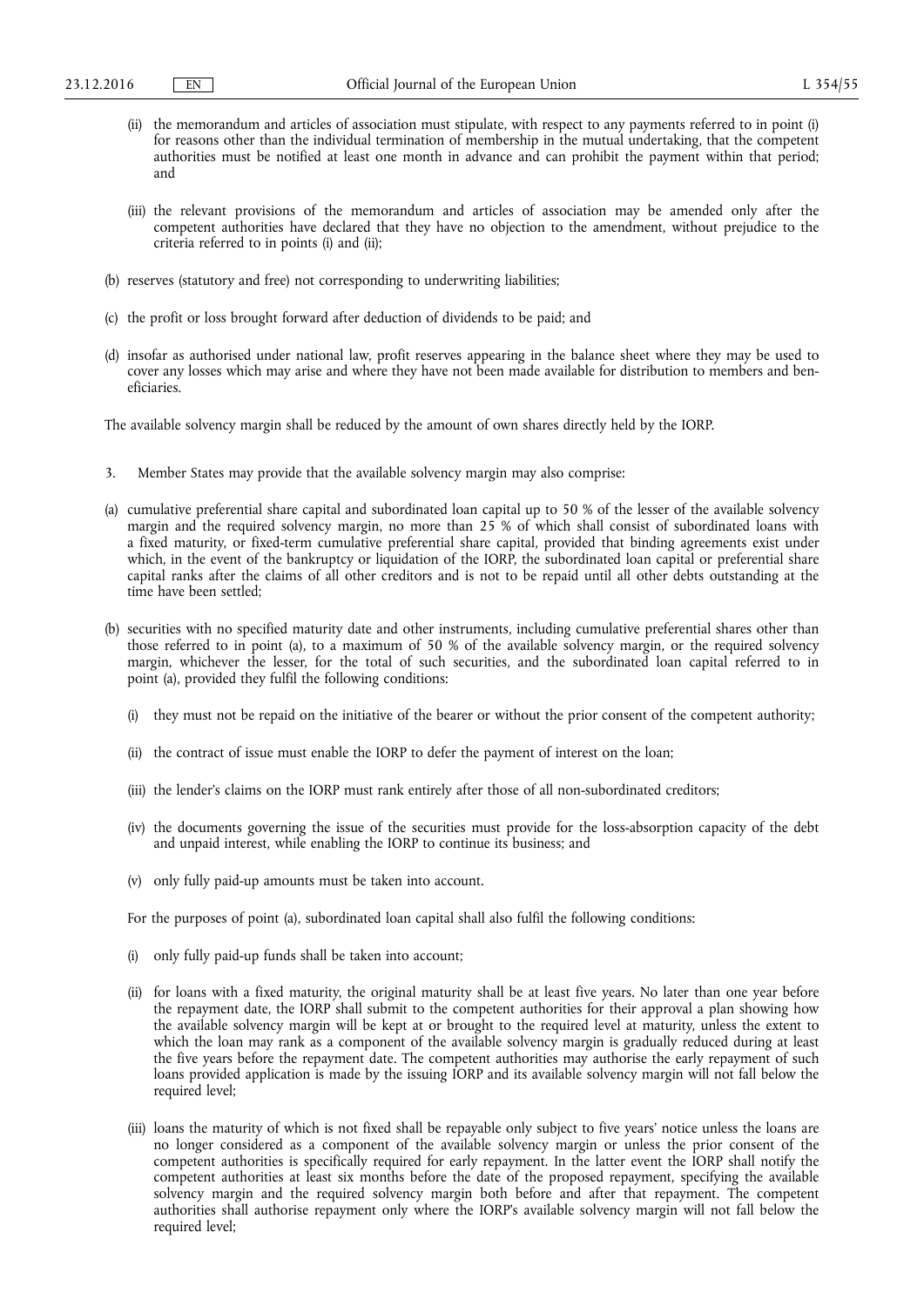(ii) the memorandum and articles of association must stipulate, with respect to any payments referred to in point (i) for reasons other than the individual termination of membership in the mutual undertaking, that the competent authorities must be notified at least one month in advance and can prohibit the payment within that period; and

(iii) the relevant provisions of the memorandum and articles of association may be amended only after the competent authorities have declared that they have no objection to the amendment, without prejudice to the criteria referred to in points (i) and (ii);

(b) reserves (statutory and free) not corresponding to underwriting liabilities;

(c) the profit or loss brought forward after deduction of dividends to be paid; and

(d) insofar as authorised under national law, profit reserves appearing in the balance sheet where they may be used to cover any losses which may arise and where they have not been made available for distribution to members and beneficiaries.

The available solvency margin shall be reduced by the amount of own shares directly held by the IORP.

3. Member States may provide that the available solvency margin may also comprise:

(a) cumulative preferential share capital and subordinated loan capital up to 50 % of the lesser of the available solvency margin and the required solvency margin, no more than 25 % of which shall consist of subordinated loans with a fixed maturity, or fixed-term cumulative preferential share capital, provided that binding agreements exist under which, in the event of the bankruptcy or liquidation of the IORP, the subordinated loan capital or preferential share capital ranks after the claims of all other creditors and is not to be repaid until all other debts outstanding at the time have been settled;

(b) securities with no specified maturity date and other instruments, including cumulative preferential shares other than those referred to in point (a), to a maximum of 50 % of the available solvency margin, or the required solvency margin, whichever the lesser, for the total of such securities, and the subordinated loan capital referred to in point (a), provided they fulfil the following conditions:

(i) they must not be repaid on the initiative of the bearer or without the prior consent of the competent authority;

(ii) the contract of issue must enable the IORP to defer the payment of interest on the loan;

(iii) the lender's claims on the IORP must rank entirely after those of all non-subordinated creditors;

(iv) the documents governing the issue of the securities must provide for the loss-absorption capacity of the debt and unpaid interest, while enabling the IORP to continue its business; and

(v) only fully paid-up amounts must be taken into account.

For the purposes of point (a), subordinated loan capital shall also fulfil the following conditions:

(i) only fully paid-up funds shall be taken into account;

(ii) for loans with a fixed maturity, the original maturity shall be at least five years. No later than one year before the repayment date, the IORP shall submit to the competent authorities for their approval a plan showing how the available solvency margin will be kept at or brought to the required level at maturity, unless the extent to which the loan may rank as a component of the available solvency margin is gradually reduced during at least the five years before the repayment date. The competent authorities may authorise the early repayment of such loans provided application is made by the issuing IORP and its available solvency margin will not fall below the required level;

(iii) loans the maturity of which is not fixed shall be repayable only subject to five years' notice unless the loans are no longer considered as a component of the available solvency margin or unless the prior consent of the competent authorities is specifically required for early repayment. In the latter event the IORP shall notify the competent authorities at least six months before the date of the proposed repayment, specifying the available solvency margin and the required solvency margin both before and after that repayment. The competent authorities shall authorise repayment only where the IORP's available solvency margin will not fall below the required level;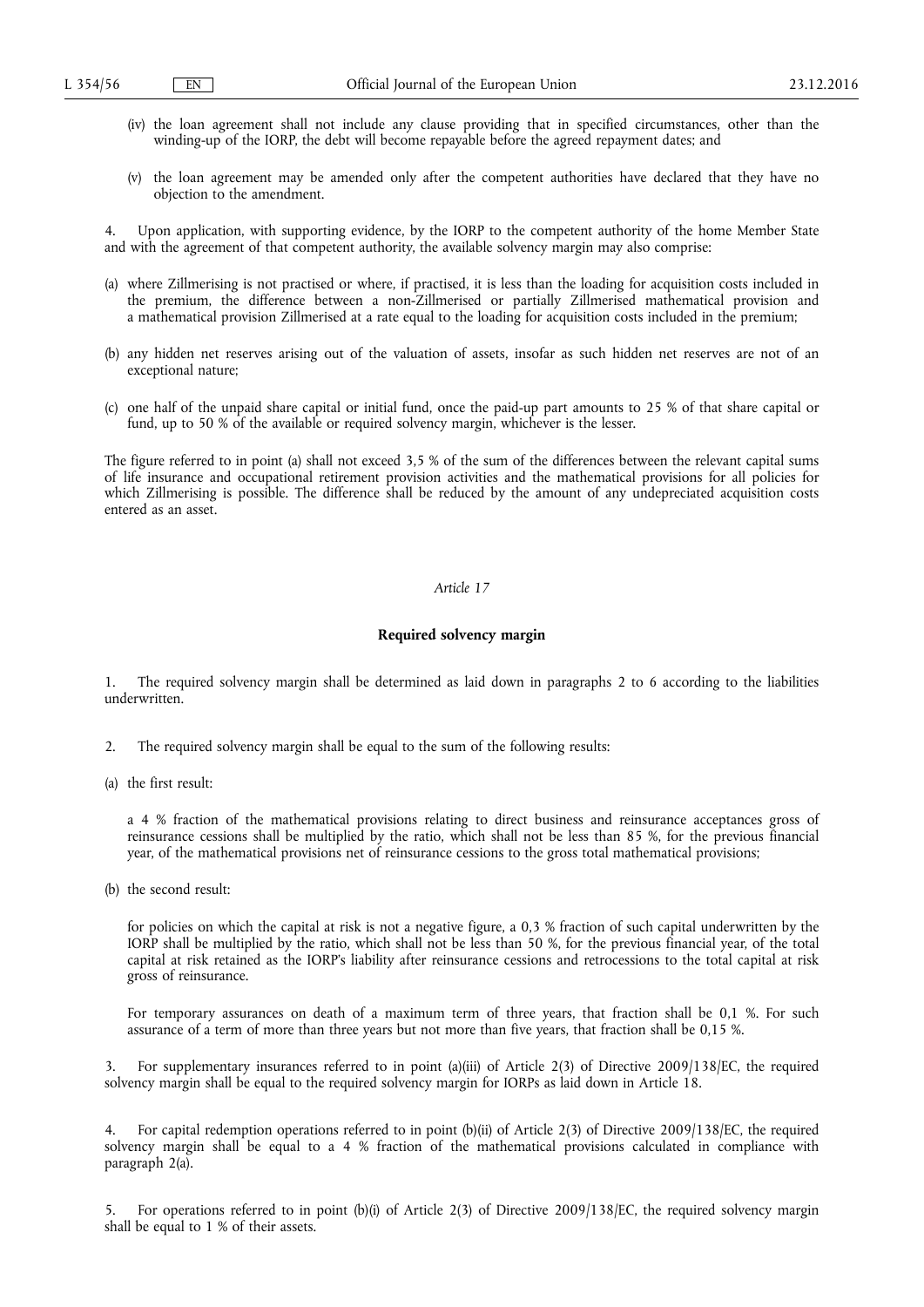(iv) the loan agreement shall not include any clause providing that in specified circumstances, other than the winding-up of the IORP, the debt will become repayable before the agreed repayment dates; and

(v) the loan agreement may be amended only after the competent authorities have declared that they have no objection to the amendment.

4. Upon application, with supporting evidence, by the IORP to the competent authority of the home Member State and with the agreement of that competent authority, the available solvency margin may also comprise:

(a) where Zillmerising is not practised or where, if practised, it is less than the loading for acquisition costs included in the premium, the difference between a non-Zillmerised or partially Zillmerised mathematical provision and a mathematical provision Zillmerised at a rate equal to the loading for acquisition costs included in the premium;

(b) any hidden net reserves arising out of the valuation of assets, insofar as such hidden net reserves are not of an exceptional nature;

(c) one half of the unpaid share capital or initial fund, once the paid-up part amounts to 25 % of that share capital or fund, up to 50 % of the available or required solvency margin, whichever is the lesser.

The figure referred to in point (a) shall not exceed 3,5 % of the sum of the differences between the relevant capital sums of life insurance and occupational retirement provision activities and the mathematical provisions for all policies for which Zillmerising is possible. The difference shall be reduced by the amount of any undepreciated acquisition costs entered as an asset.

*Article 17*

**Required solvency margin**

1. The required solvency margin shall be determined as laid down in paragraphs 2 to 6 according to the liabilities underwritten.

2. The required solvency margin shall be equal to the sum of the following results:

(a) the first result:

a 4 % fraction of the mathematical provisions relating to direct business and reinsurance acceptances gross of reinsurance cessions shall be multiplied by the ratio, which shall not be less than 85 %, for the previous financial year, of the mathematical provisions net of reinsurance cessions to the gross total mathematical provisions;

(b) the second result:

for policies on which the capital at risk is not a negative figure, a 0,3 % fraction of such capital underwritten by the IORP shall be multiplied by the ratio, which shall not be less than 50 %, for the previous financial year, of the total capital at risk retained as the IORP's liability after reinsurance cessions and retrocessions to the total capital at risk gross of reinsurance.

For temporary assurances on death of a maximum term of three years, that fraction shall be 0,1 %. For such assurance of a term of more than three years but not more than five years, that fraction shall be 0,15 %.

3. For supplementary insurances referred to in point (a)(iii) of Article 2(3) of Directive 2009/138/EC, the required solvency margin shall be equal to the required solvency margin for IORPs as laid down in Article 18.

4. For capital redemption operations referred to in point (b)(ii) of Article 2(3) of Directive 2009/138/EC, the required solvency margin shall be equal to a 4 % fraction of the mathematical provisions calculated in compliance with paragraph 2(a).

5. For operations referred to in point (b)(i) of Article 2(3) of Directive 2009/138/EC, the required solvency margin shall be equal to 1 % of their assets.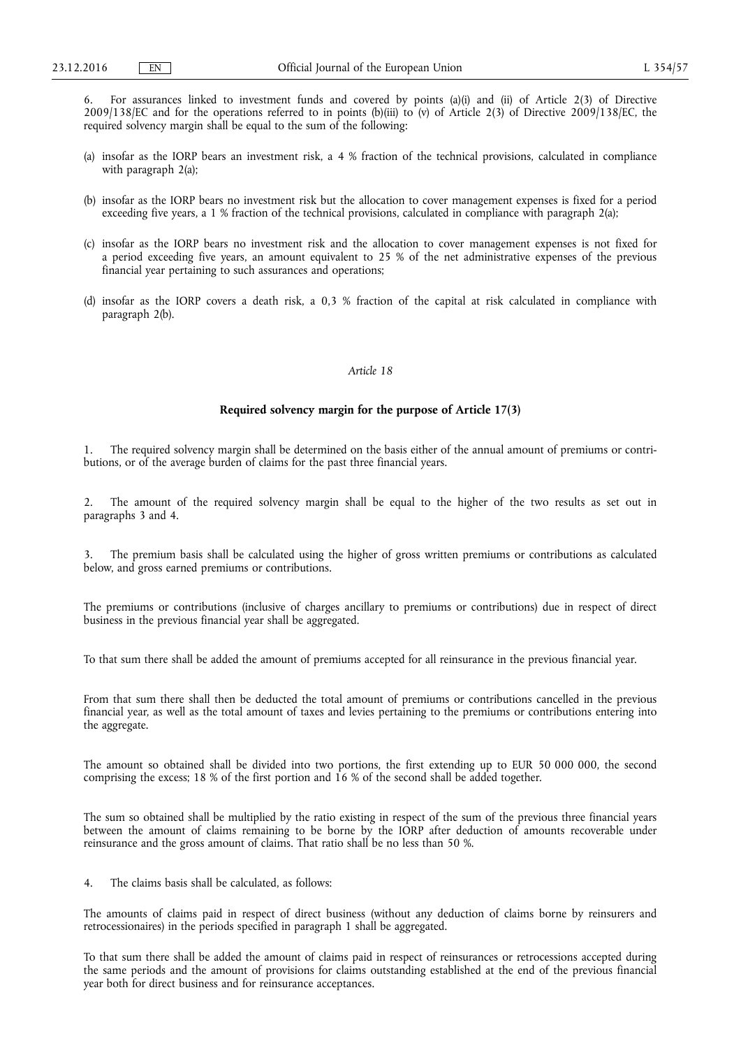6. For assurances linked to investment funds and covered by points (a)(i) and (ii) of Article 2(3) of Directive 2009/138/EC and for the operations referred to in points (b)(iii) to (v) of Article 2(3) of Directive 2009/138/EC, the required solvency margin shall be equal to the sum of the following:

(a) insofar as the IORP bears an investment risk, a 4 % fraction of the technical provisions, calculated in compliance with paragraph 2(a);

(b) insofar as the IORP bears no investment risk but the allocation to cover management expenses is fixed for a period exceeding five years, a 1 % fraction of the technical provisions, calculated in compliance with paragraph 2(a);

(c) insofar as the IORP bears no investment risk and the allocation to cover management expenses is not fixed for a period exceeding five years, an amount equivalent to 25 % of the net administrative expenses of the previous financial year pertaining to such assurances and operations;

(d) insofar as the IORP covers a death risk, a 0,3 % fraction of the capital at risk calculated in compliance with paragraph 2(b).

*Article 18*

**Required solvency margin for the purpose of Article 17(3)**

1. The required solvency margin shall be determined on the basis either of the annual amount of premiums or contributions, or of the average burden of claims for the past three financial years.

2. The amount of the required solvency margin shall be equal to the higher of the two results as set out in paragraphs 3 and 4.

3. The premium basis shall be calculated using the higher of gross written premiums or contributions as calculated below, and gross earned premiums or contributions.

The premiums or contributions (inclusive of charges ancillary to premiums or contributions) due in respect of direct business in the previous financial year shall be aggregated.

To that sum there shall be added the amount of premiums accepted for all reinsurance in the previous financial year.

From that sum there shall then be deducted the total amount of premiums or contributions cancelled in the previous financial year, as well as the total amount of taxes and levies pertaining to the premiums or contributions entering into the aggregate.

The amount so obtained shall be divided into two portions, the first extending up to EUR 50 000 000, the second comprising the excess; 18 % of the first portion and 16 % of the second shall be added together.

The sum so obtained shall be multiplied by the ratio existing in respect of the sum of the previous three financial years between the amount of claims remaining to be borne by the IORP after deduction of amounts recoverable under reinsurance and the gross amount of claims. That ratio shall be no less than 50 %.

4. The claims basis shall be calculated, as follows:

The amounts of claims paid in respect of direct business (without any deduction of claims borne by reinsurers and retrocessionaires) in the periods specified in paragraph 1 shall be aggregated.

To that sum there shall be added the amount of claims paid in respect of reinsurances or retrocessions accepted during the same periods and the amount of provisions for claims outstanding established at the end of the previous financial year both for direct business and for reinsurance acceptances.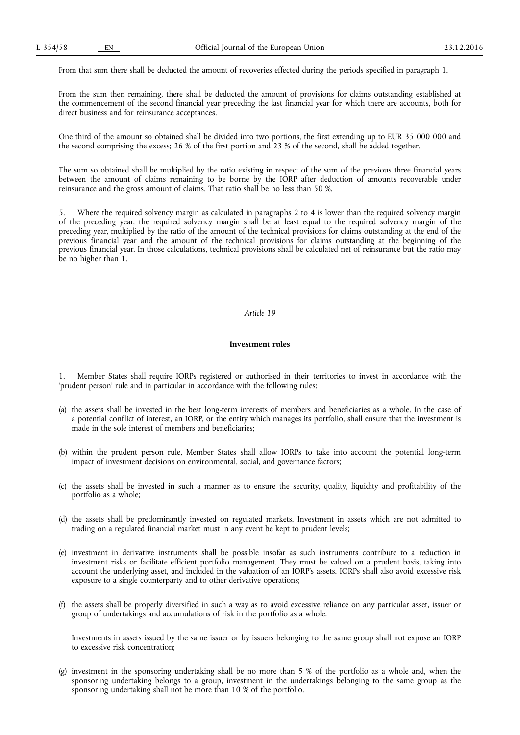From that sum there shall be deducted the amount of recoveries effected during the periods specified in paragraph 1.

From the sum then remaining, there shall be deducted the amount of provisions for claims outstanding established at the commencement of the second financial year preceding the last financial year for which there are accounts, both for direct business and for reinsurance acceptances.

One third of the amount so obtained shall be divided into two portions, the first extending up to EUR 35 000 000 and the second comprising the excess; 26 % of the first portion and 23 % of the second, shall be added together.

The sum so obtained shall be multiplied by the ratio existing in respect of the sum of the previous three financial years between the amount of claims remaining to be borne by the IORP after deduction of amounts recoverable under reinsurance and the gross amount of claims. That ratio shall be no less than 50 %.

5. Where the required solvency margin as calculated in paragraphs 2 to 4 is lower than the required solvency margin of the preceding year, the required solvency margin shall be at least equal to the required solvency margin of the preceding year, multiplied by the ratio of the amount of the technical provisions for claims outstanding at the end of the previous financial year and the amount of the technical provisions for claims outstanding at the beginning of the previous financial year. In those calculations, technical provisions shall be calculated net of reinsurance but the ratio may be no higher than 1.

*Article 19*

**Investment rules**

1. Member States shall require IORPs registered or authorised in their territories to invest in accordance with the 'prudent person' rule and in particular in accordance with the following rules:

(a) the assets shall be invested in the best long-term interests of members and beneficiaries as a whole. In the case of a potential conflict of interest, an IORP, or the entity which manages its portfolio, shall ensure that the investment is made in the sole interest of members and beneficiaries;

(b) within the prudent person rule, Member States shall allow IORPs to take into account the potential long-term impact of investment decisions on environmental, social, and governance factors;

(c) the assets shall be invested in such a manner as to ensure the security, quality, liquidity and profitability of the portfolio as a whole;

(d) the assets shall be predominantly invested on regulated markets. Investment in assets which are not admitted to trading on a regulated financial market must in any event be kept to prudent levels;

(e) investment in derivative instruments shall be possible insofar as such instruments contribute to a reduction in investment risks or facilitate efficient portfolio management. They must be valued on a prudent basis, taking into account the underlying asset, and included in the valuation of an IORP's assets. IORPs shall also avoid excessive risk exposure to a single counterparty and to other derivative operations;

(f) the assets shall be properly diversified in such a way as to avoid excessive reliance on any particular asset, issuer or group of undertakings and accumulations of risk in the portfolio as a whole.

   Investments in assets issued by the same issuer or by issuers belonging to the same group shall not expose an IORP to excessive risk concentration;

(g) investment in the sponsoring undertaking shall be no more than 5 % of the portfolio as a whole and, when the sponsoring undertaking belongs to a group, investment in the undertakings belonging to the same group as the sponsoring undertaking shall not be more than 10 % of the portfolio.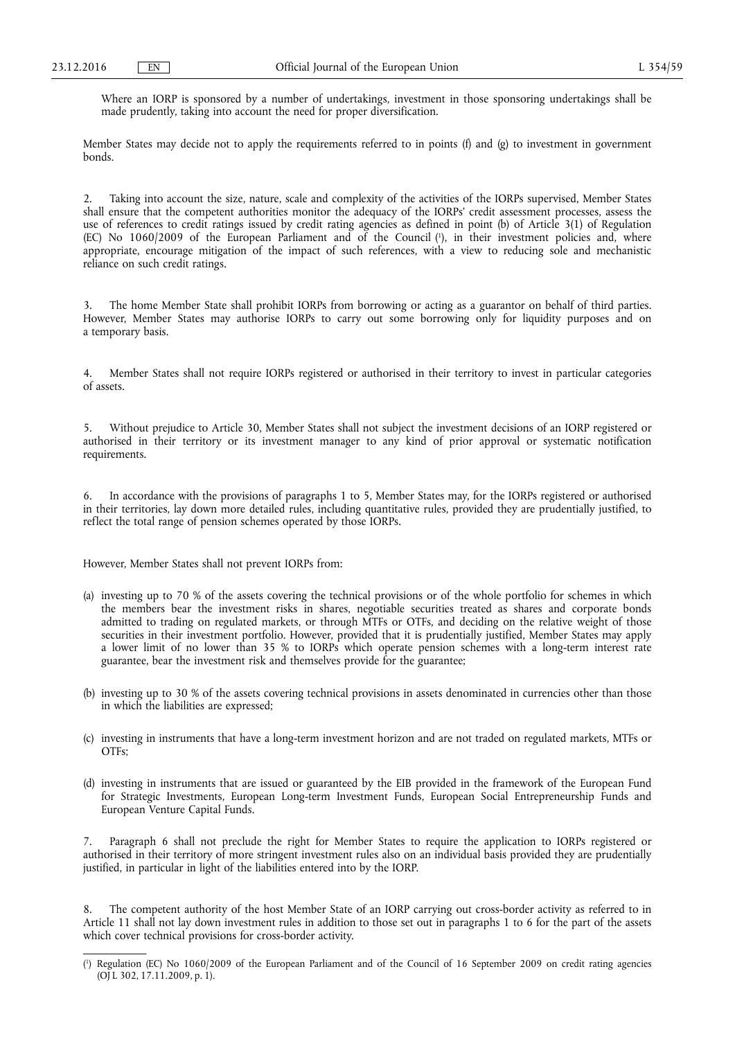Where an IORP is sponsored by a number of undertakings, investment in those sponsoring undertakings shall be made prudently, taking into account the need for proper diversification.

Member States may decide not to apply the requirements referred to in points (f) and (g) to investment in government bonds.

2. Taking into account the size, nature, scale and complexity of the activities of the IORPs supervised, Member States shall ensure that the competent authorities monitor the adequacy of the IORPs' credit assessment processes, assess the use of references to credit ratings issued by credit rating agencies as defined in point (b) of Article 3(1) of Regulation (EC) No 1060/2009 of the European Parliament and of the Council [1], in their investment policies and, where appropriate, encourage mitigation of the impact of such references, with a view to reducing sole and mechanistic reliance on such credit ratings.

3. The home Member State shall prohibit IORPs from borrowing or acting as a guarantor on behalf of third parties. However, Member States may authorise IORPs to carry out some borrowing only for liquidity purposes and on a temporary basis.

4. Member States shall not require IORPs registered or authorised in their territory to invest in particular categories of assets.

5. Without prejudice to Article 30, Member States shall not subject the investment decisions of an IORP registered or authorised in their territory or its investment manager to any kind of prior approval or systematic notification requirements.

6. In accordance with the provisions of paragraphs 1 to 5, Member States may, for the IORPs registered or authorised in their territories, lay down more detailed rules, including quantitative rules, provided they are prudentially justified, to reflect the total range of pension schemes operated by those IORPs.

However, Member States shall not prevent IORPs from:

(a) investing up to 70 % of the assets covering the technical provisions or of the whole portfolio for schemes in which the members bear the investment risks in shares, negotiable securities treated as shares and corporate bonds admitted to trading on regulated markets, or through MTFs or OTFs, and deciding on the relative weight of those securities in their investment portfolio. However, provided that it is prudentially justified, Member States may apply a lower limit of no lower than 35 % to IORPs which operate pension schemes with a long-term interest rate guarantee, bear the investment risk and themselves provide for the guarantee;

(b) investing up to 30 % of the assets covering technical provisions in assets denominated in currencies other than those in which the liabilities are expressed;

(c) investing in instruments that have a long-term investment horizon and are not traded on regulated markets, MTFs or OTFs;

(d) investing in instruments that are issued or guaranteed by the EIB provided in the framework of the European Fund for Strategic Investments, European Long-term Investment Funds, European Social Entrepreneurship Funds and European Venture Capital Funds.

7. Paragraph 6 shall not preclude the right for Member States to require the application to IORPs registered or authorised in their territory of more stringent investment rules also on an individual basis provided they are prudentially justified, in particular in light of the liabilities entered into by the IORP.

8. The competent authority of the host Member State of an IORP carrying out cross-border activity as referred to in Article 11 shall not lay down investment rules in addition to those set out in paragraphs 1 to 6 for the part of the assets which cover technical provisions for cross-border activity.

---

[1] Regulation (EC) No 1060/2009 of the European Parliament and of the Council of 16 September 2009 on credit rating agencies (OJ L 302, 17.11.2009, p. 1).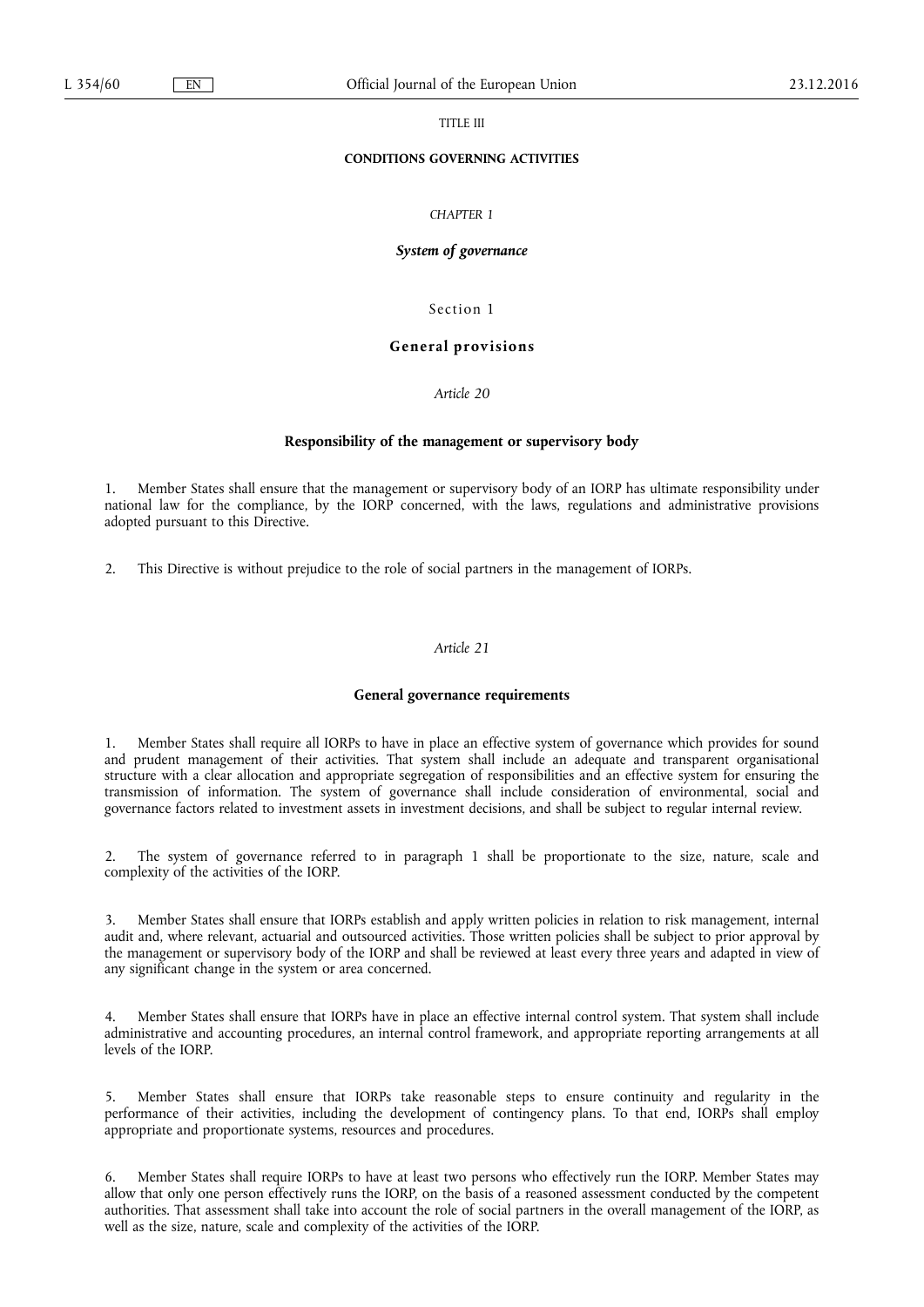TITLE III

**CONDITIONS GOVERNING ACTIVITIES**

*CHAPTER 1*

***System of governance***

Section 1

**General provisions**

*Article 20*

**Responsibility of the management or supervisory body**

1. Member States shall ensure that the management or supervisory body of an IORP has ultimate responsibility under national law for the compliance, by the IORP concerned, with the laws, regulations and administrative provisions adopted pursuant to this Directive.

2. This Directive is without prejudice to the role of social partners in the management of IORPs.

*Article 21*

**General governance requirements**

1. Member States shall require all IORPs to have in place an effective system of governance which provides for sound and prudent management of their activities. That system shall include an adequate and transparent organisational structure with a clear allocation and appropriate segregation of responsibilities and an effective system for ensuring the transmission of information. The system of governance shall include consideration of environmental, social and governance factors related to investment assets in investment decisions, and shall be subject to regular internal review.

2. The system of governance referred to in paragraph 1 shall be proportionate to the size, nature, scale and complexity of the activities of the IORP.

3. Member States shall ensure that IORPs establish and apply written policies in relation to risk management, internal audit and, where relevant, actuarial and outsourced activities. Those written policies shall be subject to prior approval by the management or supervisory body of the IORP and shall be reviewed at least every three years and adapted in view of any significant change in the system or area concerned.

4. Member States shall ensure that IORPs have in place an effective internal control system. That system shall include administrative and accounting procedures, an internal control framework, and appropriate reporting arrangements at all levels of the IORP.

5. Member States shall ensure that IORPs take reasonable steps to ensure continuity and regularity in the performance of their activities, including the development of contingency plans. To that end, IORPs shall employ appropriate and proportionate systems, resources and procedures.

6. Member States shall require IORPs to have at least two persons who effectively run the IORP. Member States may allow that only one person effectively runs the IORP, on the basis of a reasoned assessment conducted by the competent authorities. That assessment shall take into account the role of social partners in the overall management of the IORP, as well as the size, nature, scale and complexity of the activities of the IORP.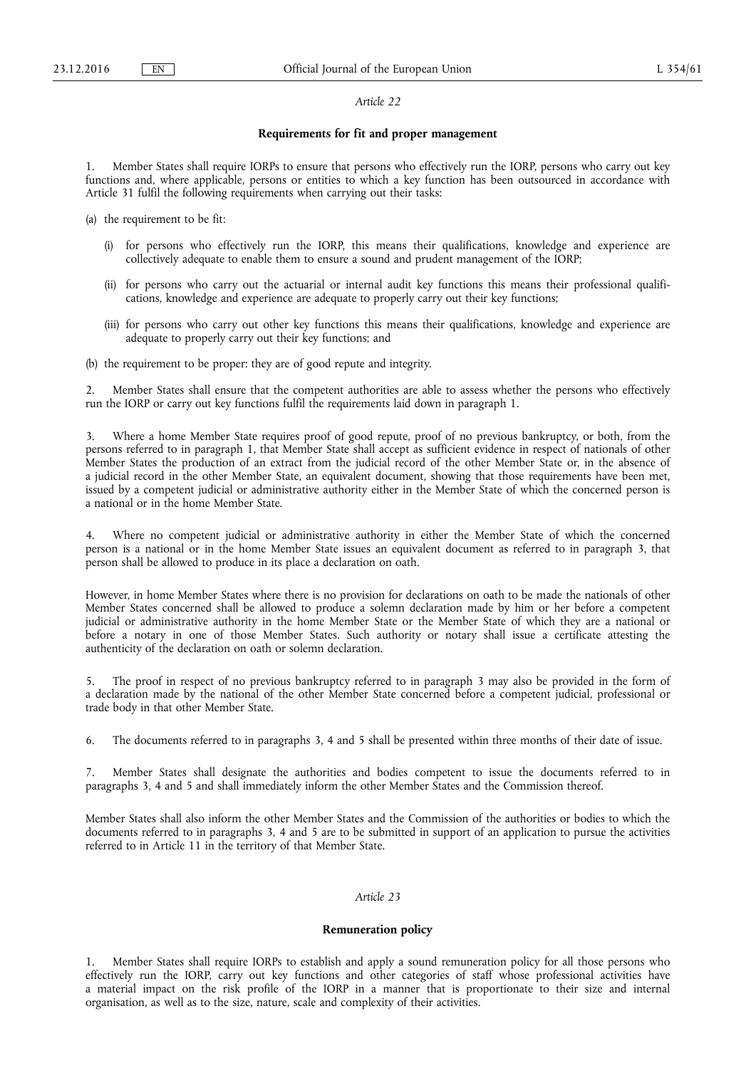*Article 22*

**Requirements for fit and proper management**

1. Member States shall require IORPs to ensure that persons who effectively run the IORP, persons who carry out key functions and, where applicable, persons or entities to which a key function has been outsourced in accordance with Article 31 fulfil the following requirements when carrying out their tasks:

(a) the requirement to be fit:

(i) for persons who effectively run the IORP, this means their qualifications, knowledge and experience are collectively adequate to enable them to ensure a sound and prudent management of the IORP;

(ii) for persons who carry out the actuarial or internal audit key functions this means their professional qualifications, knowledge and experience are adequate to properly carry out their key functions;

(iii) for persons who carry out other key functions this means their qualifications, knowledge and experience are adequate to properly carry out their key functions; and

(b) the requirement to be proper: they are of good repute and integrity.

2. Member States shall ensure that the competent authorities are able to assess whether the persons who effectively run the IORP or carry out key functions fulfil the requirements laid down in paragraph 1.

3. Where a home Member State requires proof of good repute, proof of no previous bankruptcy, or both, from the persons referred to in paragraph 1, that Member State shall accept as sufficient evidence in respect of nationals of other Member States the production of an extract from the judicial record of the other Member State or, in the absence of a judicial record in the other Member State, an equivalent document, showing that those requirements have been met, issued by a competent judicial or administrative authority either in the Member State of which the concerned person is a national or in the home Member State.

4. Where no competent judicial or administrative authority in either the Member State of which the concerned person is a national or in the home Member State issues an equivalent document as referred to in paragraph 3, that person shall be allowed to produce in its place a declaration on oath.

However, in home Member States where there is no provision for declarations on oath to be made the nationals of other Member States concerned shall be allowed to produce a solemn declaration made by him or her before a competent judicial or administrative authority in the home Member State or the Member State of which they are a national or before a notary in one of those Member States. Such authority or notary shall issue a certificate attesting the authenticity of the declaration on oath or solemn declaration.

5. The proof in respect of no previous bankruptcy referred to in paragraph 3 may also be provided in the form of a declaration made by the national of the other Member State concerned before a competent judicial, professional or trade body in that other Member State.

6. The documents referred to in paragraphs 3, 4 and 5 shall be presented within three months of their date of issue.

7. Member States shall designate the authorities and bodies competent to issue the documents referred to in paragraphs 3, 4 and 5 and shall immediately inform the other Member States and the Commission thereof.

Member States shall also inform the other Member States and the Commission of the authorities or bodies to which the documents referred to in paragraphs 3, 4 and 5 are to be submitted in support of an application to pursue the activities referred to in Article 11 in the territory of that Member State.

*Article 23*

**Remuneration policy**

1. Member States shall require IORPs to establish and apply a sound remuneration policy for all those persons who effectively run the IORP, carry out key functions and other categories of staff whose professional activities have a material impact on the risk profile of the IORP in a manner that is proportionate to their size and internal organisation, as well as to the size, nature, scale and complexity of their activities.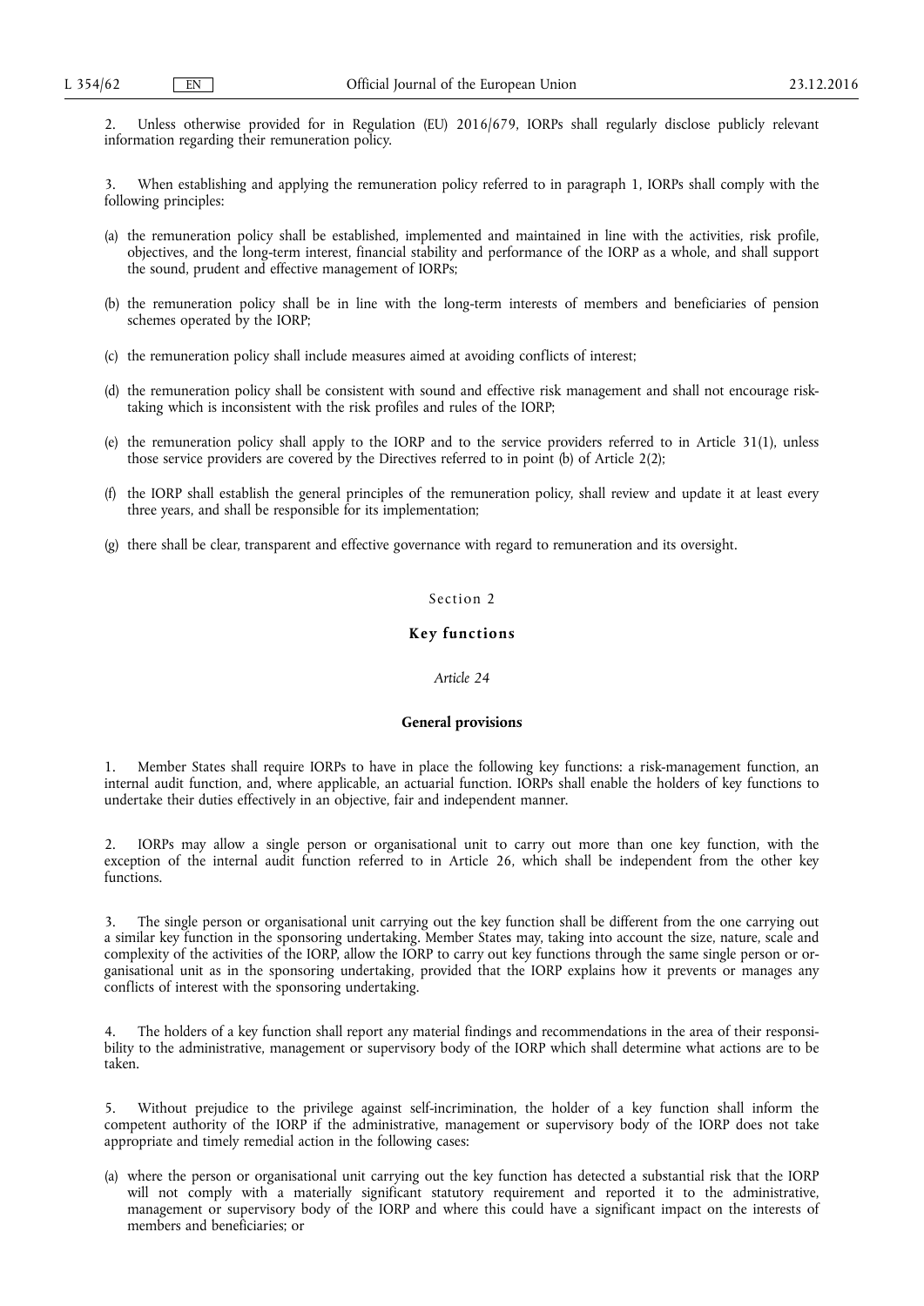2. Unless otherwise provided for in Regulation (EU) 2016/679, IORPs shall regularly disclose publicly relevant information regarding their remuneration policy.

3. When establishing and applying the remuneration policy referred to in paragraph 1, IORPs shall comply with the following principles:

(a) the remuneration policy shall be established, implemented and maintained in line with the activities, risk profile, objectives, and the long-term interest, financial stability and performance of the IORP as a whole, and shall support the sound, prudent and effective management of IORPs;

(b) the remuneration policy shall be in line with the long-term interests of members and beneficiaries of pension schemes operated by the IORP;

(c) the remuneration policy shall include measures aimed at avoiding conflicts of interest;

(d) the remuneration policy shall be consistent with sound and effective risk management and shall not encourage risk-taking which is inconsistent with the risk profiles and rules of the IORP;

(e) the remuneration policy shall apply to the IORP and to the service providers referred to in Article 31(1), unless those service providers are covered by the Directives referred to in point (b) of Article 2(2);

(f) the IORP shall establish the general principles of the remuneration policy, shall review and update it at least every three years, and shall be responsible for its implementation;

(g) there shall be clear, transparent and effective governance with regard to remuneration and its oversight.

## Section 2

## **Key functions**

### *Article 24*

### **General provisions**

1. Member States shall require IORPs to have in place the following key functions: a risk-management function, an internal audit function, and, where applicable, an actuarial function. IORPs shall enable the holders of key functions to undertake their duties effectively in an objective, fair and independent manner.

2. IORPs may allow a single person or organisational unit to carry out more than one key function, with the exception of the internal audit function referred to in Article 26, which shall be independent from the other key functions.

3. The single person or organisational unit carrying out the key function shall be different from the one carrying out a similar key function in the sponsoring undertaking. Member States may, taking into account the size, nature, scale and complexity of the activities of the IORP, allow the IORP to carry out key functions through the same single person or organisational unit as in the sponsoring undertaking, provided that the IORP explains how it prevents or manages any conflicts of interest with the sponsoring undertaking.

4. The holders of a key function shall report any material findings and recommendations in the area of their responsibility to the administrative, management or supervisory body of the IORP which shall determine what actions are to be taken.

5. Without prejudice to the privilege against self-incrimination, the holder of a key function shall inform the competent authority of the IORP if the administrative, management or supervisory body of the IORP does not take appropriate and timely remedial action in the following cases:

(a) where the person or organisational unit carrying out the key function has detected a substantial risk that the IORP will not comply with a materially significant statutory requirement and reported it to the administrative, management or supervisory body of the IORP and where this could have a significant impact on the interests of members and beneficiaries; or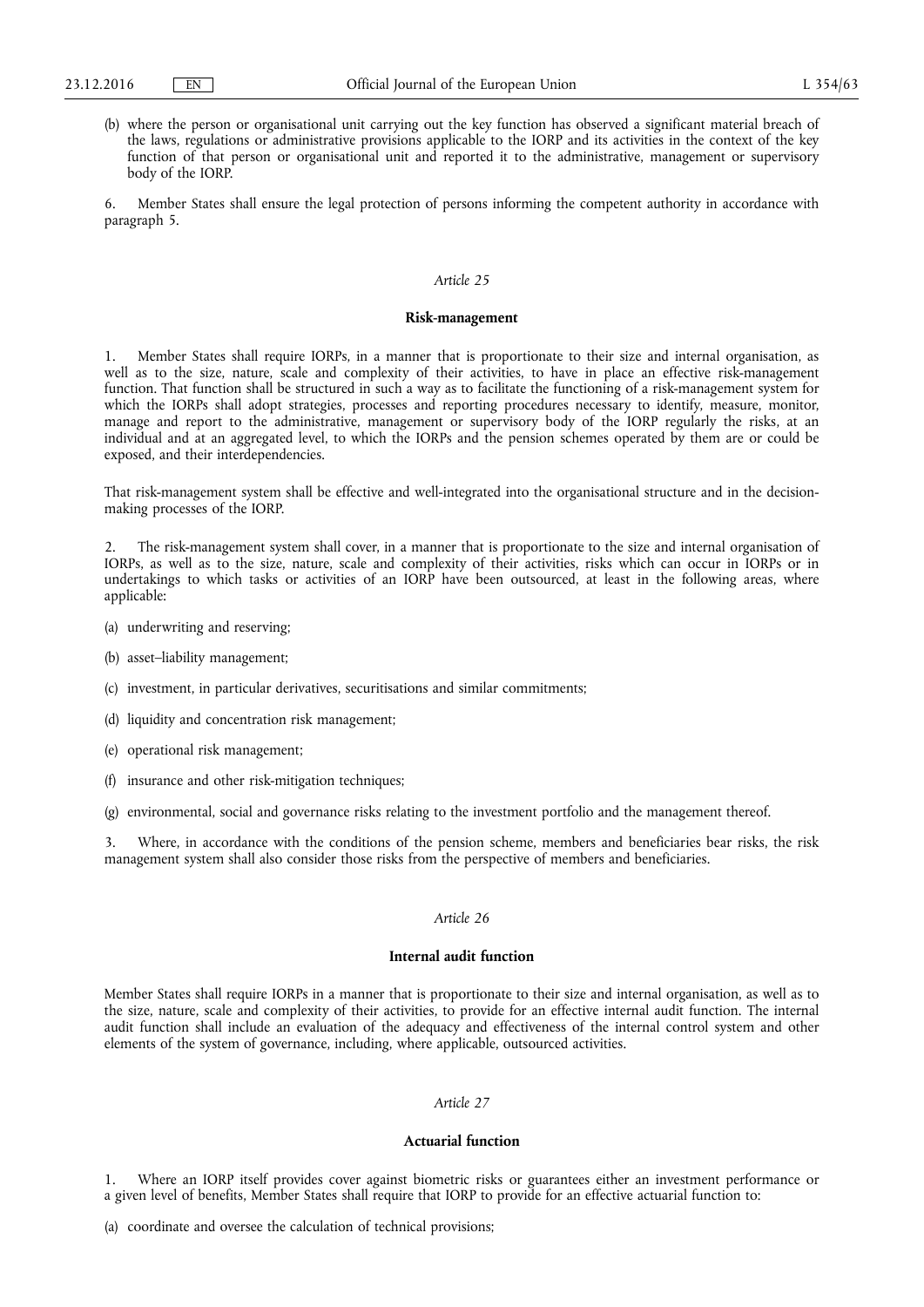(b) where the person or organisational unit carrying out the key function has observed a significant material breach of the laws, regulations or administrative provisions applicable to the IORP and its activities in the context of the key function of that person or organisational unit and reported it to the administrative, management or supervisory body of the IORP.

6. Member States shall ensure the legal protection of persons informing the competent authority in accordance with paragraph 5.

*Article 25*

**Risk-management**

1. Member States shall require IORPs, in a manner that is proportionate to their size and internal organisation, as well as to the size, nature, scale and complexity of their activities, to have in place an effective risk-management function. That function shall be structured in such a way as to facilitate the functioning of a risk-management system for which the IORPs shall adopt strategies, processes and reporting procedures necessary to identify, measure, monitor, manage and report to the administrative, management or supervisory body of the IORP regularly the risks, at an individual and at an aggregated level, to which the IORPs and the pension schemes operated by them are or could be exposed, and their interdependencies.

That risk-management system shall be effective and well-integrated into the organisational structure and in the decision-making processes of the IORP.

2. The risk-management system shall cover, in a manner that is proportionate to the size and internal organisation of IORPs, as well as to the size, nature, scale and complexity of their activities, risks which can occur in IORPs or in undertakings to which tasks or activities of an IORP have been outsourced, at least in the following areas, where applicable:

(a) underwriting and reserving;

(b) asset–liability management;

(c) investment, in particular derivatives, securitisations and similar commitments;

(d) liquidity and concentration risk management;

(e) operational risk management;

(f) insurance and other risk-mitigation techniques;

(g) environmental, social and governance risks relating to the investment portfolio and the management thereof.

3. Where, in accordance with the conditions of the pension scheme, members and beneficiaries bear risks, the risk management system shall also consider those risks from the perspective of members and beneficiaries.

*Article 26*

**Internal audit function**

Member States shall require IORPs in a manner that is proportionate to their size and internal organisation, as well as to the size, nature, scale and complexity of their activities, to provide for an effective internal audit function. The internal audit function shall include an evaluation of the adequacy and effectiveness of the internal control system and other elements of the system of governance, including, where applicable, outsourced activities.

*Article 27*

**Actuarial function**

1. Where an IORP itself provides cover against biometric risks or guarantees either an investment performance or a given level of benefits, Member States shall require that IORP to provide for an effective actuarial function to:

(a) coordinate and oversee the calculation of technical provisions;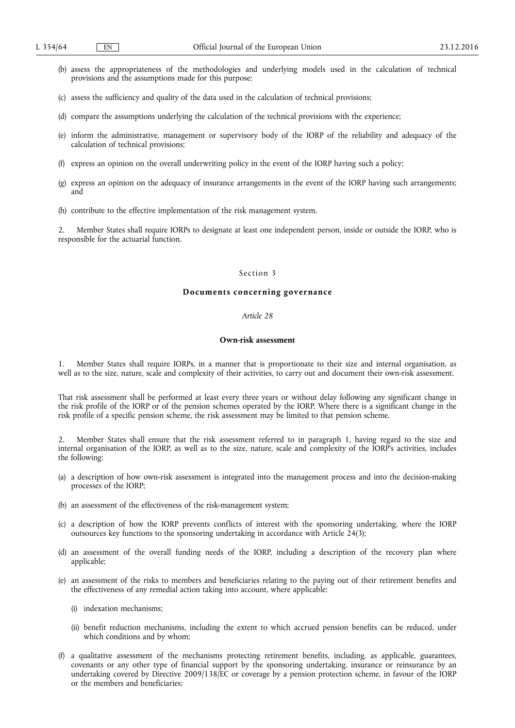(b) assess the appropriateness of the methodologies and underlying models used in the calculation of technical provisions and the assumptions made for this purpose;

(c) assess the sufficiency and quality of the data used in the calculation of technical provisions;

(d) compare the assumptions underlying the calculation of the technical provisions with the experience;

(e) inform the administrative, management or supervisory body of the IORP of the reliability and adequacy of the calculation of technical provisions;

(f) express an opinion on the overall underwriting policy in the event of the IORP having such a policy;

(g) express an opinion on the adequacy of insurance arrangements in the event of the IORP having such arrangements; and

(h) contribute to the effective implementation of the risk management system.

2. Member States shall require IORPs to designate at least one independent person, inside or outside the IORP, who is responsible for the actuarial function.

## Section 3

## Documents concerning governance

### *Article 28*

### Own-risk assessment

1. Member States shall require IORPs, in a manner that is proportionate to their size and internal organisation, as well as to the size, nature, scale and complexity of their activities, to carry out and document their own-risk assessment.

That risk assessment shall be performed at least every three years or without delay following any significant change in the risk profile of the IORP or of the pension schemes operated by the IORP. Where there is a significant change in the risk profile of a specific pension scheme, the risk assessment may be limited to that pension scheme.

2. Member States shall ensure that the risk assessment referred to in paragraph 1, having regard to the size and internal organisation of the IORP, as well as to the size, nature, scale and complexity of the IORP's activities, includes the following:

(a) a description of how own-risk assessment is integrated into the management process and into the decision-making processes of the IORP;

(b) an assessment of the effectiveness of the risk-management system;

(c) a description of how the IORP prevents conflicts of interest with the sponsoring undertaking, where the IORP outsources key functions to the sponsoring undertaking in accordance with Article 24(3);

(d) an assessment of the overall funding needs of the IORP, including a description of the recovery plan where applicable;

(e) an assessment of the risks to members and beneficiaries relating to the paying out of their retirement benefits and the effectiveness of any remedial action taking into account, where applicable:

   (i) indexation mechanisms;

   (ii) benefit reduction mechanisms, including the extent to which accrued pension benefits can be reduced, under which conditions and by whom;

(f) a qualitative assessment of the mechanisms protecting retirement benefits, including, as applicable, guarantees, covenants or any other type of financial support by the sponsoring undertaking, insurance or reinsurance by an undertaking covered by Directive 2009/138/EC or coverage by a pension protection scheme, in favour of the IORP or the members and beneficiaries;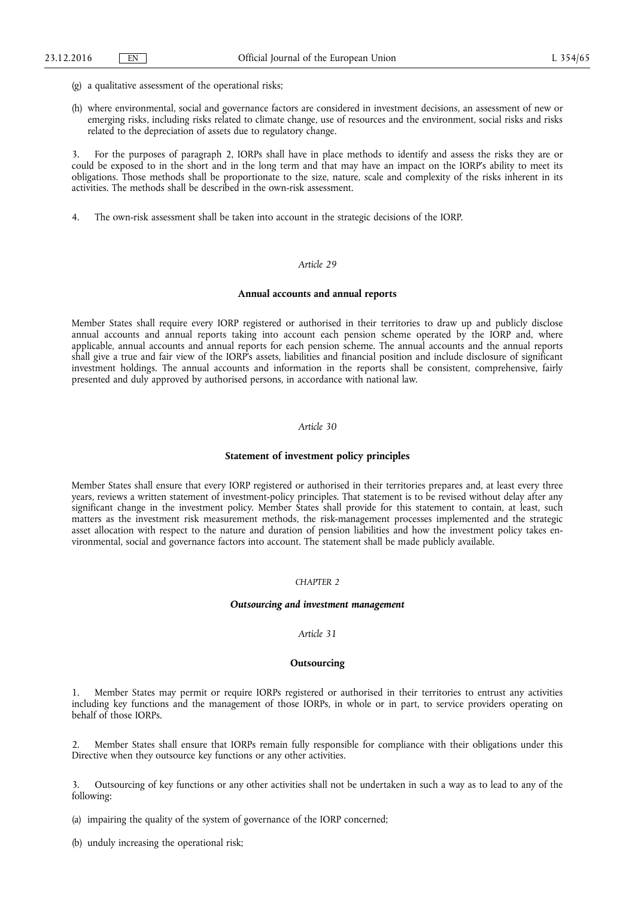(g) a qualitative assessment of the operational risks;

(h) where environmental, social and governance factors are considered in investment decisions, an assessment of new or emerging risks, including risks related to climate change, use of resources and the environment, social risks and risks related to the depreciation of assets due to regulatory change.

3. For the purposes of paragraph 2, IORPs shall have in place methods to identify and assess the risks they are or could be exposed to in the short and in the long term and that may have an impact on the IORP's ability to meet its obligations. Those methods shall be proportionate to the size, nature, scale and complexity of the risks inherent in its activities. The methods shall be described in the own-risk assessment.

4. The own-risk assessment shall be taken into account in the strategic decisions of the IORP.

### *Article 29*

### **Annual accounts and annual reports**

Member States shall require every IORP registered or authorised in their territories to draw up and publicly disclose annual accounts and annual reports taking into account each pension scheme operated by the IORP and, where applicable, annual accounts and annual reports for each pension scheme. The annual accounts and the annual reports shall give a true and fair view of the IORP's assets, liabilities and financial position and include disclosure of significant investment holdings. The annual accounts and information in the reports shall be consistent, comprehensive, fairly presented and duly approved by authorised persons, in accordance with national law.

### *Article 30*

### **Statement of investment policy principles**

Member States shall ensure that every IORP registered or authorised in their territories prepares and, at least every three years, reviews a written statement of investment-policy principles. That statement is to be revised without delay after any significant change in the investment policy. Member States shall provide for this statement to contain, at least, such matters as the investment risk measurement methods, the risk-management processes implemented and the strategic asset allocation with respect to the nature and duration of pension liabilities and how the investment policy takes environmental, social and governance factors into account. The statement shall be made publicly available.

## *CHAPTER 2*

## ***Outsourcing and investment management***

### *Article 31*

### **Outsourcing**

1. Member States may permit or require IORPs registered or authorised in their territories to entrust any activities including key functions and the management of those IORPs, in whole or in part, to service providers operating on behalf of those IORPs.

2. Member States shall ensure that IORPs remain fully responsible for compliance with their obligations under this Directive when they outsource key functions or any other activities.

3. Outsourcing of key functions or any other activities shall not be undertaken in such a way as to lead to any of the following:

(a) impairing the quality of the system of governance of the IORP concerned;

(b) unduly increasing the operational risk;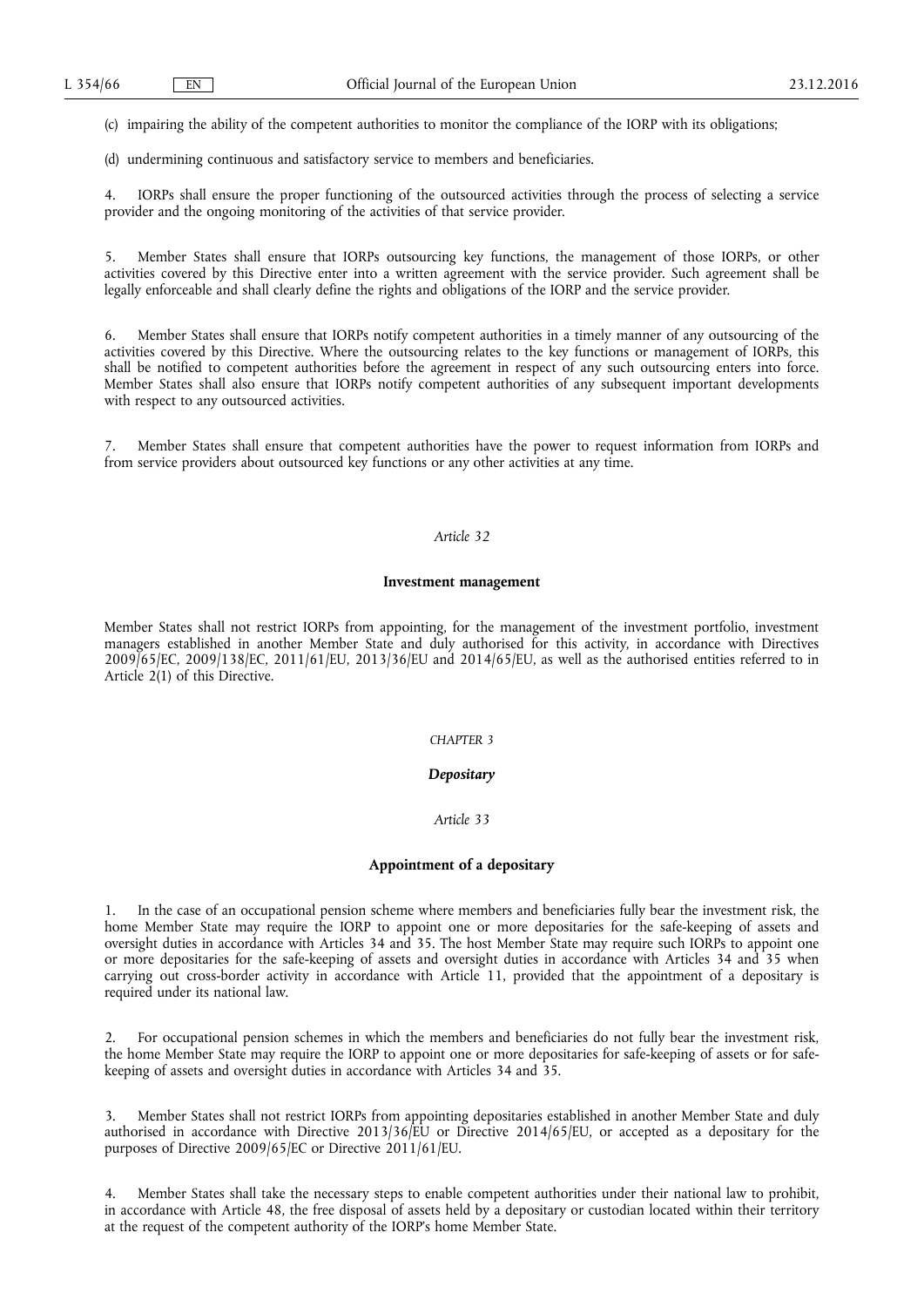(c) impairing the ability of the competent authorities to monitor the compliance of the IORP with its obligations;

(d) undermining continuous and satisfactory service to members and beneficiaries.

4. IORPs shall ensure the proper functioning of the outsourced activities through the process of selecting a service provider and the ongoing monitoring of the activities of that service provider.

5. Member States shall ensure that IORPs outsourcing key functions, the management of those IORPs, or other activities covered by this Directive enter into a written agreement with the service provider. Such agreement shall be legally enforceable and shall clearly define the rights and obligations of the IORP and the service provider.

6. Member States shall ensure that IORPs notify competent authorities in a timely manner of any outsourcing of the activities covered by this Directive. Where the outsourcing relates to the key functions or management of IORPs, this shall be notified to competent authorities before the agreement in respect of any such outsourcing enters into force. Member States shall also ensure that IORPs notify competent authorities of any subsequent important developments with respect to any outsourced activities.

7. Member States shall ensure that competent authorities have the power to request information from IORPs and from service providers about outsourced key functions or any other activities at any time.

*Article 32*

**Investment management**

Member States shall not restrict IORPs from appointing, for the management of the investment portfolio, investment managers established in another Member State and duly authorised for this activity, in accordance with Directives 2009/65/EC, 2009/138/EC, 2011/61/EU, 2013/36/EU and 2014/65/EU, as well as the authorised entities referred to in Article 2(1) of this Directive.

*CHAPTER 3*

***Depositary***

*Article 33*

**Appointment of a depositary**

1. In the case of an occupational pension scheme where members and beneficiaries fully bear the investment risk, the home Member State may require the IORP to appoint one or more depositaries for the safe-keeping of assets and oversight duties in accordance with Articles 34 and 35. The host Member State may require such IORPs to appoint one or more depositaries for the safe-keeping of assets and oversight duties in accordance with Articles 34 and 35 when carrying out cross-border activity in accordance with Article 11, provided that the appointment of a depositary is required under its national law.

2. For occupational pension schemes in which the members and beneficiaries do not fully bear the investment risk, the home Member State may require the IORP to appoint one or more depositaries for safe-keeping of assets or for safe-keeping of assets and oversight duties in accordance with Articles 34 and 35.

3. Member States shall not restrict IORPs from appointing depositaries established in another Member State and duly authorised in accordance with Directive 2013/36/EU or Directive 2014/65/EU, or accepted as a depositary for the purposes of Directive 2009/65/EC or Directive 2011/61/EU.

4. Member States shall take the necessary steps to enable competent authorities under their national law to prohibit, in accordance with Article 48, the free disposal of assets held by a depositary or custodian located within their territory at the request of the competent authority of the IORP's home Member State.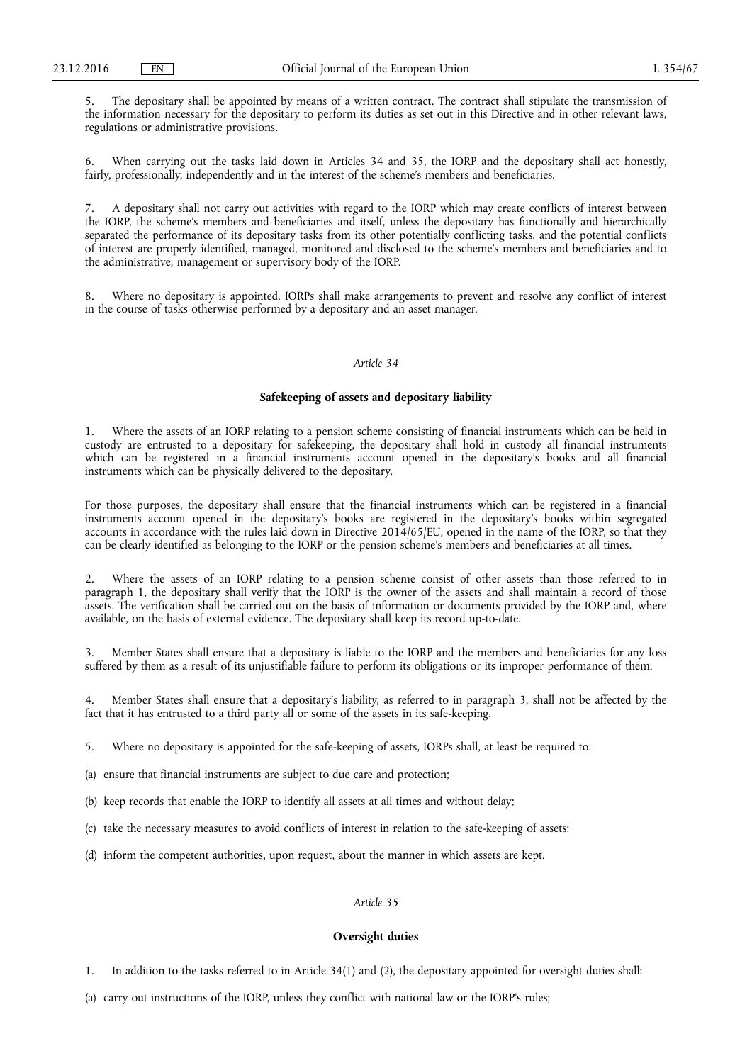5. The depositary shall be appointed by means of a written contract. The contract shall stipulate the transmission of the information necessary for the depositary to perform its duties as set out in this Directive and in other relevant laws, regulations or administrative provisions.

6. When carrying out the tasks laid down in Articles 34 and 35, the IORP and the depositary shall act honestly, fairly, professionally, independently and in the interest of the scheme's members and beneficiaries.

7. A depositary shall not carry out activities with regard to the IORP which may create conflicts of interest between the IORP, the scheme's members and beneficiaries and itself, unless the depositary has functionally and hierarchically separated the performance of its depositary tasks from its other potentially conflicting tasks, and the potential conflicts of interest are properly identified, managed, monitored and disclosed to the scheme's members and beneficiaries and to the administrative, management or supervisory body of the IORP.

8. Where no depositary is appointed, IORPs shall make arrangements to prevent and resolve any conflict of interest in the course of tasks otherwise performed by a depositary and an asset manager.

### *Article 34*

### **Safekeeping of assets and depositary liability**

1. Where the assets of an IORP relating to a pension scheme consisting of financial instruments which can be held in custody are entrusted to a depositary for safekeeping, the depositary shall hold in custody all financial instruments which can be registered in a financial instruments account opened in the depositary's books and all financial instruments which can be physically delivered to the depositary.

For those purposes, the depositary shall ensure that the financial instruments which can be registered in a financial instruments account opened in the depositary's books are registered in the depositary's books within segregated accounts in accordance with the rules laid down in Directive 2014/65/EU, opened in the name of the IORP, so that they can be clearly identified as belonging to the IORP or the pension scheme's members and beneficiaries at all times.

2. Where the assets of an IORP relating to a pension scheme consist of other assets than those referred to in paragraph 1, the depositary shall verify that the IORP is the owner of the assets and shall maintain a record of those assets. The verification shall be carried out on the basis of information or documents provided by the IORP and, where available, on the basis of external evidence. The depositary shall keep its record up-to-date.

3. Member States shall ensure that a depositary is liable to the IORP and the members and beneficiaries for any loss suffered by them as a result of its unjustifiable failure to perform its obligations or its improper performance of them.

4. Member States shall ensure that a depositary's liability, as referred to in paragraph 3, shall not be affected by the fact that it has entrusted to a third party all or some of the assets in its safe-keeping.

5. Where no depositary is appointed for the safe-keeping of assets, IORPs shall, at least be required to:

(a) ensure that financial instruments are subject to due care and protection;

(b) keep records that enable the IORP to identify all assets at all times and without delay;

(c) take the necessary measures to avoid conflicts of interest in relation to the safe-keeping of assets;

(d) inform the competent authorities, upon request, about the manner in which assets are kept.

### *Article 35*

### **Oversight duties**

1. In addition to the tasks referred to in Article 34(1) and (2), the depositary appointed for oversight duties shall:

(a) carry out instructions of the IORP, unless they conflict with national law or the IORP's rules;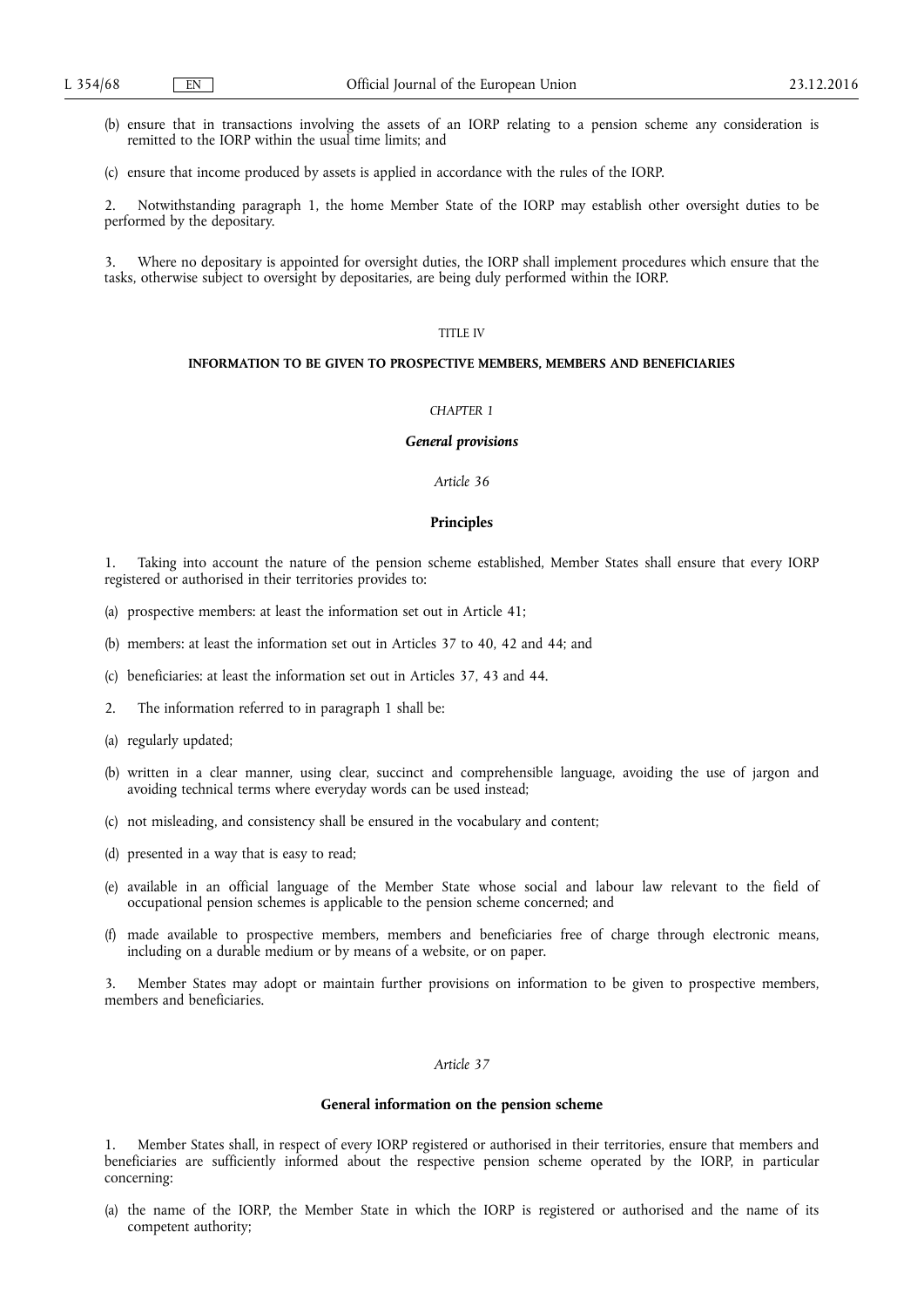(b) ensure that in transactions involving the assets of an IORP relating to a pension scheme any consideration is remitted to the IORP within the usual time limits; and

(c) ensure that income produced by assets is applied in accordance with the rules of the IORP.

2. Notwithstanding paragraph 1, the home Member State of the IORP may establish other oversight duties to be performed by the depositary.

3. Where no depositary is appointed for oversight duties, the IORP shall implement procedures which ensure that the tasks, otherwise subject to oversight by depositaries, are being duly performed within the IORP.

# TITLE IV

# INFORMATION TO BE GIVEN TO PROSPECTIVE MEMBERS, MEMBERS AND BENEFICIARIES

## *CHAPTER 1*

## ***General provisions***

### *Article 36*

### **Principles**

1. Taking into account the nature of the pension scheme established, Member States shall ensure that every IORP registered or authorised in their territories provides to:

(a) prospective members: at least the information set out in Article 41;

(b) members: at least the information set out in Articles 37 to 40, 42 and 44; and

(c) beneficiaries: at least the information set out in Articles 37, 43 and 44.

2. The information referred to in paragraph 1 shall be:

(a) regularly updated;

(b) written in a clear manner, using clear, succinct and comprehensible language, avoiding the use of jargon and avoiding technical terms where everyday words can be used instead;

(c) not misleading, and consistency shall be ensured in the vocabulary and content;

(d) presented in a way that is easy to read;

(e) available in an official language of the Member State whose social and labour law relevant to the field of occupational pension schemes is applicable to the pension scheme concerned; and

(f) made available to prospective members, members and beneficiaries free of charge through electronic means, including on a durable medium or by means of a website, or on paper.

3. Member States may adopt or maintain further provisions on information to be given to prospective members, members and beneficiaries.

### *Article 37*

### **General information on the pension scheme**

1. Member States shall, in respect of every IORP registered or authorised in their territories, ensure that members and beneficiaries are sufficiently informed about the respective pension scheme operated by the IORP, in particular concerning:

(a) the name of the IORP, the Member State in which the IORP is registered or authorised and the name of its competent authority;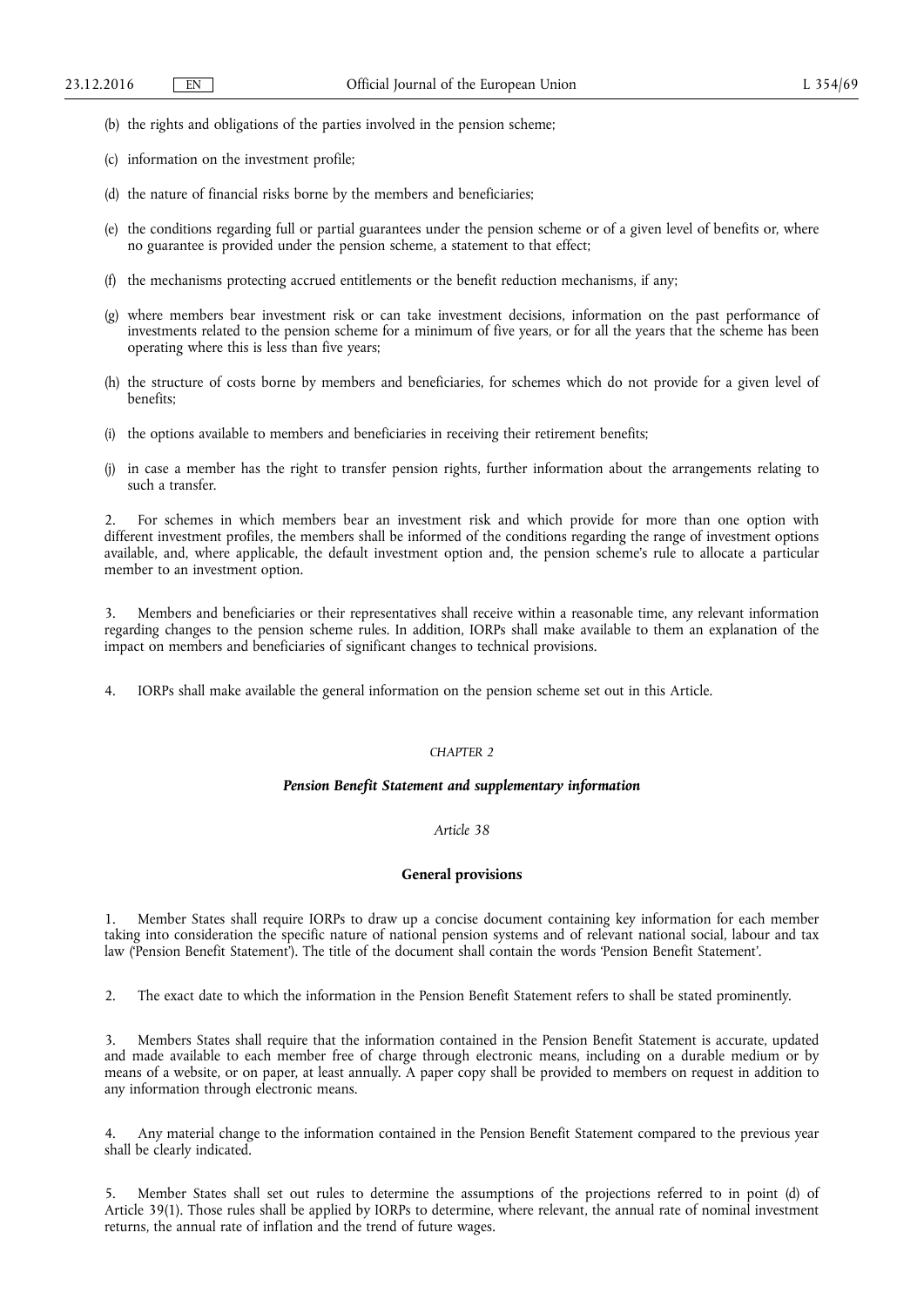(b) the rights and obligations of the parties involved in the pension scheme;

(c) information on the investment profile;

(d) the nature of financial risks borne by the members and beneficiaries;

(e) the conditions regarding full or partial guarantees under the pension scheme or of a given level of benefits or, where no guarantee is provided under the pension scheme, a statement to that effect;

(f) the mechanisms protecting accrued entitlements or the benefit reduction mechanisms, if any;

(g) where members bear investment risk or can take investment decisions, information on the past performance of investments related to the pension scheme for a minimum of five years, or for all the years that the scheme has been operating where this is less than five years;

(h) the structure of costs borne by members and beneficiaries, for schemes which do not provide for a given level of benefits;

(i) the options available to members and beneficiaries in receiving their retirement benefits;

(j) in case a member has the right to transfer pension rights, further information about the arrangements relating to such a transfer.

2. For schemes in which members bear an investment risk and which provide for more than one option with different investment profiles, the members shall be informed of the conditions regarding the range of investment options available, and, where applicable, the default investment option and, the pension scheme's rule to allocate a particular member to an investment option.

3. Members and beneficiaries or their representatives shall receive within a reasonable time, any relevant information regarding changes to the pension scheme rules. In addition, IORPs shall make available to them an explanation of the impact on members and beneficiaries of significant changes to technical provisions.

4. IORPs shall make available the general information on the pension scheme set out in this Article.

*CHAPTER 2*

***Pension Benefit Statement and supplementary information***

*Article 38*

**General provisions**

1. Member States shall require IORPs to draw up a concise document containing key information for each member taking into consideration the specific nature of national pension systems and of relevant national social, labour and tax law ('Pension Benefit Statement'). The title of the document shall contain the words 'Pension Benefit Statement'.

2. The exact date to which the information in the Pension Benefit Statement refers to shall be stated prominently.

3. Members States shall require that the information contained in the Pension Benefit Statement is accurate, updated and made available to each member free of charge through electronic means, including on a durable medium or by means of a website, or on paper, at least annually. A paper copy shall be provided to members on request in addition to any information through electronic means.

4. Any material change to the information contained in the Pension Benefit Statement compared to the previous year shall be clearly indicated.

5. Member States shall set out rules to determine the assumptions of the projections referred to in point (d) of Article 39(1). Those rules shall be applied by IORPs to determine, where relevant, the annual rate of nominal investment returns, the annual rate of inflation and the trend of future wages.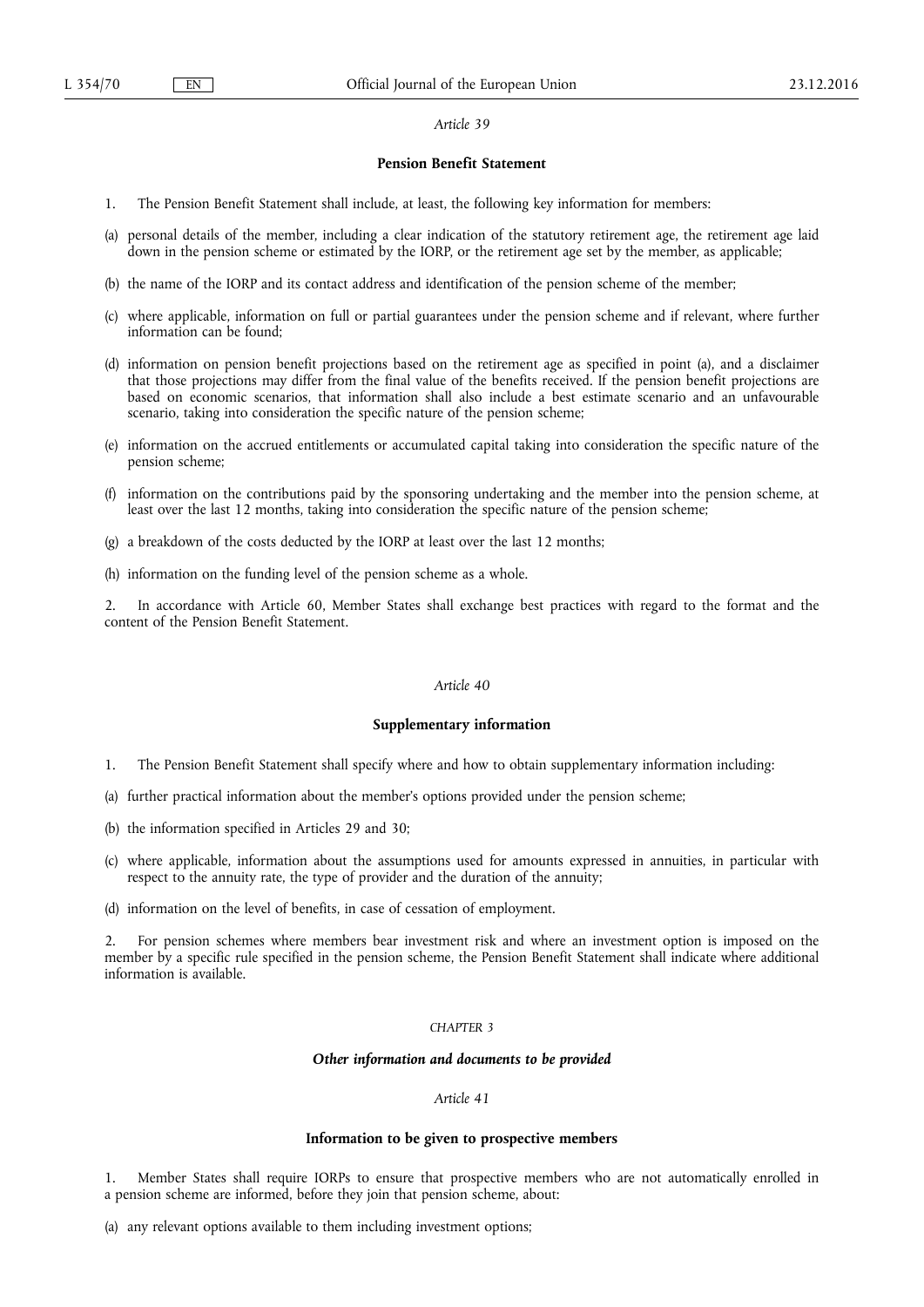*Article 39*

**Pension Benefit Statement**

1. The Pension Benefit Statement shall include, at least, the following key information for members:

(a) personal details of the member, including a clear indication of the statutory retirement age, the retirement age laid down in the pension scheme or estimated by the IORP, or the retirement age set by the member, as applicable;

(b) the name of the IORP and its contact address and identification of the pension scheme of the member;

(c) where applicable, information on full or partial guarantees under the pension scheme and if relevant, where further information can be found;

(d) information on pension benefit projections based on the retirement age as specified in point (a), and a disclaimer that those projections may differ from the final value of the benefits received. If the pension benefit projections are based on economic scenarios, that information shall also include a best estimate scenario and an unfavourable scenario, taking into consideration the specific nature of the pension scheme;

(e) information on the accrued entitlements or accumulated capital taking into consideration the specific nature of the pension scheme;

(f) information on the contributions paid by the sponsoring undertaking and the member into the pension scheme, at least over the last 12 months, taking into consideration the specific nature of the pension scheme;

(g) a breakdown of the costs deducted by the IORP at least over the last 12 months;

(h) information on the funding level of the pension scheme as a whole.

2. In accordance with Article 60, Member States shall exchange best practices with regard to the format and the content of the Pension Benefit Statement.

*Article 40*

**Supplementary information**

1. The Pension Benefit Statement shall specify where and how to obtain supplementary information including:

(a) further practical information about the member's options provided under the pension scheme;

(b) the information specified in Articles 29 and 30;

(c) where applicable, information about the assumptions used for amounts expressed in annuities, in particular with respect to the annuity rate, the type of provider and the duration of the annuity;

(d) information on the level of benefits, in case of cessation of employment.

2. For pension schemes where members bear investment risk and where an investment option is imposed on the member by a specific rule specified in the pension scheme, the Pension Benefit Statement shall indicate where additional information is available.

CHAPTER 3

***Other information and documents to be provided***

*Article 41*

**Information to be given to prospective members**

1. Member States shall require IORPs to ensure that prospective members who are not automatically enrolled in a pension scheme are informed, before they join that pension scheme, about:

(a) any relevant options available to them including investment options;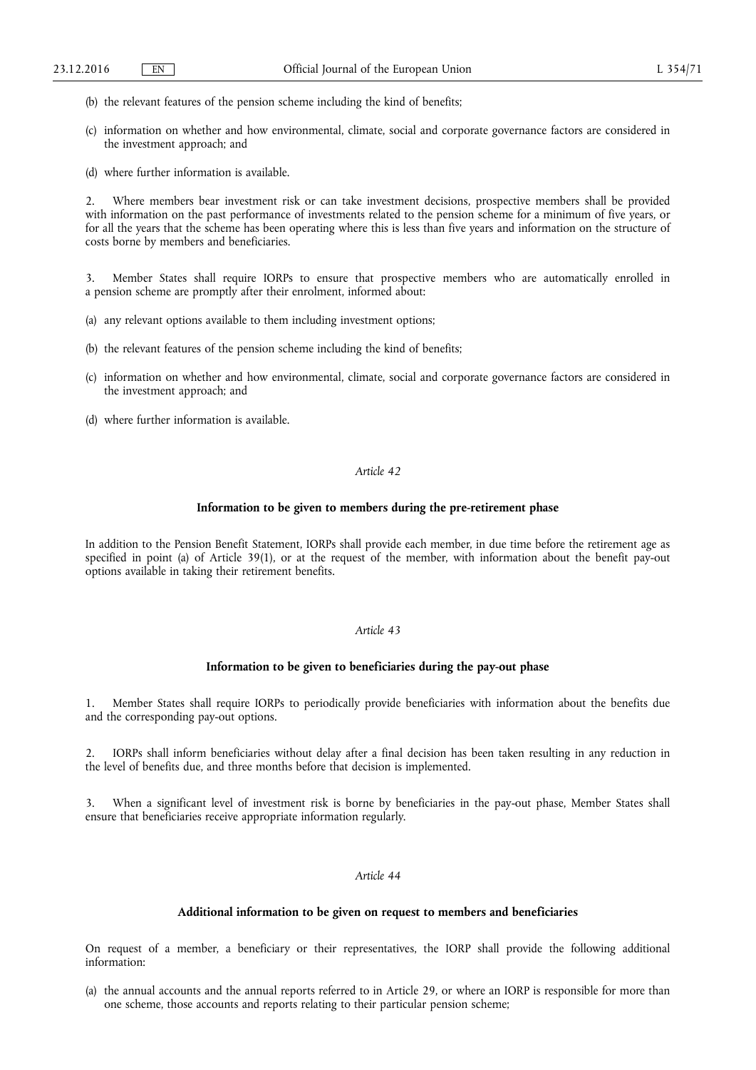(b) the relevant features of the pension scheme including the kind of benefits;

(c) information on whether and how environmental, climate, social and corporate governance factors are considered in the investment approach; and

(d) where further information is available.

2. Where members bear investment risk or can take investment decisions, prospective members shall be provided with information on the past performance of investments related to the pension scheme for a minimum of five years, or for all the years that the scheme has been operating where this is less than five years and information on the structure of costs borne by members and beneficiaries.

3. Member States shall require IORPs to ensure that prospective members who are automatically enrolled in a pension scheme are promptly after their enrolment, informed about:

(a) any relevant options available to them including investment options;

(b) the relevant features of the pension scheme including the kind of benefits;

(c) information on whether and how environmental, climate, social and corporate governance factors are considered in the investment approach; and

(d) where further information is available.

*Article 42*

**Information to be given to members during the pre-retirement phase**

In addition to the Pension Benefit Statement, IORPs shall provide each member, in due time before the retirement age as specified in point (a) of Article 39(1), or at the request of the member, with information about the benefit pay-out options available in taking their retirement benefits.

*Article 43*

**Information to be given to beneficiaries during the pay-out phase**

1. Member States shall require IORPs to periodically provide beneficiaries with information about the benefits due and the corresponding pay-out options.

2. IORPs shall inform beneficiaries without delay after a final decision has been taken resulting in any reduction in the level of benefits due, and three months before that decision is implemented.

3. When a significant level of investment risk is borne by beneficiaries in the pay-out phase, Member States shall ensure that beneficiaries receive appropriate information regularly.

*Article 44*

**Additional information to be given on request to members and beneficiaries**

On request of a member, a beneficiary or their representatives, the IORP shall provide the following additional information:

(a) the annual accounts and the annual reports referred to in Article 29, or where an IORP is responsible for more than one scheme, those accounts and reports relating to their particular pension scheme;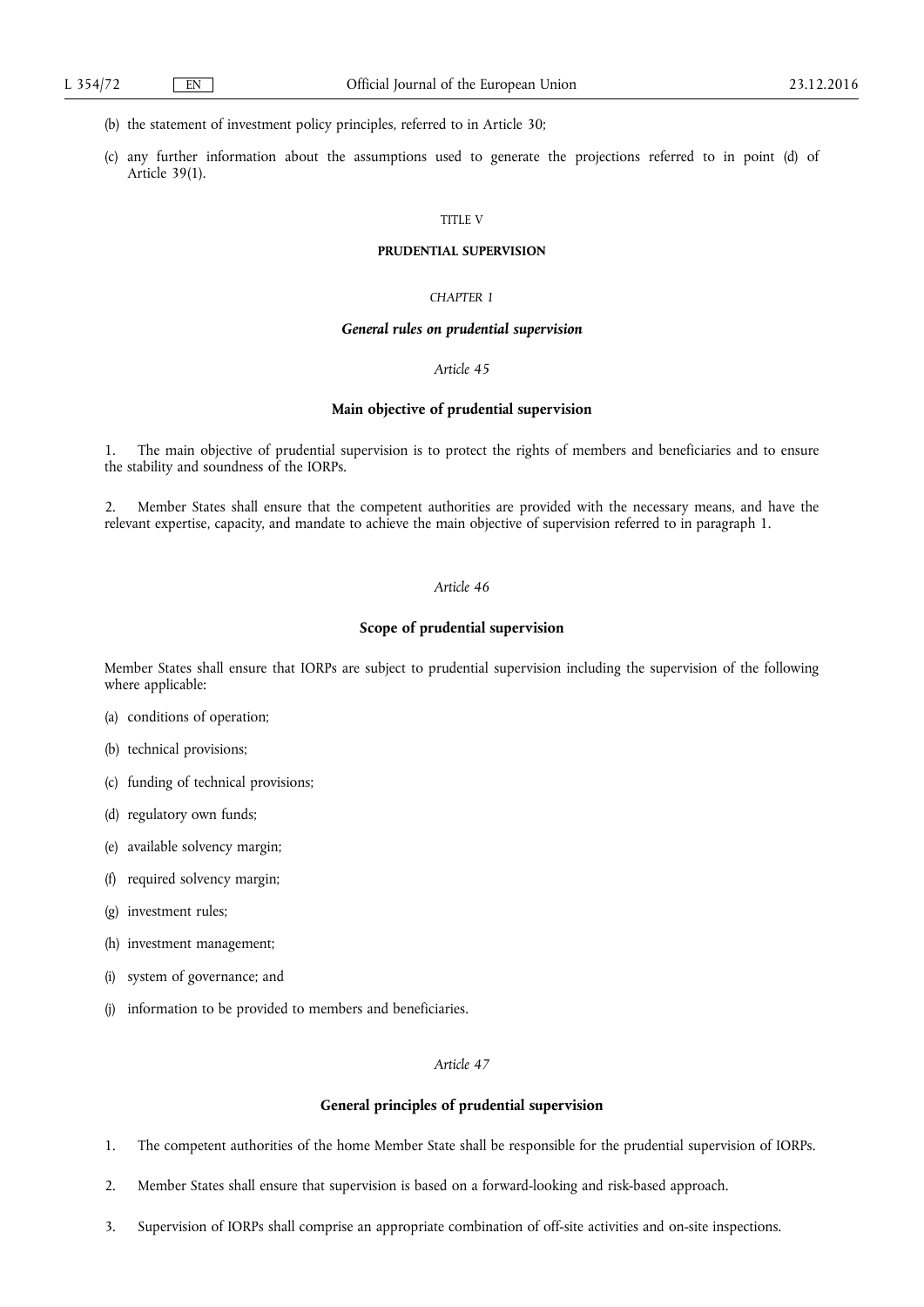(b) the statement of investment policy principles, referred to in Article 30;

(c) any further information about the assumptions used to generate the projections referred to in point (d) of Article 39(1).

TITLE V

## PRUDENTIAL SUPERVISION

*CHAPTER 1*

### *General rules on prudential supervision*

*Article 45*

#### Main objective of prudential supervision

1. The main objective of prudential supervision is to protect the rights of members and beneficiaries and to ensure the stability and soundness of the IORPs.

2. Member States shall ensure that the competent authorities are provided with the necessary means, and have the relevant expertise, capacity, and mandate to achieve the main objective of supervision referred to in paragraph 1.

*Article 46*

#### Scope of prudential supervision

Member States shall ensure that IORPs are subject to prudential supervision including the supervision of the following where applicable:

(a) conditions of operation;

(b) technical provisions;

(c) funding of technical provisions;

(d) regulatory own funds;

(e) available solvency margin;

(f) required solvency margin;

(g) investment rules;

(h) investment management;

(i) system of governance; and

(j) information to be provided to members and beneficiaries.

*Article 47*

#### General principles of prudential supervision

1. The competent authorities of the home Member State shall be responsible for the prudential supervision of IORPs.

2. Member States shall ensure that supervision is based on a forward-looking and risk-based approach.

3. Supervision of IORPs shall comprise an appropriate combination of off-site activities and on-site inspections.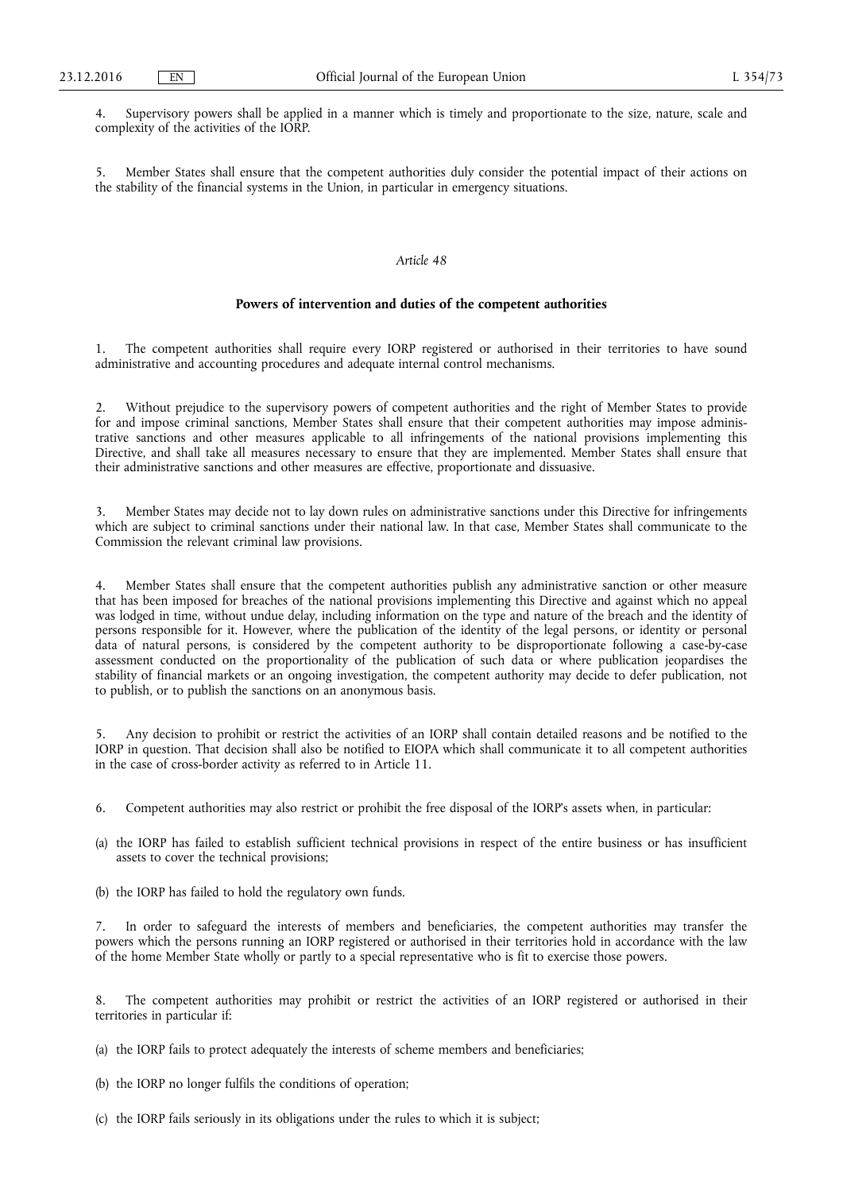4. Supervisory powers shall be applied in a manner which is timely and proportionate to the size, nature, scale and complexity of the activities of the IORP.

5. Member States shall ensure that the competent authorities duly consider the potential impact of their actions on the stability of the financial systems in the Union, in particular in emergency situations.

*Article 48*

**Powers of intervention and duties of the competent authorities**

1. The competent authorities shall require every IORP registered or authorised in their territories to have sound administrative and accounting procedures and adequate internal control mechanisms.

2. Without prejudice to the supervisory powers of competent authorities and the right of Member States to provide for and impose criminal sanctions, Member States shall ensure that their competent authorities may impose administrative sanctions and other measures applicable to all infringements of the national provisions implementing this Directive, and shall take all measures necessary to ensure that they are implemented. Member States shall ensure that their administrative sanctions and other measures are effective, proportionate and dissuasive.

3. Member States may decide not to lay down rules on administrative sanctions under this Directive for infringements which are subject to criminal sanctions under their national law. In that case, Member States shall communicate to the Commission the relevant criminal law provisions.

4. Member States shall ensure that the competent authorities publish any administrative sanction or other measure that has been imposed for breaches of the national provisions implementing this Directive and against which no appeal was lodged in time, without undue delay, including information on the type and nature of the breach and the identity of persons responsible for it. However, where the publication of the identity of the legal persons, or identity or personal data of natural persons, is considered by the competent authority to be disproportionate following a case-by-case assessment conducted on the proportionality of the publication of such data or where publication jeopardises the stability of financial markets or an ongoing investigation, the competent authority may decide to defer publication, not to publish, or to publish the sanctions on an anonymous basis.

5. Any decision to prohibit or restrict the activities of an IORP shall contain detailed reasons and be notified to the IORP in question. That decision shall also be notified to EIOPA which shall communicate it to all competent authorities in the case of cross-border activity as referred to in Article 11.

6. Competent authorities may also restrict or prohibit the free disposal of the IORP's assets when, in particular:

(a) the IORP has failed to establish sufficient technical provisions in respect of the entire business or has insufficient assets to cover the technical provisions;

(b) the IORP has failed to hold the regulatory own funds.

7. In order to safeguard the interests of members and beneficiaries, the competent authorities may transfer the powers which the persons running an IORP registered or authorised in their territories hold in accordance with the law of the home Member State wholly or partly to a special representative who is fit to exercise those powers.

8. The competent authorities may prohibit or restrict the activities of an IORP registered or authorised in their territories in particular if:

(a) the IORP fails to protect adequately the interests of scheme members and beneficiaries;

(b) the IORP no longer fulfils the conditions of operation;

(c) the IORP fails seriously in its obligations under the rules to which it is subject;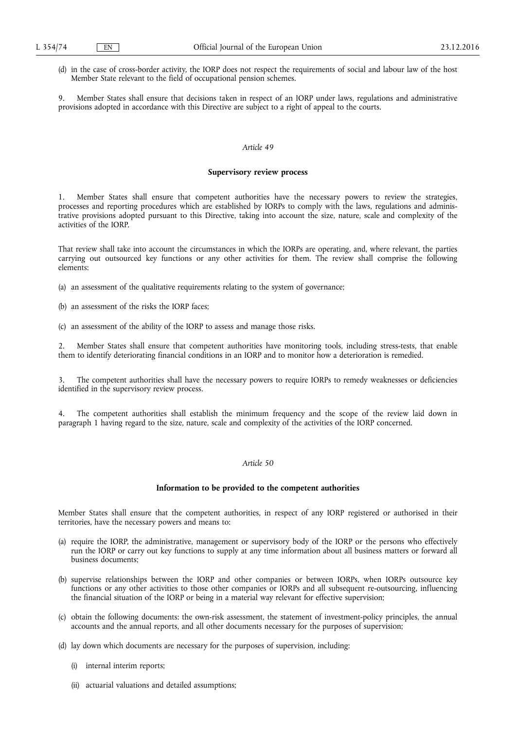(d) in the case of cross-border activity, the IORP does not respect the requirements of social and labour law of the host Member State relevant to the field of occupational pension schemes.

9. Member States shall ensure that decisions taken in respect of an IORP under laws, regulations and administrative provisions adopted in accordance with this Directive are subject to a right of appeal to the courts.

*Article 49*

**Supervisory review process**

1. Member States shall ensure that competent authorities have the necessary powers to review the strategies, processes and reporting procedures which are established by IORPs to comply with the laws, regulations and administrative provisions adopted pursuant to this Directive, taking into account the size, nature, scale and complexity of the activities of the IORP.

That review shall take into account the circumstances in which the IORPs are operating, and, where relevant, the parties carrying out outsourced key functions or any other activities for them. The review shall comprise the following elements:

(a) an assessment of the qualitative requirements relating to the system of governance;

(b) an assessment of the risks the IORP faces;

(c) an assessment of the ability of the IORP to assess and manage those risks.

2. Member States shall ensure that competent authorities have monitoring tools, including stress-tests, that enable them to identify deteriorating financial conditions in an IORP and to monitor how a deterioration is remedied.

3. The competent authorities shall have the necessary powers to require IORPs to remedy weaknesses or deficiencies identified in the supervisory review process.

4. The competent authorities shall establish the minimum frequency and the scope of the review laid down in paragraph 1 having regard to the size, nature, scale and complexity of the activities of the IORP concerned.

*Article 50*

**Information to be provided to the competent authorities**

Member States shall ensure that the competent authorities, in respect of any IORP registered or authorised in their territories, have the necessary powers and means to:

(a) require the IORP, the administrative, management or supervisory body of the IORP or the persons who effectively run the IORP or carry out key functions to supply at any time information about all business matters or forward all business documents;

(b) supervise relationships between the IORP and other companies or between IORPs, when IORPs outsource key functions or any other activities to those other companies or IORPs and all subsequent re-outsourcing, influencing the financial situation of the IORP or being in a material way relevant for effective supervision;

(c) obtain the following documents: the own-risk assessment, the statement of investment-policy principles, the annual accounts and the annual reports, and all other documents necessary for the purposes of supervision;

(d) lay down which documents are necessary for the purposes of supervision, including:

(i) internal interim reports;

(ii) actuarial valuations and detailed assumptions;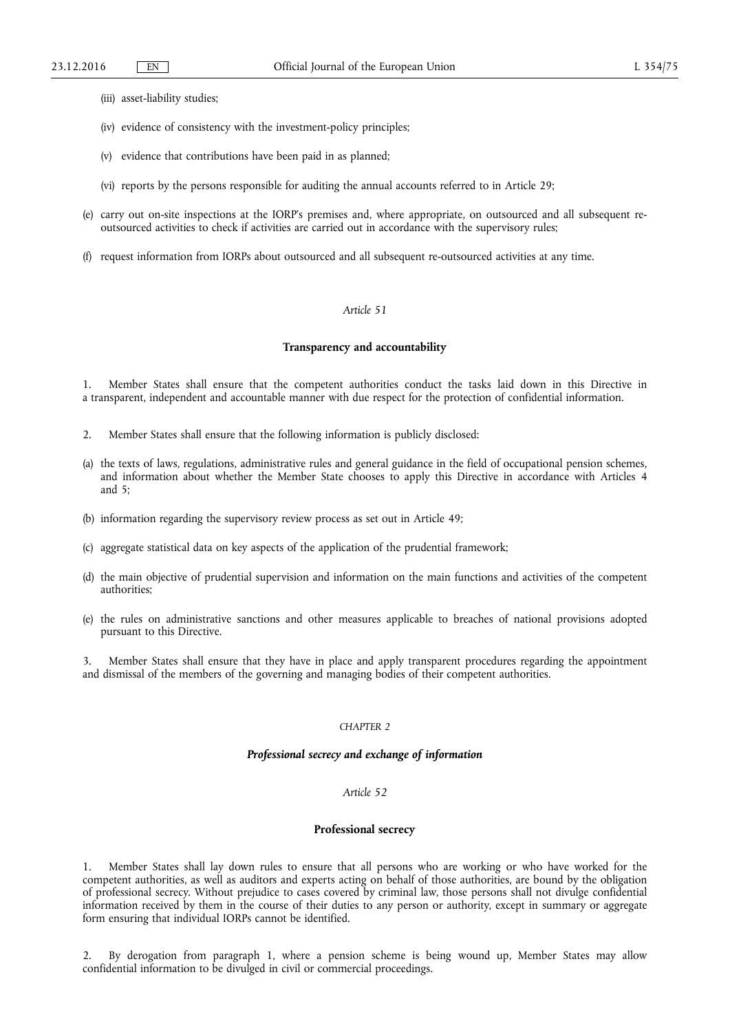(iii) asset-liability studies;

(iv) evidence of consistency with the investment-policy principles;

(v) evidence that contributions have been paid in as planned;

(vi) reports by the persons responsible for auditing the annual accounts referred to in Article 29;

(e) carry out on-site inspections at the IORP's premises and, where appropriate, on outsourced and all subsequent re-outsourced activities to check if activities are carried out in accordance with the supervisory rules;

(f) request information from IORPs about outsourced and all subsequent re-outsourced activities at any time.

*Article 51*

**Transparency and accountability**

1. Member States shall ensure that the competent authorities conduct the tasks laid down in this Directive in a transparent, independent and accountable manner with due respect for the protection of confidential information.

2. Member States shall ensure that the following information is publicly disclosed:

(a) the texts of laws, regulations, administrative rules and general guidance in the field of occupational pension schemes, and information about whether the Member State chooses to apply this Directive in accordance with Articles 4 and 5;

(b) information regarding the supervisory review process as set out in Article 49;

(c) aggregate statistical data on key aspects of the application of the prudential framework;

(d) the main objective of prudential supervision and information on the main functions and activities of the competent authorities;

(e) the rules on administrative sanctions and other measures applicable to breaches of national provisions adopted pursuant to this Directive.

3. Member States shall ensure that they have in place and apply transparent procedures regarding the appointment and dismissal of the members of the governing and managing bodies of their competent authorities.

*CHAPTER 2*

***Professional secrecy and exchange of information***

*Article 52*

**Professional secrecy**

1. Member States shall lay down rules to ensure that all persons who are working or who have worked for the competent authorities, as well as auditors and experts acting on behalf of those authorities, are bound by the obligation of professional secrecy. Without prejudice to cases covered by criminal law, those persons shall not divulge confidential information received by them in the course of their duties to any person or authority, except in summary or aggregate form ensuring that individual IORPs cannot be identified.

2. By derogation from paragraph 1, where a pension scheme is being wound up, Member States may allow confidential information to be divulged in civil or commercial proceedings.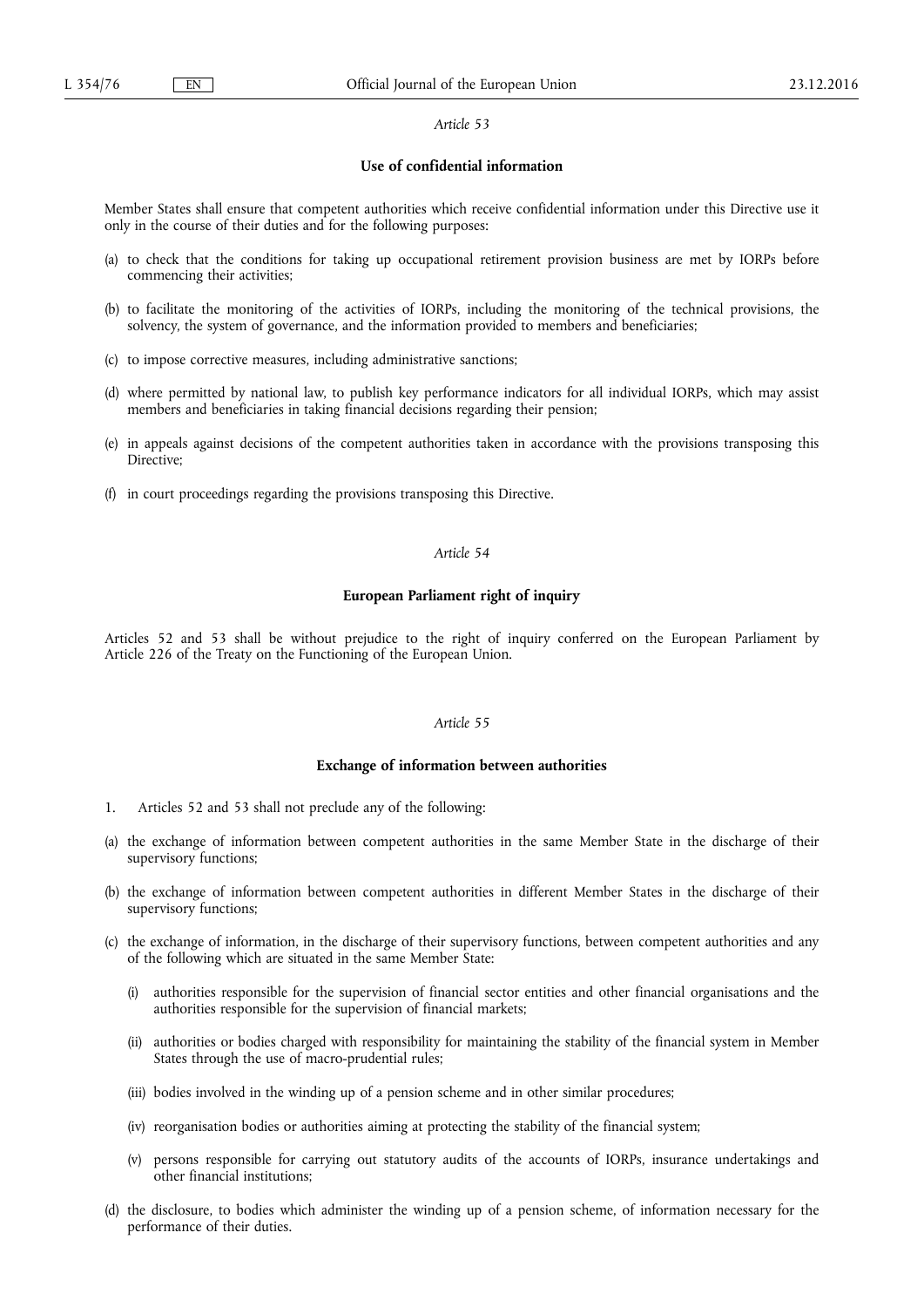*Article 53*

**Use of confidential information**

Member States shall ensure that competent authorities which receive confidential information under this Directive use it only in the course of their duties and for the following purposes:

(a) to check that the conditions for taking up occupational retirement provision business are met by IORPs before commencing their activities;

(b) to facilitate the monitoring of the activities of IORPs, including the monitoring of the technical provisions, the solvency, the system of governance, and the information provided to members and beneficiaries;

(c) to impose corrective measures, including administrative sanctions;

(d) where permitted by national law, to publish key performance indicators for all individual IORPs, which may assist members and beneficiaries in taking financial decisions regarding their pension;

(e) in appeals against decisions of the competent authorities taken in accordance with the provisions transposing this Directive;

(f) in court proceedings regarding the provisions transposing this Directive.

*Article 54*

**European Parliament right of inquiry**

Articles 52 and 53 shall be without prejudice to the right of inquiry conferred on the European Parliament by Article 226 of the Treaty on the Functioning of the European Union.

*Article 55*

**Exchange of information between authorities**

1. Articles 52 and 53 shall not preclude any of the following:

(a) the exchange of information between competent authorities in the same Member State in the discharge of their supervisory functions;

(b) the exchange of information between competent authorities in different Member States in the discharge of their supervisory functions;

(c) the exchange of information, in the discharge of their supervisory functions, between competent authorities and any of the following which are situated in the same Member State:

   (i) authorities responsible for the supervision of financial sector entities and other financial organisations and the authorities responsible for the supervision of financial markets;

   (ii) authorities or bodies charged with responsibility for maintaining the stability of the financial system in Member States through the use of macro-prudential rules;

   (iii) bodies involved in the winding up of a pension scheme and in other similar procedures;

   (iv) reorganisation bodies or authorities aiming at protecting the stability of the financial system;

   (v) persons responsible for carrying out statutory audits of the accounts of IORPs, insurance undertakings and other financial institutions;

(d) the disclosure, to bodies which administer the winding up of a pension scheme, of information necessary for the performance of their duties.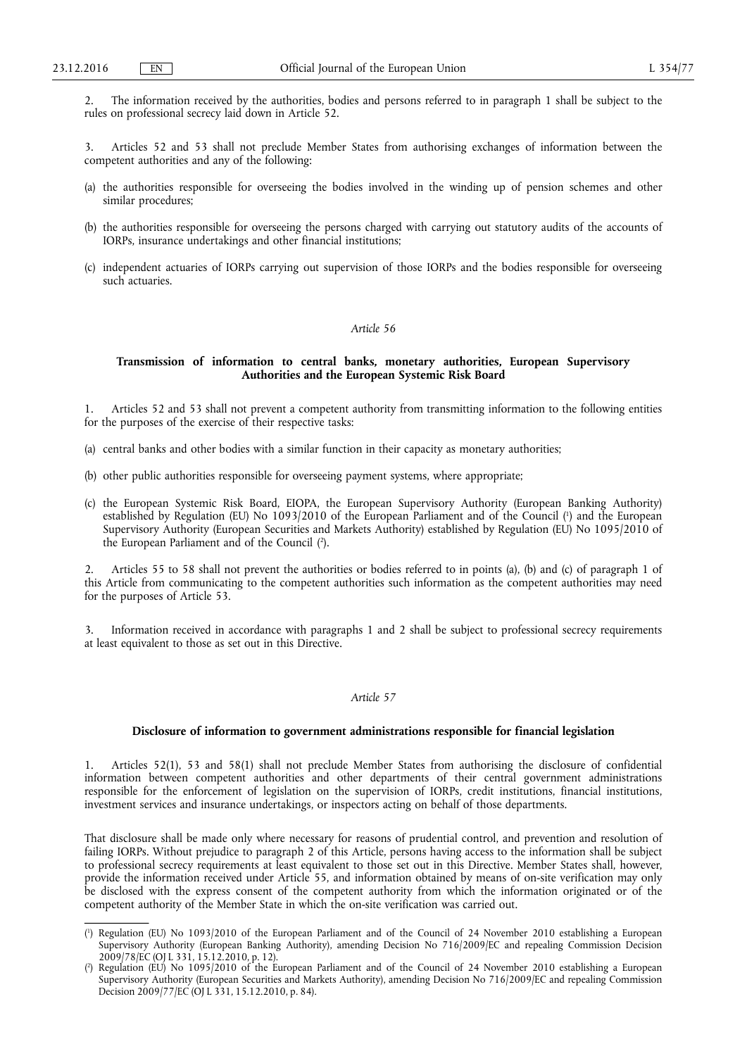2. The information received by the authorities, bodies and persons referred to in paragraph 1 shall be subject to the rules on professional secrecy laid down in Article 52.

3. Articles 52 and 53 shall not preclude Member States from authorising exchanges of information between the competent authorities and any of the following:

(a) the authorities responsible for overseeing the bodies involved in the winding up of pension schemes and other similar procedures;

(b) the authorities responsible for overseeing the persons charged with carrying out statutory audits of the accounts of IORPs, insurance undertakings and other financial institutions;

(c) independent actuaries of IORPs carrying out supervision of those IORPs and the bodies responsible for overseeing such actuaries.

*Article 56*

**Transmission of information to central banks, monetary authorities, European Supervisory Authorities and the European Systemic Risk Board**

1. Articles 52 and 53 shall not prevent a competent authority from transmitting information to the following entities for the purposes of the exercise of their respective tasks:

(a) central banks and other bodies with a similar function in their capacity as monetary authorities;

(b) other public authorities responsible for overseeing payment systems, where appropriate;

(c) the European Systemic Risk Board, EIOPA, the European Supervisory Authority (European Banking Authority) established by Regulation (EU) No 1093/2010 of the European Parliament and of the Council [1] and the European Supervisory Authority (European Securities and Markets Authority) established by Regulation (EU) No 1095/2010 of the European Parliament and of the Council [2].

2. Articles 55 to 58 shall not prevent the authorities or bodies referred to in points (a), (b) and (c) of paragraph 1 of this Article from communicating to the competent authorities such information as the competent authorities may need for the purposes of Article 53.

3. Information received in accordance with paragraphs 1 and 2 shall be subject to professional secrecy requirements at least equivalent to those as set out in this Directive.

*Article 57*

**Disclosure of information to government administrations responsible for financial legislation**

1. Articles 52(1), 53 and 58(1) shall not preclude Member States from authorising the disclosure of confidential information between competent authorities and other departments of their central government administrations responsible for the enforcement of legislation on the supervision of IORPs, credit institutions, financial institutions, investment services and insurance undertakings, or inspectors acting on behalf of those departments.

That disclosure shall be made only where necessary for reasons of prudential control, and prevention and resolution of failing IORPs. Without prejudice to paragraph 2 of this Article, persons having access to the information shall be subject to professional secrecy requirements at least equivalent to those set out in this Directive. Member States shall, however, provide the information received under Article 55, and information obtained by means of on-site verification may only be disclosed with the express consent of the competent authority from which the information originated or of the competent authority of the Member State in which the on-site verification was carried out.

---

[1] Regulation (EU) No 1093/2010 of the European Parliament and of the Council of 24 November 2010 establishing a European Supervisory Authority (European Banking Authority), amending Decision No 716/2009/EC and repealing Commission Decision 2009/78/EC (OJ L 331, 15.12.2010, p. 12).

[2] Regulation (EU) No 1095/2010 of the European Parliament and of the Council of 24 November 2010 establishing a European Supervisory Authority (European Securities and Markets Authority), amending Decision No 716/2009/EC and repealing Commission Decision 2009/77/EC (OJ L 331, 15.12.2010, p. 84).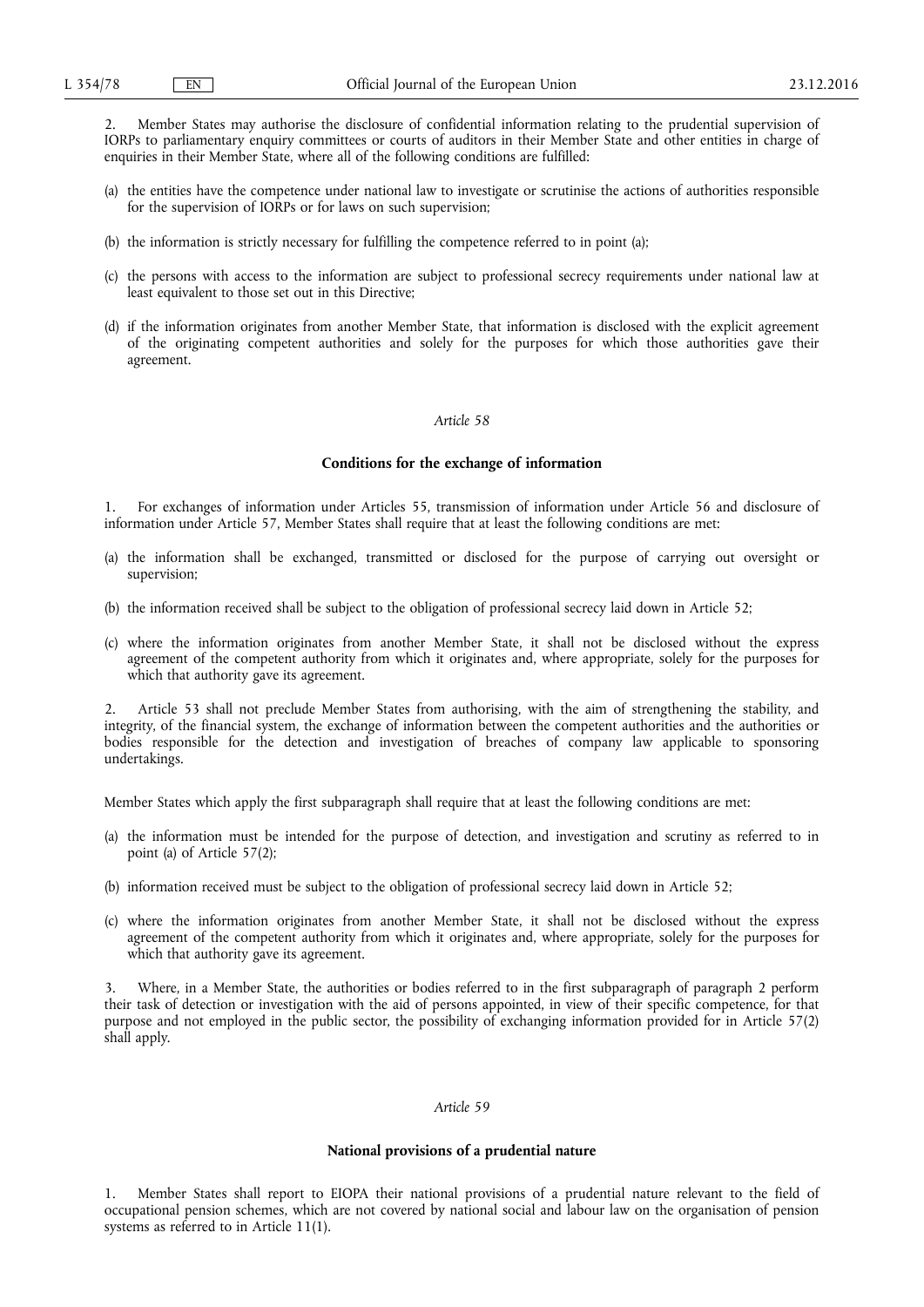2. Member States may authorise the disclosure of confidential information relating to the prudential supervision of IORPs to parliamentary enquiry committees or courts of auditors in their Member State and other entities in charge of enquiries in their Member State, where all of the following conditions are fulfilled:

(a) the entities have the competence under national law to investigate or scrutinise the actions of authorities responsible for the supervision of IORPs or for laws on such supervision;

(b) the information is strictly necessary for fulfilling the competence referred to in point (a);

(c) the persons with access to the information are subject to professional secrecy requirements under national law at least equivalent to those set out in this Directive;

(d) if the information originates from another Member State, that information is disclosed with the explicit agreement of the originating competent authorities and solely for the purposes for which those authorities gave their agreement.

*Article 58*

**Conditions for the exchange of information**

1. For exchanges of information under Articles 55, transmission of information under Article 56 and disclosure of information under Article 57, Member States shall require that at least the following conditions are met:

(a) the information shall be exchanged, transmitted or disclosed for the purpose of carrying out oversight or supervision;

(b) the information received shall be subject to the obligation of professional secrecy laid down in Article 52;

(c) where the information originates from another Member State, it shall not be disclosed without the express agreement of the competent authority from which it originates and, where appropriate, solely for the purposes for which that authority gave its agreement.

2. Article 53 shall not preclude Member States from authorising, with the aim of strengthening the stability, and integrity, of the financial system, the exchange of information between the competent authorities and the authorities or bodies responsible for the detection and investigation of breaches of company law applicable to sponsoring undertakings.

Member States which apply the first subparagraph shall require that at least the following conditions are met:

(a) the information must be intended for the purpose of detection, and investigation and scrutiny as referred to in point (a) of Article 57(2);

(b) information received must be subject to the obligation of professional secrecy laid down in Article 52;

(c) where the information originates from another Member State, it shall not be disclosed without the express agreement of the competent authority from which it originates and, where appropriate, solely for the purposes for which that authority gave its agreement.

3. Where, in a Member State, the authorities or bodies referred to in the first subparagraph of paragraph 2 perform their task of detection or investigation with the aid of persons appointed, in view of their specific competence, for that purpose and not employed in the public sector, the possibility of exchanging information provided for in Article 57(2) shall apply.

*Article 59*

**National provisions of a prudential nature**

1. Member States shall report to EIOPA their national provisions of a prudential nature relevant to the field of occupational pension schemes, which are not covered by national social and labour law on the organisation of pension systems as referred to in Article 11(1).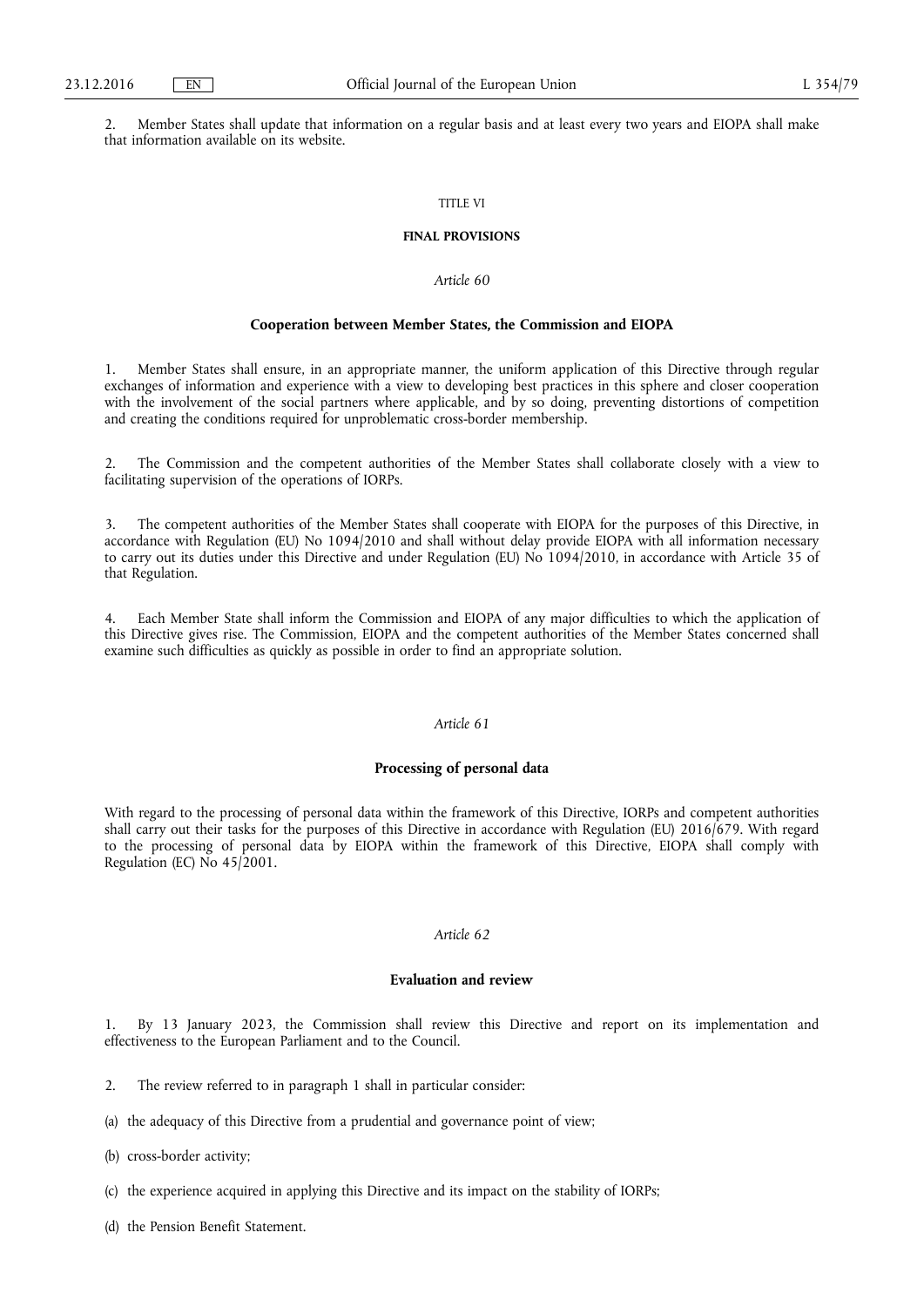2. Member States shall update that information on a regular basis and at least every two years and EIOPA shall make that information available on its website.

## TITLE VI

## FINAL PROVISIONS

### *Article 60*

### Cooperation between Member States, the Commission and EIOPA

1. Member States shall ensure, in an appropriate manner, the uniform application of this Directive through regular exchanges of information and experience with a view to developing best practices in this sphere and closer cooperation with the involvement of the social partners where applicable, and by so doing, preventing distortions of competition and creating the conditions required for unproblematic cross-border membership.

2. The Commission and the competent authorities of the Member States shall collaborate closely with a view to facilitating supervision of the operations of IORPs.

3. The competent authorities of the Member States shall cooperate with EIOPA for the purposes of this Directive, in accordance with Regulation (EU) No 1094/2010 and shall without delay provide EIOPA with all information necessary to carry out its duties under this Directive and under Regulation (EU) No 1094/2010, in accordance with Article 35 of that Regulation.

4. Each Member State shall inform the Commission and EIOPA of any major difficulties to which the application of this Directive gives rise. The Commission, EIOPA and the competent authorities of the Member States concerned shall examine such difficulties as quickly as possible in order to find an appropriate solution.

### *Article 61*

### Processing of personal data

With regard to the processing of personal data within the framework of this Directive, IORPs and competent authorities shall carry out their tasks for the purposes of this Directive in accordance with Regulation (EU) 2016/679. With regard to the processing of personal data by EIOPA within the framework of this Directive, EIOPA shall comply with Regulation (EC) No 45/2001.

### *Article 62*

### Evaluation and review

1. By 13 January 2023, the Commission shall review this Directive and report on its implementation and effectiveness to the European Parliament and to the Council.

2. The review referred to in paragraph 1 shall in particular consider:

(a) the adequacy of this Directive from a prudential and governance point of view;

(b) cross-border activity;

(c) the experience acquired in applying this Directive and its impact on the stability of IORPs;

(d) the Pension Benefit Statement.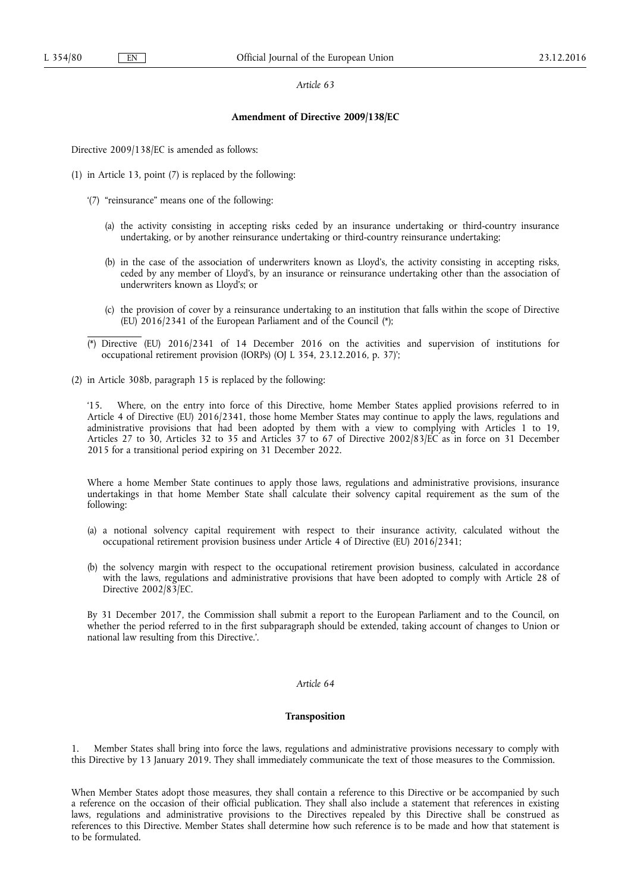*Article 63*

**Amendment of Directive 2009/138/EC**

Directive 2009/138/EC is amended as follows:

(1) in Article 13, point (7) is replaced by the following:

'(7) "reinsurance" means one of the following:

(a) the activity consisting in accepting risks ceded by an insurance undertaking or third-country insurance undertaking, or by another reinsurance undertaking or third-country reinsurance undertaking;

(b) in the case of the association of underwriters known as Lloyd's, the activity consisting in accepting risks, ceded by any member of Lloyd's, by an insurance or reinsurance undertaking other than the association of underwriters known as Lloyd's; or

(c) the provision of cover by a reinsurance undertaking to an institution that falls within the scope of Directive (EU) 2016/2341 of the European Parliament and of the Council (*);

(*) Directive (EU) 2016/2341 of 14 December 2016 on the activities and supervision of institutions for occupational retirement provision (IORPs) (OJ L 354, 23.12.2016, p. 37)';

(2) in Article 308b, paragraph 15 is replaced by the following:

'15. Where, on the entry into force of this Directive, home Member States applied provisions referred to in Article 4 of Directive (EU) 2016/2341, those home Member States may continue to apply the laws, regulations and administrative provisions that had been adopted by them with a view to complying with Articles 1 to 19, Articles 27 to 30, Articles 32 to 35 and Articles 37 to 67 of Directive 2002/83/EC as in force on 31 December 2015 for a transitional period expiring on 31 December 2022.

Where a home Member State continues to apply those laws, regulations and administrative provisions, insurance undertakings in that home Member State shall calculate their solvency capital requirement as the sum of the following:

(a) a notional solvency capital requirement with respect to their insurance activity, calculated without the occupational retirement provision business under Article 4 of Directive (EU) 2016/2341;

(b) the solvency margin with respect to the occupational retirement provision business, calculated in accordance with the laws, regulations and administrative provisions that have been adopted to comply with Article 28 of Directive 2002/83/EC.

By 31 December 2017, the Commission shall submit a report to the European Parliament and to the Council, on whether the period referred to in the first subparagraph should be extended, taking account of changes to Union or national law resulting from this Directive.'.

*Article 64*

**Transposition**

1. Member States shall bring into force the laws, regulations and administrative provisions necessary to comply with this Directive by 13 January 2019. They shall immediately communicate the text of those measures to the Commission.

When Member States adopt those measures, they shall contain a reference to this Directive or be accompanied by such a reference on the occasion of their official publication. They shall also include a statement that references in existing laws, regulations and administrative provisions to the Directives repealed by this Directive shall be construed as references to this Directive. Member States shall determine how such reference is to be made and how that statement is to be formulated.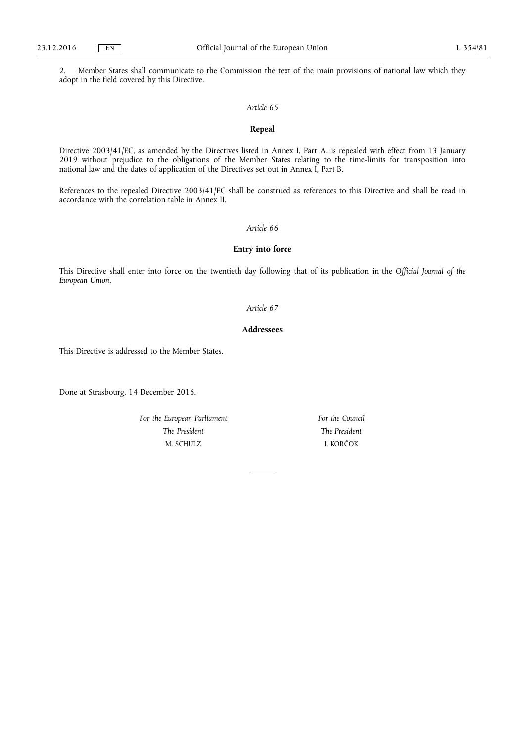2. Member States shall communicate to the Commission the text of the main provisions of national law which they adopt in the field covered by this Directive.

*Article 65*

**Repeal**

Directive 2003/41/EC, as amended by the Directives listed in Annex I, Part A, is repealed with effect from 13 January 2019 without prejudice to the obligations of the Member States relating to the time-limits for transposition into national law and the dates of application of the Directives set out in Annex I, Part B.

References to the repealed Directive 2003/41/EC shall be construed as references to this Directive and shall be read in accordance with the correlation table in Annex II.

*Article 66*

**Entry into force**

This Directive shall enter into force on the twentieth day following that of its publication in the *Official Journal of the European Union*.

*Article 67*

**Addressees**

This Directive is addressed to the Member States.

Done at Strasbourg, 14 December 2016.

*For the European Parliament*
*The President*
M. SCHULZ

*For the Council*
*The President*
I. KORČOK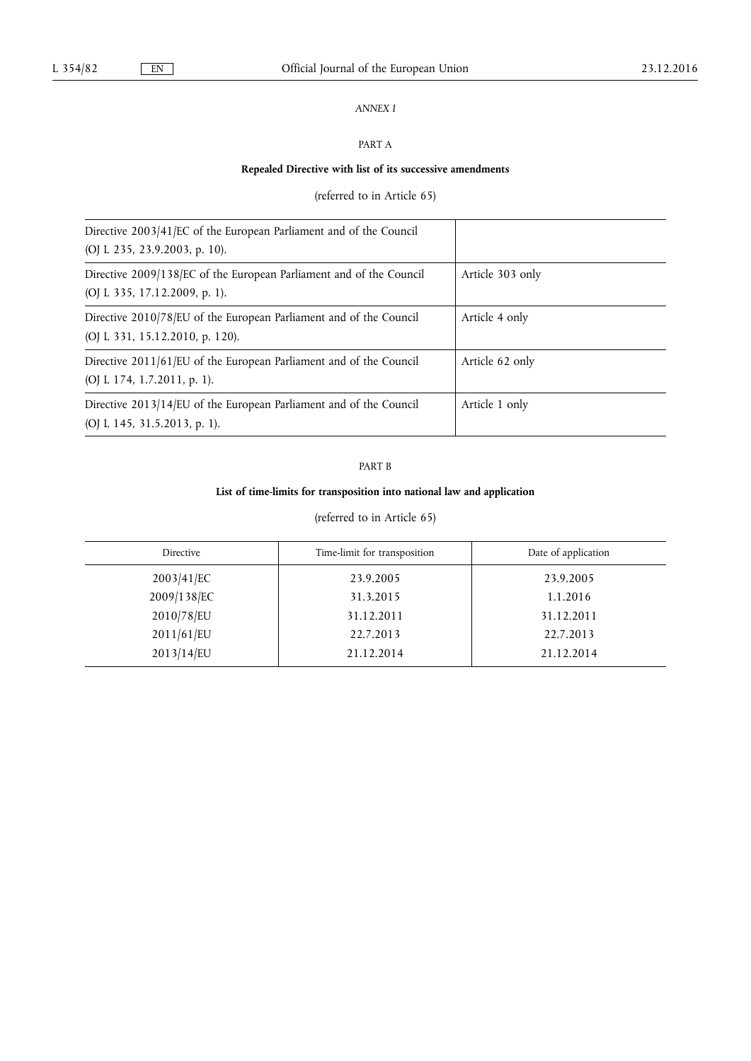*ANNEX I*

PART A

**Repealed Directive with list of its successive amendments**

(referred to in Article 65)

| | |
|---|---|
| Directive 2003/41/EC of the European Parliament and of the Council (OJ L 235, 23.9.2003, p. 10). | |
| Directive 2009/138/EC of the European Parliament and of the Council (OJ L 335, 17.12.2009, p. 1). | Article 303 only |
| Directive 2010/78/EU of the European Parliament and of the Council (OJ L 331, 15.12.2010, p. 120). | Article 4 only |
| Directive 2011/61/EU of the European Parliament and of the Council (OJ L 174, 1.7.2011, p. 1). | Article 62 only |
| Directive 2013/14/EU of the European Parliament and of the Council (OJ L 145, 31.5.2013, p. 1). | Article 1 only |

PART B

**List of time-limits for transposition into national law and application**

(referred to in Article 65)

| Directive | Time-limit for transposition | Date of application |
|---|---|---|
| 2003/41/EC | 23.9.2005 | 23.9.2005 |
| 2009/138/EC | 31.3.2015 | 1.1.2016 |
| 2010/78/EU | 31.12.2011 | 31.12.2011 |
| 2011/61/EU | 22.7.2013 | 22.7.2013 |
| 2013/14/EU | 21.12.2014 | 21.12.2014 |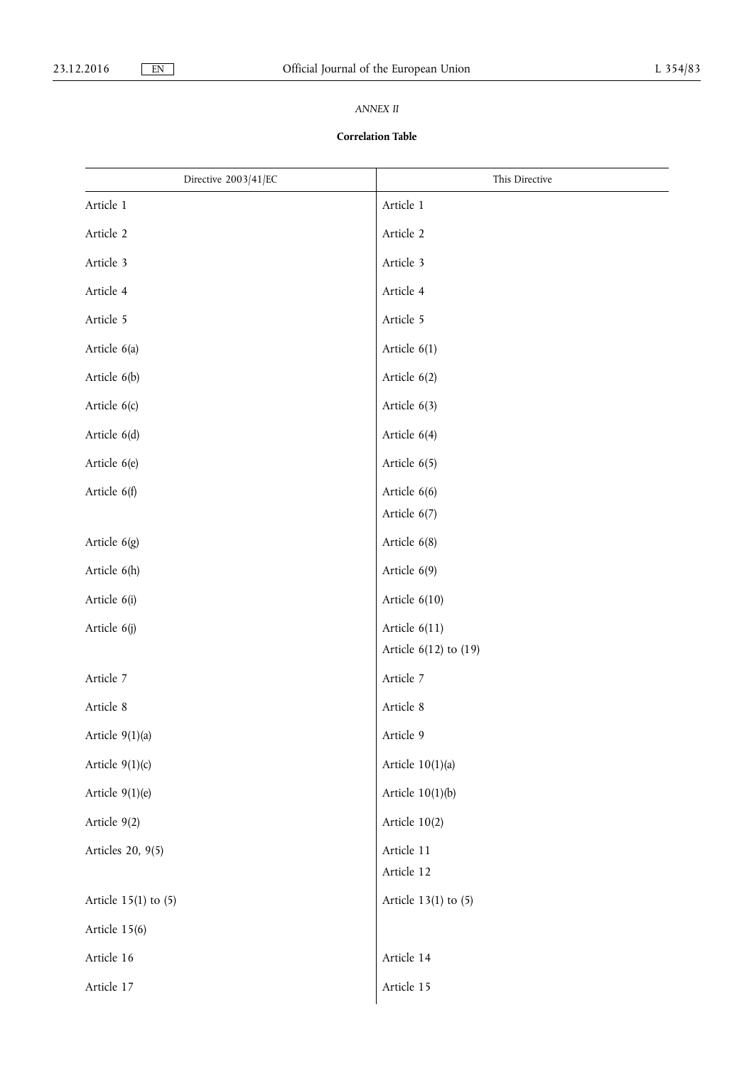*ANNEX II*

**Correlation Table**

| Directive 2003/41/EC | This Directive |
|---|---|
| Article 1 | Article 1 |
| Article 2 | Article 2 |
| Article 3 | Article 3 |
| Article 4 | Article 4 |
| Article 5 | Article 5 |
| Article 6(a) | Article 6(1) |
| Article 6(b) | Article 6(2) |
| Article 6(c) | Article 6(3) |
| Article 6(d) | Article 6(4) |
| Article 6(e) | Article 6(5) |
| Article 6(f) | Article 6(6) |
| | Article 6(7) |
| Article 6(g) | Article 6(8) |
| Article 6(h) | Article 6(9) |
| Article 6(i) | Article 6(10) |
| Article 6(j) | Article 6(11) |
| | Article 6(12) to (19) |
| Article 7 | Article 7 |
| Article 8 | Article 8 |
| Article 9(1)(a) | Article 9 |
| Article 9(1)(c) | Article 10(1)(a) |
| Article 9(1)(e) | Article 10(1)(b) |
| Article 9(2) | Article 10(2) |
| Articles 20, 9(5) | Article 11 |
| | Article 12 |
| Article 15(1) to (5) | Article 13(1) to (5) |
| Article 15(6) | |
| Article 16 | Article 14 |
| Article 17 | Article 15 |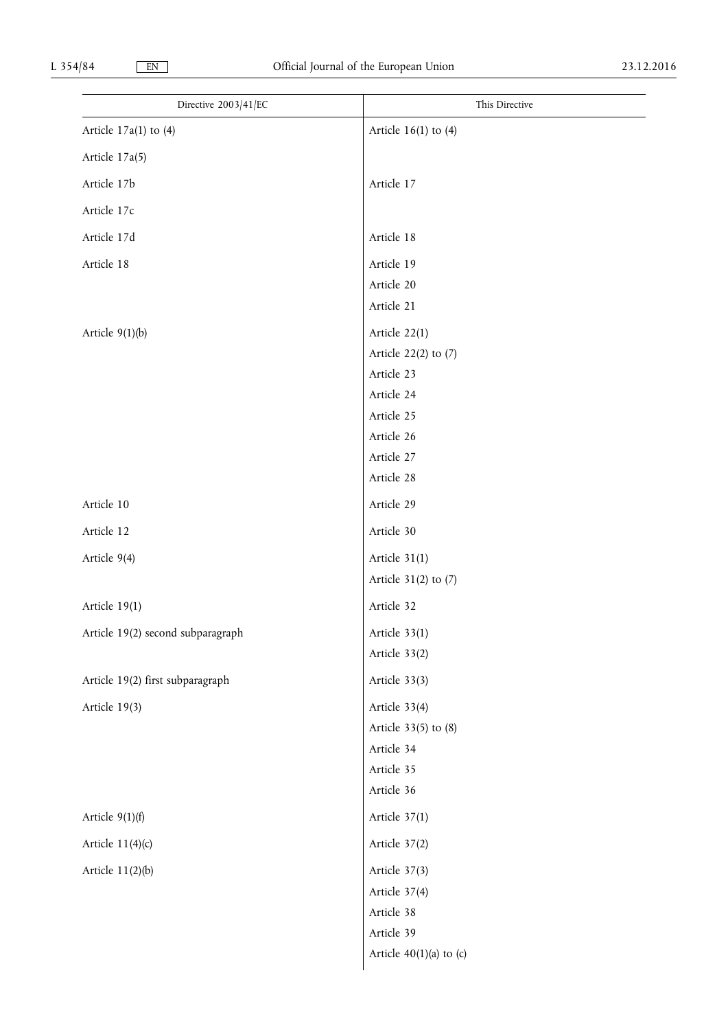| Directive 2003/41/EC | This Directive |
|---|---|
| Article 17a(1) to (4) | Article 16(1) to (4) |
| Article 17a(5) | |
| Article 17b | Article 17 |
| Article 17c | |
| Article 17d | Article 18 |
| Article 18 | Article 19 |
| | Article 20 |
| | Article 21 |
| Article 9(1)(b) | Article 22(1) |
| | Article 22(2) to (7) |
| | Article 23 |
| | Article 24 |
| | Article 25 |
| | Article 26 |
| | Article 27 |
| | Article 28 |
| Article 10 | Article 29 |
| Article 12 | Article 30 |
| Article 9(4) | Article 31(1) |
| | Article 31(2) to (7) |
| Article 19(1) | Article 32 |
| Article 19(2) second subparagraph | Article 33(1) |
| | Article 33(2) |
| Article 19(2) first subparagraph | Article 33(3) |
| Article 19(3) | Article 33(4) |
| | Article 33(5) to (8) |
| | Article 34 |
| | Article 35 |
| | Article 36 |
| Article 9(1)(f) | Article 37(1) |
| Article 11(4)(c) | Article 37(2) |
| Article 11(2)(b) | Article 37(3) |
| | Article 37(4) |
| | Article 38 |
| | Article 39 |
| | Article 40(1)(a) to (c) |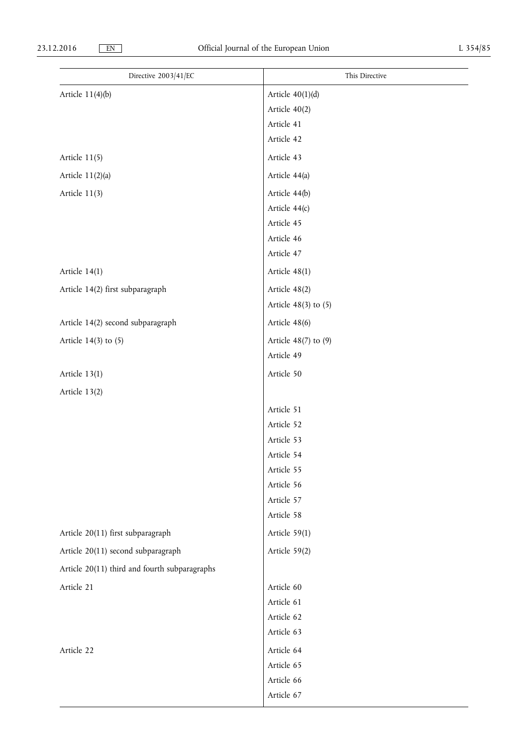| Directive 2003/41/EC | This Directive |
|---|---|
| Article 11(4)(b) | Article 40(1)(d) |
| | Article 40(2) |
| | Article 41 |
| | Article 42 |
| Article 11(5) | Article 43 |
| Article 11(2)(a) | Article 44(a) |
| Article 11(3) | Article 44(b) |
| | Article 44(c) |
| | Article 45 |
| | Article 46 |
| | Article 47 |
| Article 14(1) | Article 48(1) |
| Article 14(2) first subparagraph | Article 48(2) |
| | Article 48(3) to (5) |
| Article 14(2) second subparagraph | Article 48(6) |
| Article 14(3) to (5) | Article 48(7) to (9) |
| | Article 49 |
| Article 13(1) | Article 50 |
| Article 13(2) | |
| | Article 51 |
| | Article 52 |
| | Article 53 |
| | Article 54 |
| | Article 55 |
| | Article 56 |
| | Article 57 |
| | Article 58 |
| Article 20(11) first subparagraph | Article 59(1) |
| Article 20(11) second subparagraph | Article 59(2) |
| Article 20(11) third and fourth subparagraphs | |
| Article 21 | Article 60 |
| | Article 61 |
| | Article 62 |
| | Article 63 |
| Article 22 | Article 64 |
| | Article 65 |
| | Article 66 |
| | Article 67 |